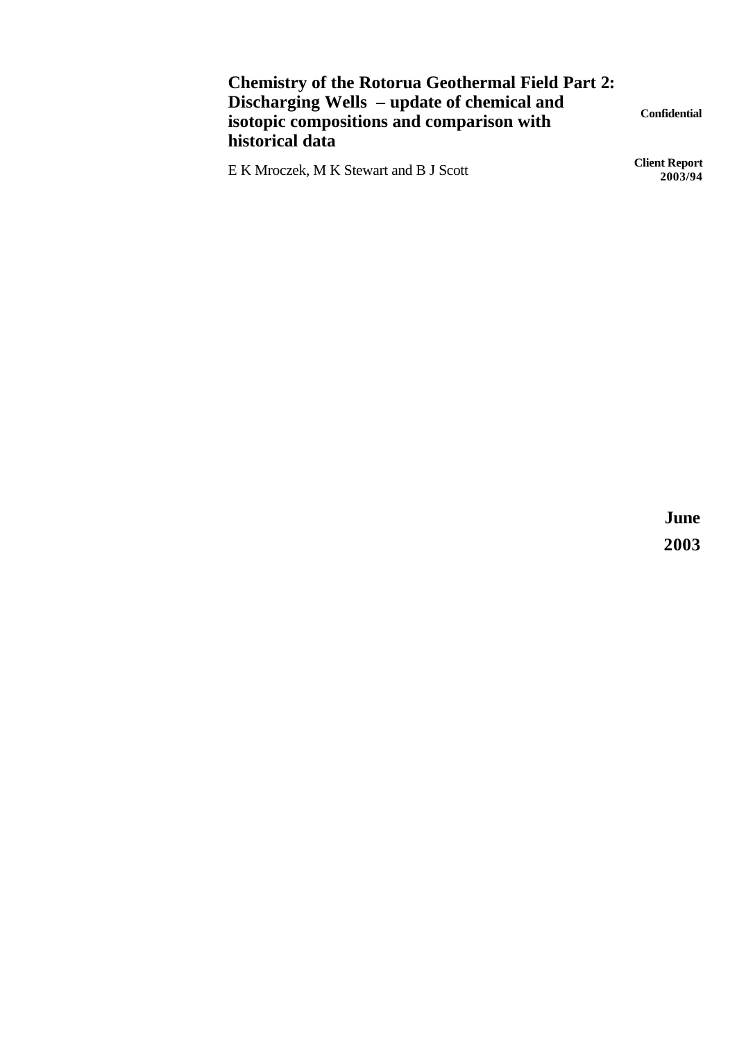# Chemistry of the Rotorua Geothermal Field Part 2: Discharging Wells – update of chemical and isotopic compositions and comparison with historical data

**Confidential**

E K Mroczek, M K Stewart and B J Scott

**Client Report 2003/94**

**June 2003**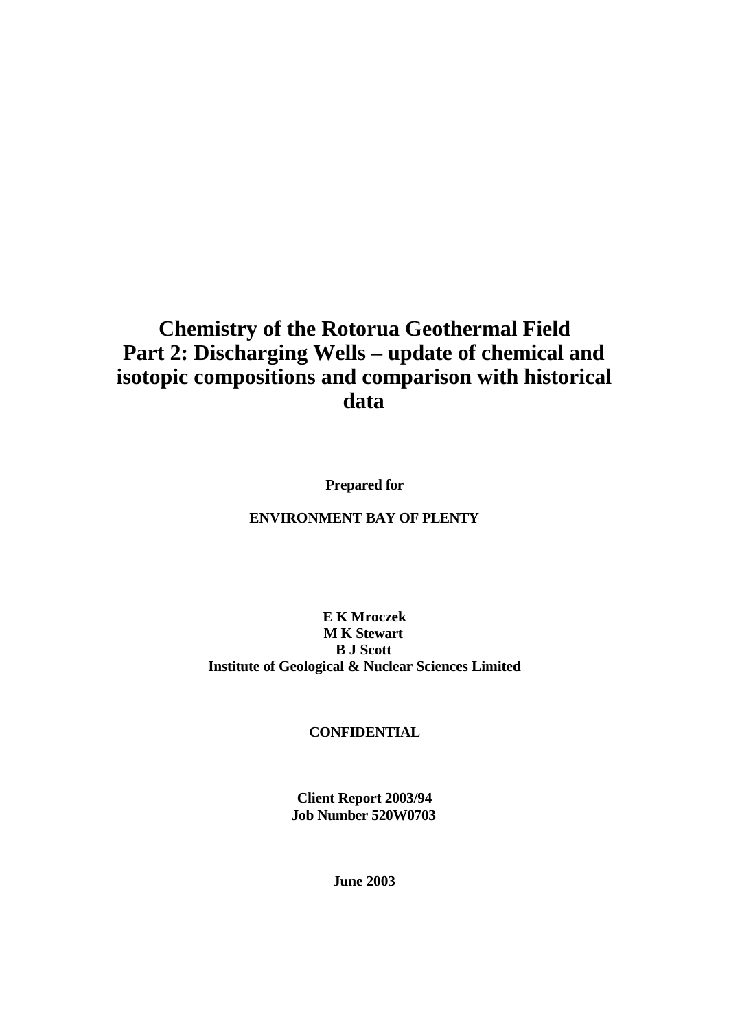# Chemistry of the Rotorua Geothermal Field
# Part 2: Discharging Wells – update of chemical and isotopic compositions and comparison with historical data

**Prepared for**

**ENVIRONMENT BAY OF PLENTY**

**E K Mroczek**
**M K Stewart**
**B J Scott**
**Institute of Geological & Nuclear Sciences Limited**

**CONFIDENTIAL**

**Client Report 2003/94**
**Job Number 520W0703**

**June 2003**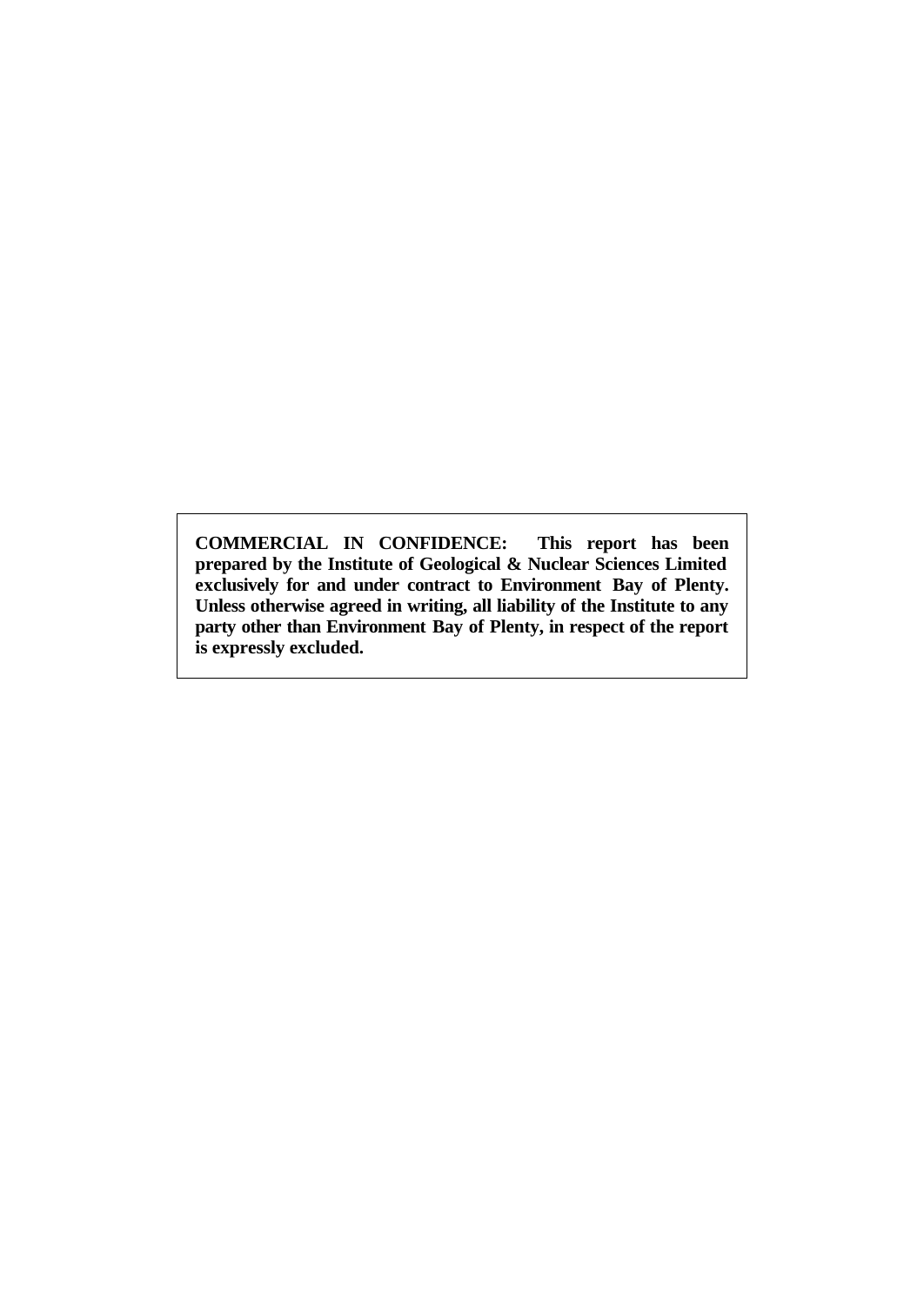**COMMERCIAL IN CONFIDENCE: This report has been prepared by the Institute of Geological & Nuclear Sciences Limited exclusively for and under contract to Environment Bay of Plenty. Unless otherwise agreed in writing, all liability of the Institute to any party other than Environment Bay of Plenty, in respect of the report is expressly excluded.**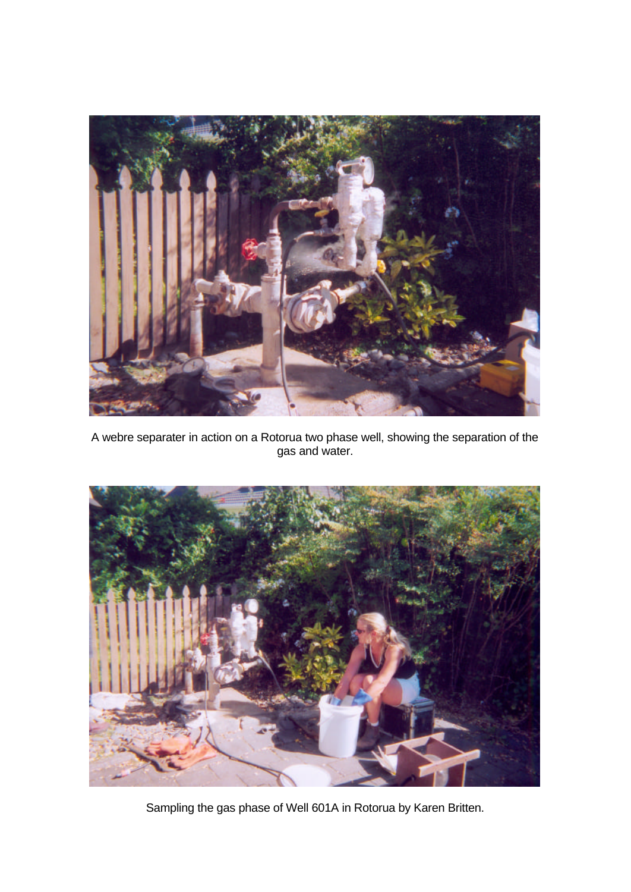A webre separater in action on a Rotorua two phase well, showing the separation of the gas and water.

Sampling the gas phase of Well 601A in Rotorua by Karen Britten.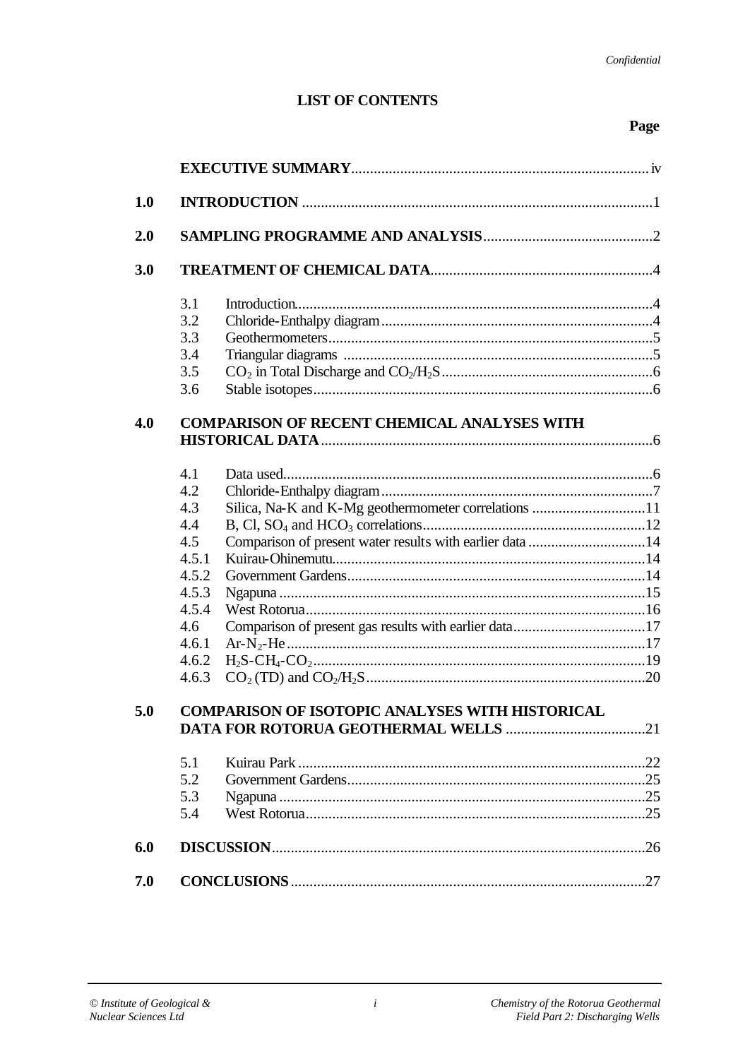*Confidential*

**LIST OF CONTENTS**

| | | | Page |
|---|---|---|---|
| | **EXECUTIVE SUMMARY** | | iv |
| **1.0** | **INTRODUCTION** | | 1 |
| **2.0** | **SAMPLING PROGRAMME AND ANALYSIS** | | 2 |
| **3.0** | **TREATMENT OF CHEMICAL DATA** | | 4 |
| | 3.1 | Introduction | 4 |
| | 3.2 | Chloride-Enthalpy diagram | 4 |
| | 3.3 | Geothermometers | 5 |
| | 3.4 | Triangular diagrams | 5 |
| | 3.5 | $CO_2$ in Total Discharge and $CO_2/H_2S$ | 6 |
| | 3.6 | Stable isotopes | 6 |
| **4.0** | **COMPARISON OF RECENT CHEMICAL ANALYSES WITH HISTORICAL DATA** | | 6 |
| | 4.1 | Data used | 6 |
| | 4.2 | Chloride-Enthalpy diagram | 7 |
| | 4.3 | Silica, Na-K and K-Mg geothermometer correlations | 11 |
| | 4.4 | B, Cl, $SO_4$ and $HCO_3$ correlations | 12 |
| | 4.5 | Comparison of present water results with earlier data | 14 |
| | 4.5.1 | Kuirau-Ohinemutu | 14 |
| | 4.5.2 | Government Gardens | 14 |
| | 4.5.3 | Ngapuna | 15 |
| | 4.5.4 | West Rotorua | 16 |
| | 4.6 | Comparison of present gas results with earlier data | 17 |
| | 4.6.1 | Ar-$N_2$-He | 17 |
| | 4.6.2 | $H_2S$-$CH_4$-$CO_2$ | 19 |
| | 4.6.3 | $CO_2$ (TD) and $CO_2/H_2S$ | 20 |
| **5.0** | **COMPARISON OF ISOTOPIC ANALYSES WITH HISTORICAL DATA FOR ROTORUA GEOTHERMAL WELLS** | | 21 |
| | 5.1 | Kuirau Park | 22 |
| | 5.2 | Government Gardens | 25 |
| | 5.3 | Ngapuna | 25 |
| | 5.4 | West Rotorua | 25 |
| **6.0** | **DISCUSSION** | | 26 |
| **7.0** | **CONCLUSIONS** | | 27 |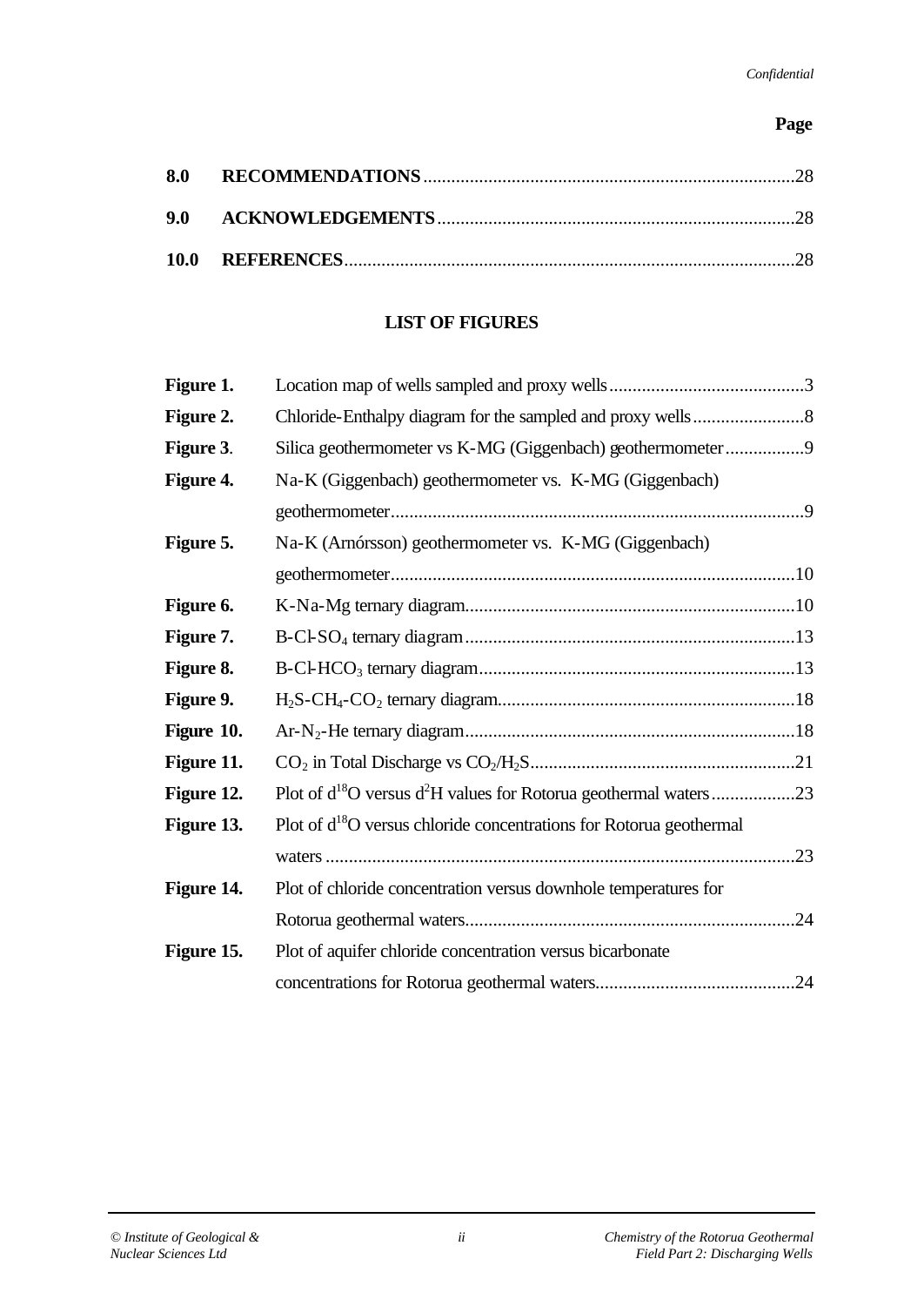**Page**

| | | |
|---|---|---|
| **8.0** | **RECOMMENDATIONS** | 28 |
| **9.0** | **ACKNOWLEDGEMENTS** | 28 |
| **10.0** | **REFERENCES** | 28 |

## LIST OF FIGURES

| | | |
|---|---|---|
| **Figure 1.** | Location map of wells sampled and proxy wells | 3 |
| **Figure 2.** | Chloride-Enthalpy diagram for the sampled and proxy wells | 8 |
| **Figure 3**. | Silica geothermometer vs K-MG (Giggenbach) geothermometer | 9 |
| **Figure 4.** | Na-K (Giggenbach) geothermometer vs. K-MG (Giggenbach) geothermometer | 9 |
| **Figure 5.** | Na-K (Arnórsson) geothermometer vs. K-MG (Giggenbach) geothermometer | 10 |
| **Figure 6.** | K-Na-Mg ternary diagram | 10 |
| **Figure 7.** | B-Cl-$SO_4$ ternary diagram | 13 |
| **Figure 8.** | B-Cl-$HCO_3$ ternary diagram | 13 |
| **Figure 9.** | $H_2S$-$CH_4$-$CO_2$ ternary diagram | 18 |
| **Figure 10.** | Ar-$N_2$-He ternary diagram | 18 |
| **Figure 11.** | $CO_2$ in Total Discharge vs $CO_2$/$H_2S$ | 21 |
| **Figure 12.** | Plot of $d^{18}O$ versus $d^2H$ values for Rotorua geothermal waters | 23 |
| **Figure 13.** | Plot of $d^{18}O$ versus chloride concentrations for Rotorua geothermal waters | 23 |
| **Figure 14.** | Plot of chloride concentration versus downhole temperatures for Rotorua geothermal waters | 24 |
| **Figure 15.** | Plot of aquifer chloride concentration versus bicarbonate concentrations for Rotorua geothermal waters | 24 |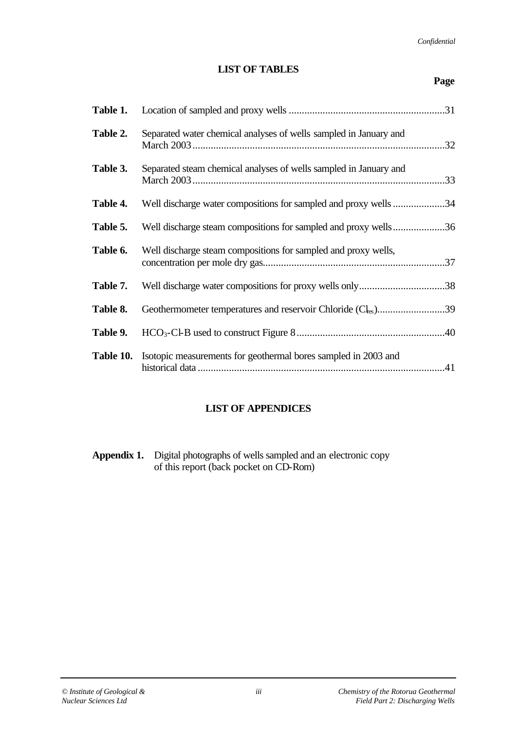## LIST OF TABLES

| | | Page |
|---|---|---|
| **Table 1.** | Location of sampled and proxy wells | 31 |
| **Table 2.** | Separated water chemical analyses of wells sampled in January and March 2003 | 32 |
| **Table 3.** | Separated steam chemical analyses of wells sampled in January and March 2003 | 33 |
| **Table 4.** | Well discharge water compositions for sampled and proxy wells | 34 |
| **Table 5.** | Well discharge steam compositions for sampled and proxy wells | 36 |
| **Table 6.** | Well discharge steam compositions for sampled and proxy wells, concentration per mole dry gas | 37 |
| **Table 7.** | Well discharge water compositions for proxy wells only | 38 |
| **Table 8.** | Geothermometer temperatures and reservoir Chloride ($Cl_{res}$) | 39 |
| **Table 9.** | $HCO_3$-Cl-B used to construct Figure 8 | 40 |
| **Table 10.** | Isotopic measurements for geothermal bores sampled in 2003 and historical data | 41 |

## LIST OF APPENDICES

**Appendix 1.** Digital photographs of wells sampled and an electronic copy of this report (back pocket on CD-Rom)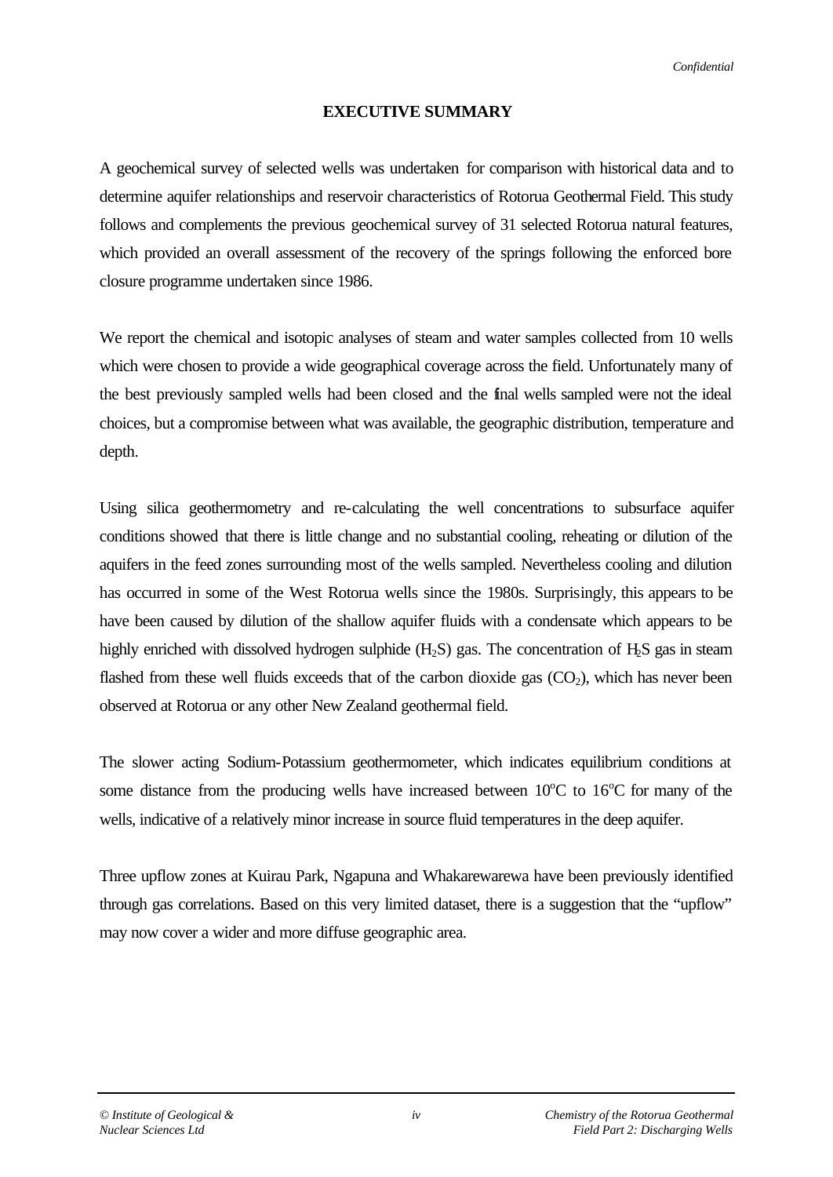## EXECUTIVE SUMMARY

A geochemical survey of selected wells was undertaken for comparison with historical data and to determine aquifer relationships and reservoir characteristics of Rotorua Geothermal Field. This study follows and complements the previous geochemical survey of 31 selected Rotorua natural features, which provided an overall assessment of the recovery of the springs following the enforced bore closure programme undertaken since 1986.

We report the chemical and isotopic analyses of steam and water samples collected from 10 wells which were chosen to provide a wide geographical coverage across the field. Unfortunately many of the best previously sampled wells had been closed and the final wells sampled were not the ideal choices, but a compromise between what was available, the geographic distribution, temperature and depth.

Using silica geothermometry and re-calculating the well concentrations to subsurface aquifer conditions showed that there is little change and no substantial cooling, reheating or dilution of the aquifers in the feed zones surrounding most of the wells sampled. Nevertheless cooling and dilution has occurred in some of the West Rotorua wells since the 1980s. Surprisingly, this appears to be have been caused by dilution of the shallow aquifer fluids with a condensate which appears to be highly enriched with dissolved hydrogen sulphide ($H_2S$) gas. The concentration of $H_2S$ gas in steam flashed from these well fluids exceeds that of the carbon dioxide gas ($CO_2$), which has never been observed at Rotorua or any other New Zealand geothermal field.

The slower acting Sodium-Potassium geothermometer, which indicates equilibrium conditions at some distance from the producing wells have increased between 10°C to 16°C for many of the wells, indicative of a relatively minor increase in source fluid temperatures in the deep aquifer.

Three upflow zones at Kuirau Park, Ngapuna and Whakarewarewa have been previously identified through gas correlations. Based on this very limited dataset, there is a suggestion that the "upflow" may now cover a wider and more diffuse geographic area.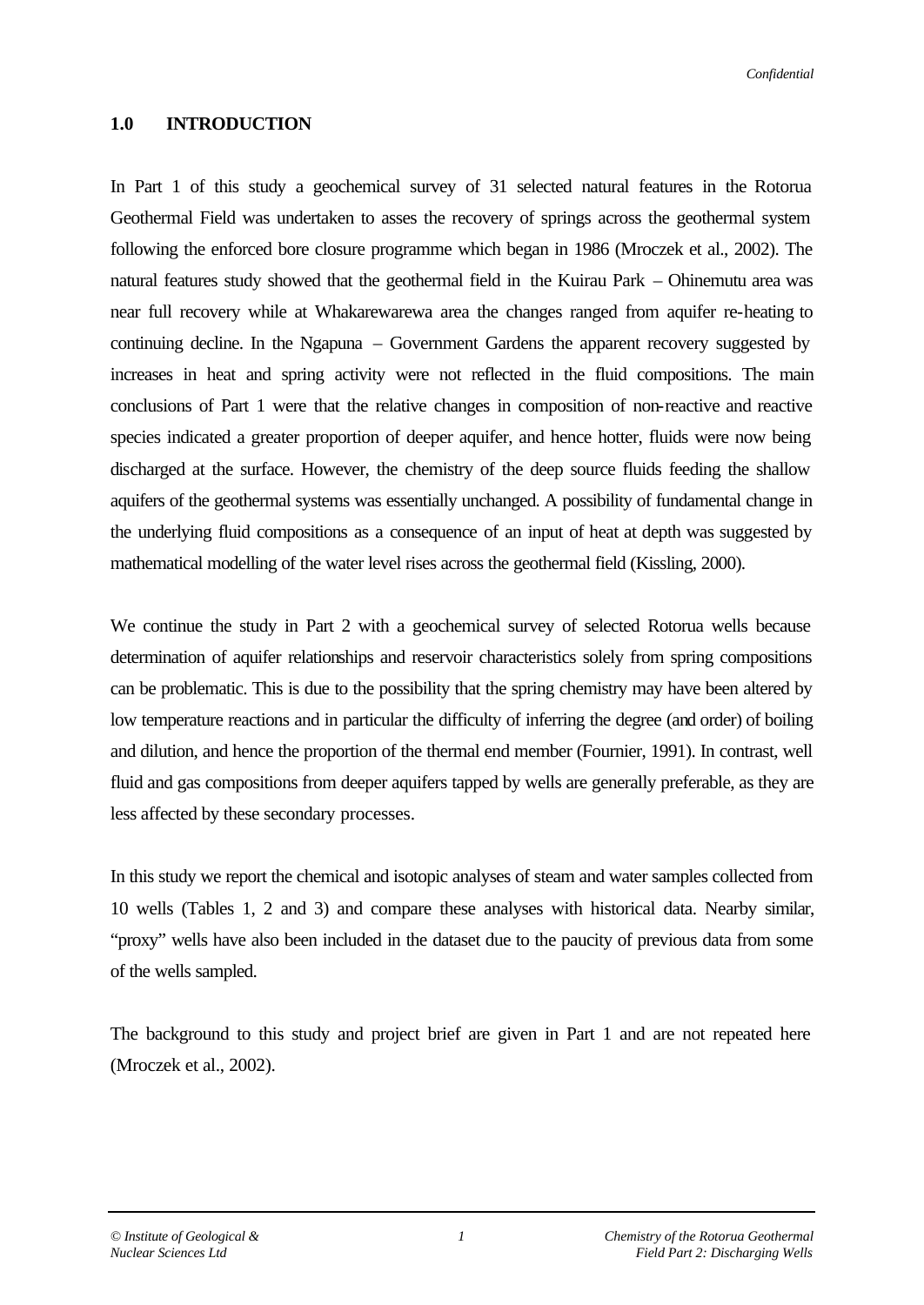## 1.0 INTRODUCTION

In Part 1 of this study a geochemical survey of 31 selected natural features in the Rotorua Geothermal Field was undertaken to asses the recovery of springs across the geothermal system following the enforced bore closure programme which began in 1986 (Mroczek et al., 2002). The natural features study showed that the geothermal field in the Kuirau Park – Ohinemutu area was near full recovery while at Whakarewarewa area the changes ranged from aquifer re-heating to continuing decline. In the Ngapuna – Government Gardens the apparent recovery suggested by increases in heat and spring activity were not reflected in the fluid compositions. The main conclusions of Part 1 were that the relative changes in composition of non-reactive and reactive species indicated a greater proportion of deeper aquifer, and hence hotter, fluids were now being discharged at the surface. However, the chemistry of the deep source fluids feeding the shallow aquifers of the geothermal systems was essentially unchanged. A possibility of fundamental change in the underlying fluid compositions as a consequence of an input of heat at depth was suggested by mathematical modelling of the water level rises across the geothermal field (Kissling, 2000).

We continue the study in Part 2 with a geochemical survey of selected Rotorua wells because determination of aquifer relationships and reservoir characteristics solely from spring compositions can be problematic. This is due to the possibility that the spring chemistry may have been altered by low temperature reactions and in particular the difficulty of inferring the degree (and order) of boiling and dilution, and hence the proportion of the thermal end member (Fournier, 1991). In contrast, well fluid and gas compositions from deeper aquifers tapped by wells are generally preferable, as they are less affected by these secondary processes.

In this study we report the chemical and isotopic analyses of steam and water samples collected from 10 wells (Tables 1, 2 and 3) and compare these analyses with historical data. Nearby similar, "proxy" wells have also been included in the dataset due to the paucity of previous data from some of the wells sampled.

The background to this study and project brief are given in Part 1 and are not repeated here (Mroczek et al., 2002).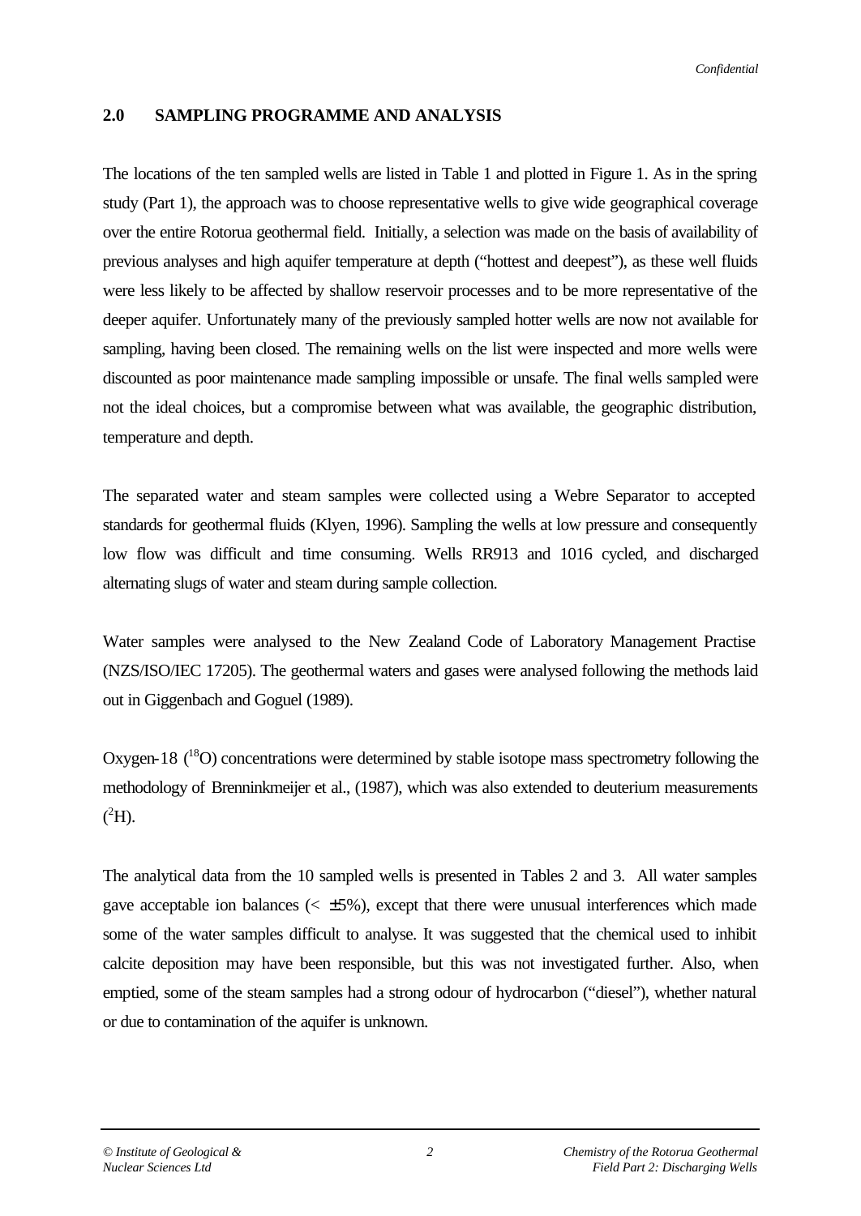## 2.0 SAMPLING PROGRAMME AND ANALYSIS

The locations of the ten sampled wells are listed in Table 1 and plotted in Figure 1. As in the spring study (Part 1), the approach was to choose representative wells to give wide geographical coverage over the entire Rotorua geothermal field. Initially, a selection was made on the basis of availability of previous analyses and high aquifer temperature at depth ("hottest and deepest"), as these well fluids were less likely to be affected by shallow reservoir processes and to be more representative of the deeper aquifer. Unfortunately many of the previously sampled hotter wells are now not available for sampling, having been closed. The remaining wells on the list were inspected and more wells were discounted as poor maintenance made sampling impossible or unsafe. The final wells sampled were not the ideal choices, but a compromise between what was available, the geographic distribution, temperature and depth.

The separated water and steam samples were collected using a Webre Separator to accepted standards for geothermal fluids (Klyen, 1996). Sampling the wells at low pressure and consequently low flow was difficult and time consuming. Wells RR913 and 1016 cycled, and discharged alternating slugs of water and steam during sample collection.

Water samples were analysed to the New Zealand Code of Laboratory Management Practise (NZS/ISO/IEC 17205). The geothermal waters and gases were analysed following the methods laid out in Giggenbach and Goguel (1989).

Oxygen-18 ($^{18}O$) concentrations were determined by stable isotope mass spectrometry following the methodology of Brenninkmeijer et al., (1987), which was also extended to deuterium measurements ($^{2}H$).

The analytical data from the 10 sampled wells is presented in Tables 2 and 3. All water samples gave acceptable ion balances ($< \pm 5\%$), except that there were unusual interferences which made some of the water samples difficult to analyse. It was suggested that the chemical used to inhibit calcite deposition may have been responsible, but this was not investigated further. Also, when emptied, some of the steam samples had a strong odour of hydrocarbon ("diesel"), whether natural or due to contamination of the aquifer is unknown.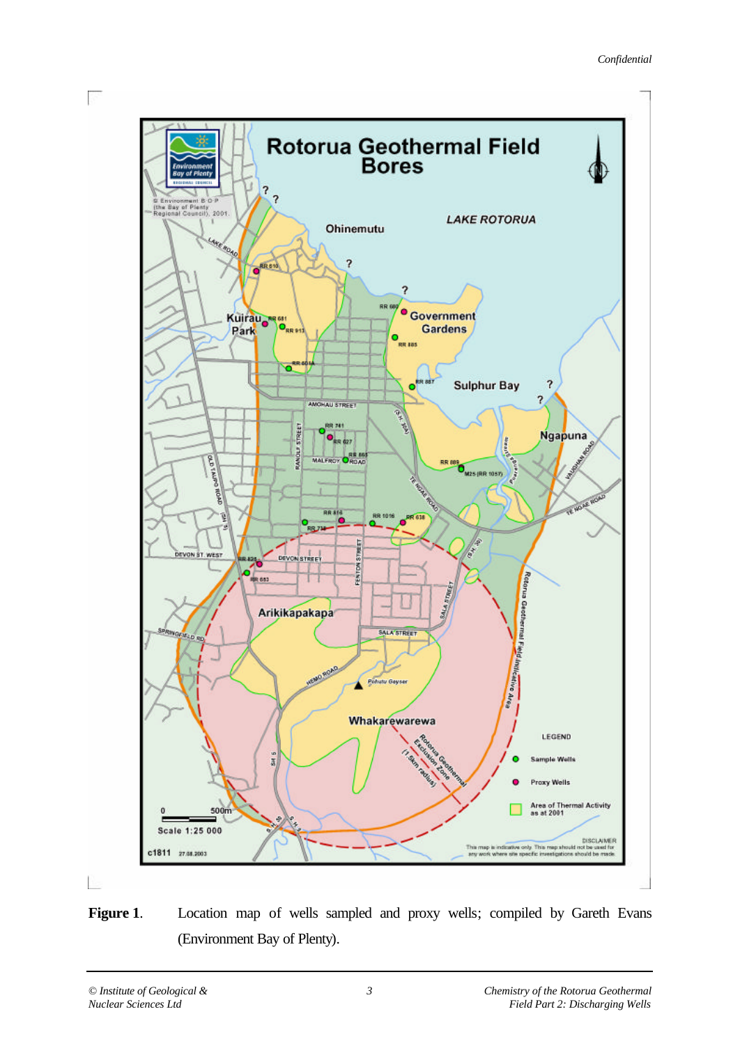Figure 1. Location map of wells sampled and proxy wells; compiled by Gareth Evans (Environment Bay of Plenty).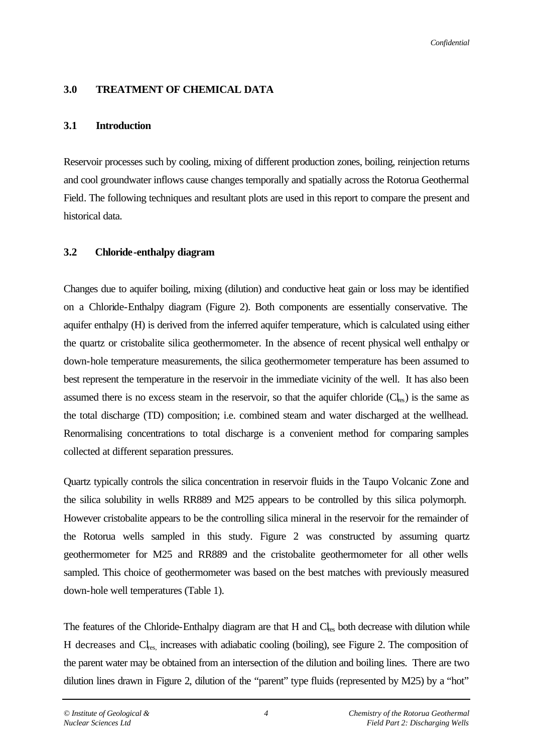## 3.0 TREATMENT OF CHEMICAL DATA

### 3.1 Introduction

Reservoir processes such by cooling, mixing of different production zones, boiling, reinjection returns and cool groundwater inflows cause changes temporally and spatially across the Rotorua Geothermal Field. The following techniques and resultant plots are used in this report to compare the present and historical data.

### 3.2 Chloride-enthalpy diagram

Changes due to aquifer boiling, mixing (dilution) and conductive heat gain or loss may be identified on a Chloride-Enthalpy diagram (Figure 2). Both components are essentially conservative. The aquifer enthalpy (H) is derived from the inferred aquifer temperature, which is calculated using either the quartz or cristobalite silica geothermometer. In the absence of recent physical well enthalpy or down-hole temperature measurements, the silica geothermometer temperature has been assumed to best represent the temperature in the reservoir in the immediate vicinity of the well. It has also been assumed there is no excess steam in the reservoir, so that the aquifer chloride ($Cl_{res}$) is the same as the total discharge (TD) composition; i.e. combined steam and water discharged at the wellhead. Renormalising concentrations to total discharge is a convenient method for comparing samples collected at different separation pressures.

Quartz typically controls the silica concentration in reservoir fluids in the Taupo Volcanic Zone and the silica solubility in wells RR889 and M25 appears to be controlled by this silica polymorph. However cristobalite appears to be the controlling silica mineral in the reservoir for the remainder of the Rotorua wells sampled in this study. Figure 2 was constructed by assuming quartz geothermometer for M25 and RR889 and the cristobalite geothermometer for all other wells sampled. This choice of geothermometer was based on the best matches with previously measured down-hole well temperatures (Table 1).

The features of the Chloride-Enthalpy diagram are that H and $Cl_{res}$ both decrease with dilution while H decreases and $Cl_{res,}$ increases with adiabatic cooling (boiling), see Figure 2. The composition of the parent water may be obtained from an intersection of the dilution and boiling lines. There are two dilution lines drawn in Figure 2, dilution of the "parent" type fluids (represented by M25) by a "hot"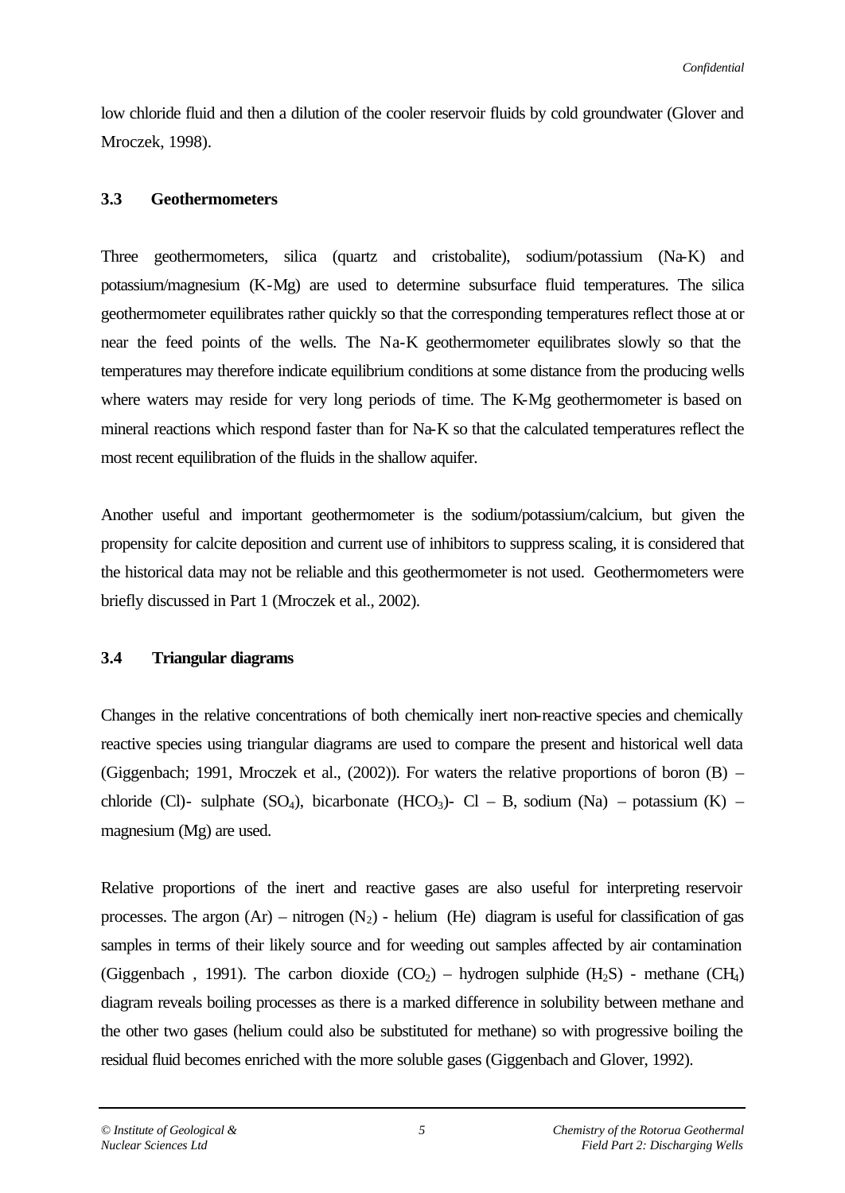low chloride fluid and then a dilution of the cooler reservoir fluids by cold groundwater (Glover and Mroczek, 1998).

### 3.3 Geothermometers

Three geothermometers, silica (quartz and cristobalite), sodium/potassium (Na-K) and potassium/magnesium (K-Mg) are used to determine subsurface fluid temperatures. The silica geothermometer equilibrates rather quickly so that the corresponding temperatures reflect those at or near the feed points of the wells. The Na-K geothermometer equilibrates slowly so that the temperatures may therefore indicate equilibrium conditions at some distance from the producing wells where waters may reside for very long periods of time. The K-Mg geothermometer is based on mineral reactions which respond faster than for Na-K so that the calculated temperatures reflect the most recent equilibration of the fluids in the shallow aquifer.

Another useful and important geothermometer is the sodium/potassium/calcium, but given the propensity for calcite deposition and current use of inhibitors to suppress scaling, it is considered that the historical data may not be reliable and this geothermometer is not used. Geothermometers were briefly discussed in Part 1 (Mroczek et al., 2002).

### 3.4 Triangular diagrams

Changes in the relative concentrations of both chemically inert non-reactive species and chemically reactive species using triangular diagrams are used to compare the present and historical well data (Giggenbach; 1991, Mroczek et al., (2002)). For waters the relative proportions of boron (B) – chloride (Cl)- sulphate ($SO_4$), bicarbonate ($HCO_3$)- Cl – B, sodium (Na) – potassium (K) – magnesium (Mg) are used.

Relative proportions of the inert and reactive gases are also useful for interpreting reservoir processes. The argon (Ar) – nitrogen ($N_2$) - helium (He) diagram is useful for classification of gas samples in terms of their likely source and for weeding out samples affected by air contamination (Giggenbach , 1991). The carbon dioxide ($CO_2$) – hydrogen sulphide ($H_2S$) - methane ($CH_4$) diagram reveals boiling processes as there is a marked difference in solubility between methane and the other two gases (helium could also be substituted for methane) so with progressive boiling the residual fluid becomes enriched with the more soluble gases (Giggenbach and Glover, 1992).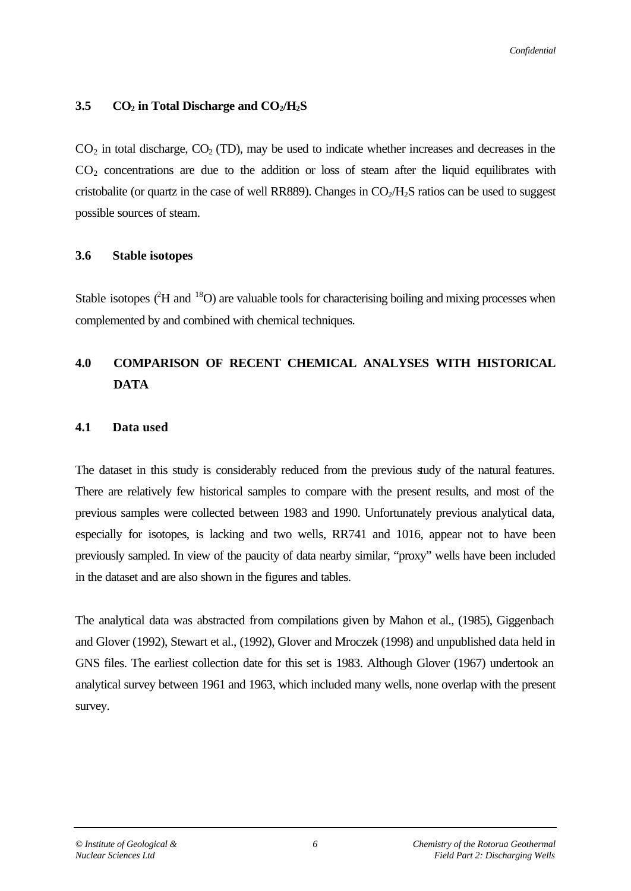### 3.5 $CO_2$ in Total Discharge and $CO_2/H_2S$

$CO_2$ in total discharge, $CO_2$ (TD), may be used to indicate whether increases and decreases in the $CO_2$ concentrations are due to the addition or loss of steam after the liquid equilibrates with cristobalite (or quartz in the case of well RR889). Changes in $CO_2/H_2S$ ratios can be used to suggest possible sources of steam.

### 3.6 Stable isotopes

Stable isotopes ($^{2}H$ and $^{18}O$) are valuable tools for characterising boiling and mixing processes when complemented by and combined with chemical techniques.

## 4.0 COMPARISON OF RECENT CHEMICAL ANALYSES WITH HISTORICAL DATA

### 4.1 Data used

The dataset in this study is considerably reduced from the previous study of the natural features. There are relatively few historical samples to compare with the present results, and most of the previous samples were collected between 1983 and 1990. Unfortunately previous analytical data, especially for isotopes, is lacking and two wells, RR741 and 1016, appear not to have been previously sampled. In view of the paucity of data nearby similar, "proxy" wells have been included in the dataset and are also shown in the figures and tables.

The analytical data was abstracted from compilations given by Mahon et al., (1985), Giggenbach and Glover (1992), Stewart et al., (1992), Glover and Mroczek (1998) and unpublished data held in GNS files. The earliest collection date for this set is 1983. Although Glover (1967) undertook an analytical survey between 1961 and 1963, which included many wells, none overlap with the present survey.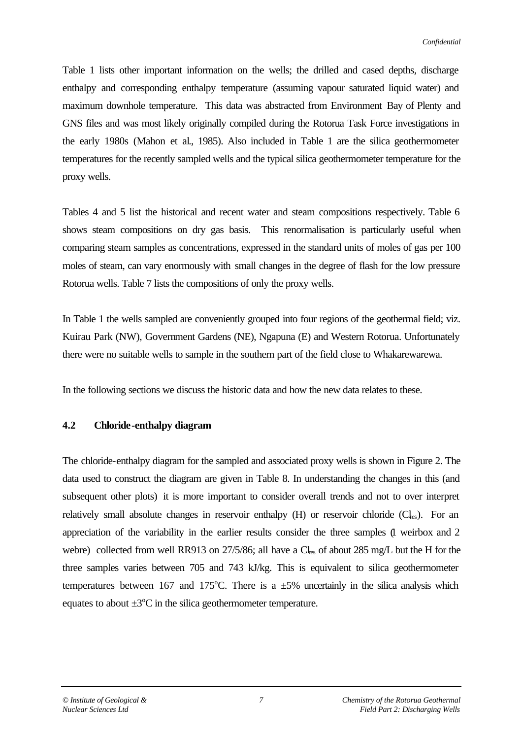Table 1 lists other important information on the wells; the drilled and cased depths, discharge enthalpy and corresponding enthalpy temperature (assuming vapour saturated liquid water) and maximum downhole temperature. This data was abstracted from Environment Bay of Plenty and GNS files and was most likely originally compiled during the Rotorua Task Force investigations in the early 1980s (Mahon et al., 1985). Also included in Table 1 are the silica geothermometer temperatures for the recently sampled wells and the typical silica geothermometer temperature for the proxy wells.

Tables 4 and 5 list the historical and recent water and steam compositions respectively. Table 6 shows steam compositions on dry gas basis. This renormalisation is particularly useful when comparing steam samples as concentrations, expressed in the standard units of moles of gas per 100 moles of steam, can vary enormously with small changes in the degree of flash for the low pressure Rotorua wells. Table 7 lists the compositions of only the proxy wells.

In Table 1 the wells sampled are conveniently grouped into four regions of the geothermal field; viz. Kuirau Park (NW), Government Gardens (NE), Ngapuna (E) and Western Rotorua. Unfortunately there were no suitable wells to sample in the southern part of the field close to Whakarewarewa.

In the following sections we discuss the historic data and how the new data relates to these.

## 4.2 Chloride-enthalpy diagram

The chloride-enthalpy diagram for the sampled and associated proxy wells is shown in Figure 2. The data used to construct the diagram are given in Table 8. In understanding the changes in this (and subsequent other plots) it is more important to consider overall trends and not to over interpret relatively small absolute changes in reservoir enthalpy (H) or reservoir chloride ($Cl_{res}$). For an appreciation of the variability in the earlier results consider the three samples (1 weirbox and 2 webre) collected from well RR913 on 27/5/86; all have a $Cl_{res}$ of about 285 mg/L but the H for the three samples varies between 705 and 743 kJ/kg. This is equivalent to silica geothermometer temperatures between 167 and 175°C. There is a ±5% uncertainly in the silica analysis which equates to about ±3°C in the silica geothermometer temperature.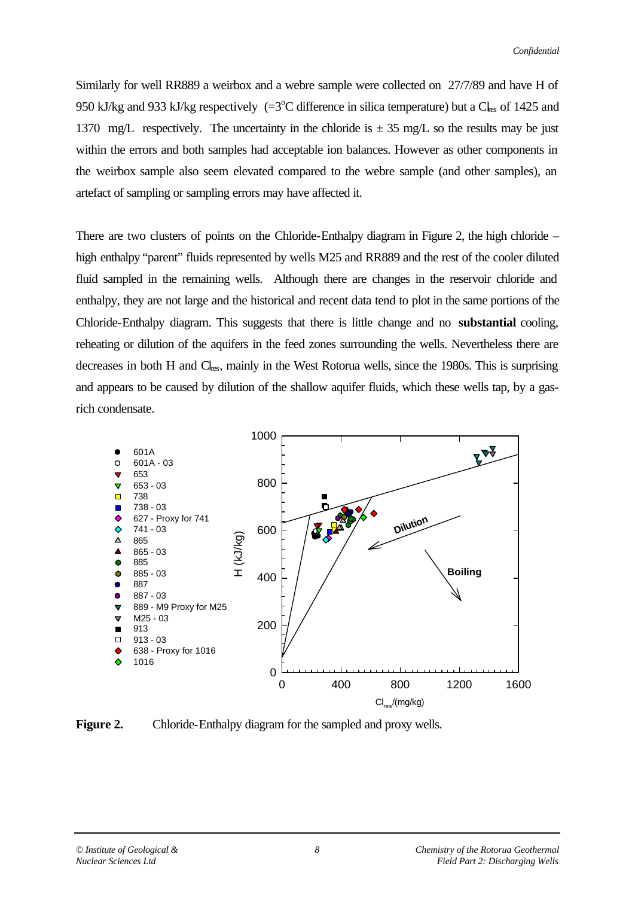Similarly for well RR889 a weirbox and a webre sample were collected on 27/7/89 and have H of 950 kJ/kg and 933 kJ/kg respectively (=3°C difference in silica temperature) but a $Cl_{res}$ of 1425 and 1370 mg/L respectively. The uncertainty in the chloride is ± 35 mg/L so the results may be just within the errors and both samples had acceptable ion balances. However as other components in the weirbox sample also seem elevated compared to the webre sample (and other samples), an artefact of sampling or sampling errors may have affected it.

There are two clusters of points on the Chloride-Enthalpy diagram in Figure 2, the high chloride – high enthalpy "parent" fluids represented by wells M25 and RR889 and the rest of the cooler diluted fluid sampled in the remaining wells. Although there are changes in the reservoir chloride and enthalpy, they are not large and the historical and recent data tend to plot in the same portions of the Chloride-Enthalpy diagram. This suggests that there is little change and no **substantial** cooling, reheating or dilution of the aquifers in the feed zones surrounding the wells. Nevertheless there are decreases in both H and $Cl_{res}$, mainly in the West Rotorua wells, since the 1980s. This is surprising and appears to be caused by dilution of the shallow aquifer fluids, which these wells tap, by a gas-rich condensate.

**Figure 2.** Chloride-Enthalpy diagram for the sampled and proxy wells.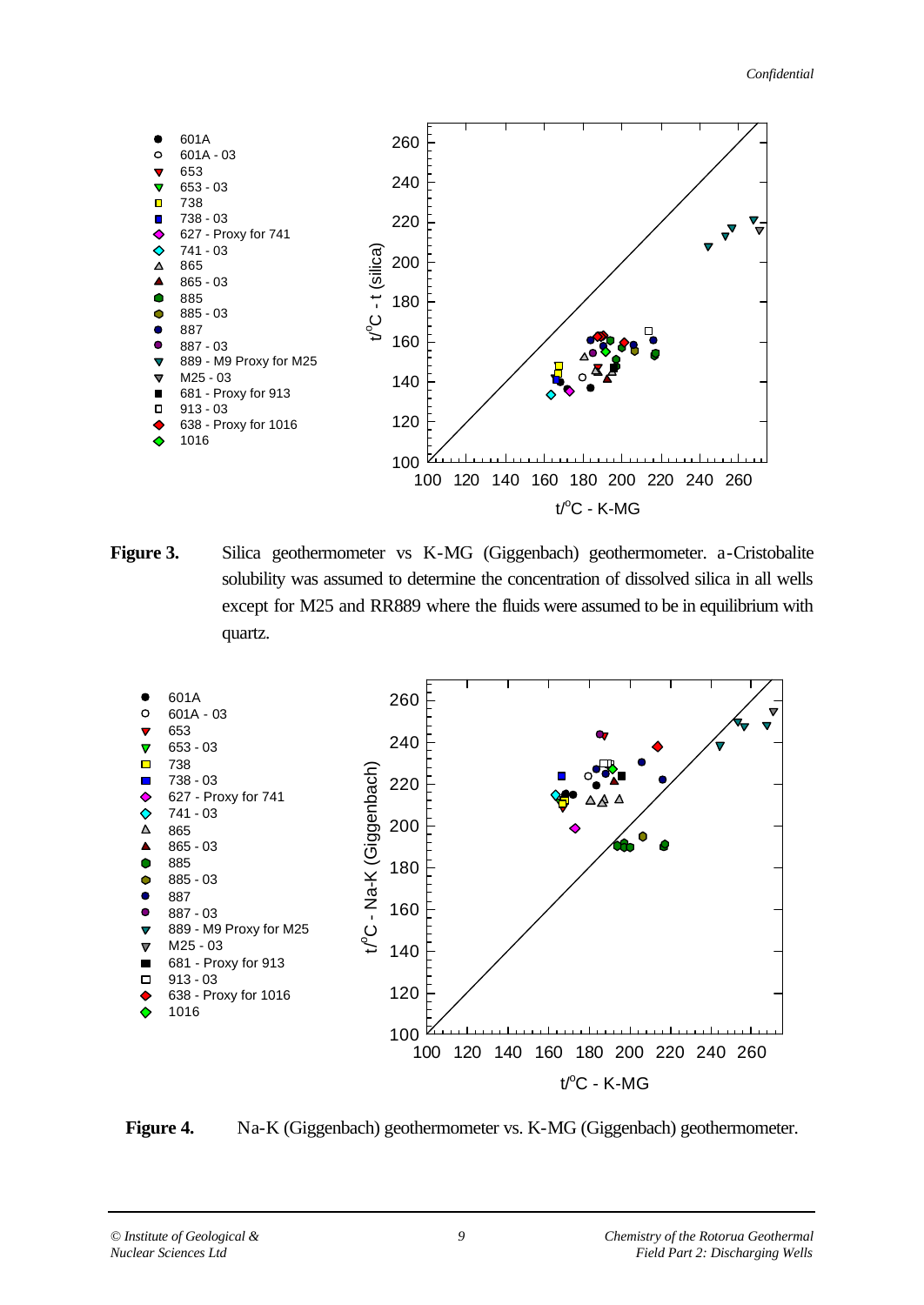**Figure 3.** Silica geothermometer vs K-MG (Giggenbach) geothermometer. a-Cristobalite solubility was assumed to determine the concentration of dissolved silica in all wells except for M25 and RR889 where the fluids were assumed to be in equilibrium with quartz.

**Figure 4.** Na-K (Giggenbach) geothermometer vs. K-MG (Giggenbach) geothermometer.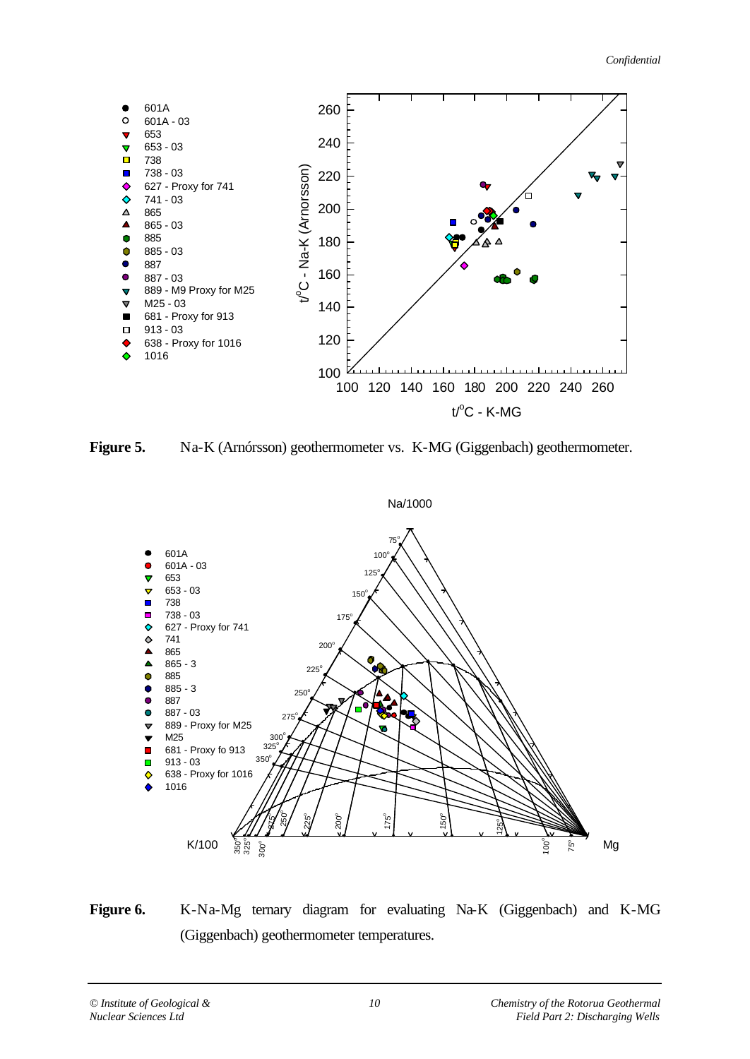**Figure 5.** Na-K (Arnórsson) geothermometer vs. K-MG (Giggenbach) geothermometer.

**Figure 6.** K-Na-Mg ternary diagram for evaluating Na-K (Giggenbach) and K-MG (Giggenbach) geothermometer temperatures.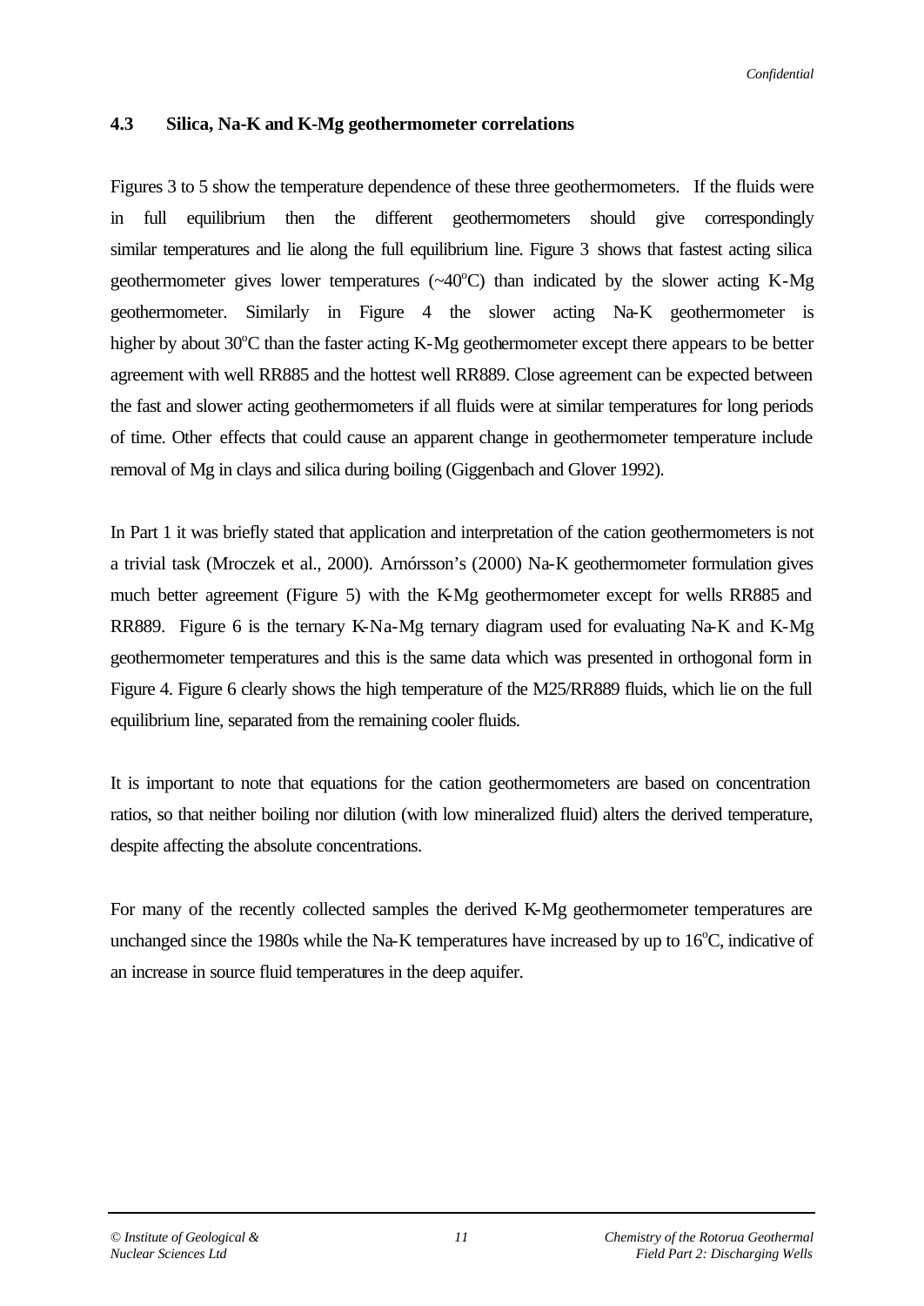### 4.3 Silica, Na-K and K-Mg geothermometer correlations

Figures 3 to 5 show the temperature dependence of these three geothermometers. If the fluids were in full equilibrium then the different geothermometers should give correspondingly similar temperatures and lie along the full equilibrium line. Figure 3 shows that fastest acting silica geothermometer gives lower temperatures (~40$^o$C) than indicated by the slower acting K-Mg geothermometer. Similarly in Figure 4 the slower acting Na-K geothermometer is higher by about 30$^o$C than the faster acting K-Mg geothermometer except there appears to be better agreement with well RR885 and the hottest well RR889. Close agreement can be expected between the fast and slower acting geothermometers if all fluids were at similar temperatures for long periods of time. Other effects that could cause an apparent change in geothermometer temperature include removal of Mg in clays and silica during boiling (Giggenbach and Glover 1992).

In Part 1 it was briefly stated that application and interpretation of the cation geothermometers is not a trivial task (Mroczek et al., 2000). Arnórsson's (2000) Na-K geothermometer formulation gives much better agreement (Figure 5) with the K-Mg geothermometer except for wells RR885 and RR889. Figure 6 is the ternary K-Na-Mg ternary diagram used for evaluating Na-K and K-Mg geothermometer temperatures and this is the same data which was presented in orthogonal form in Figure 4. Figure 6 clearly shows the high temperature of the M25/RR889 fluids, which lie on the full equilibrium line, separated from the remaining cooler fluids.

It is important to note that equations for the cation geothermometers are based on concentration ratios, so that neither boiling nor dilution (with low mineralized fluid) alters the derived temperature, despite affecting the absolute concentrations.

For many of the recently collected samples the derived K-Mg geothermometer temperatures are unchanged since the 1980s while the Na-K temperatures have increased by up to 16$^o$C, indicative of an increase in source fluid temperatures in the deep aquifer.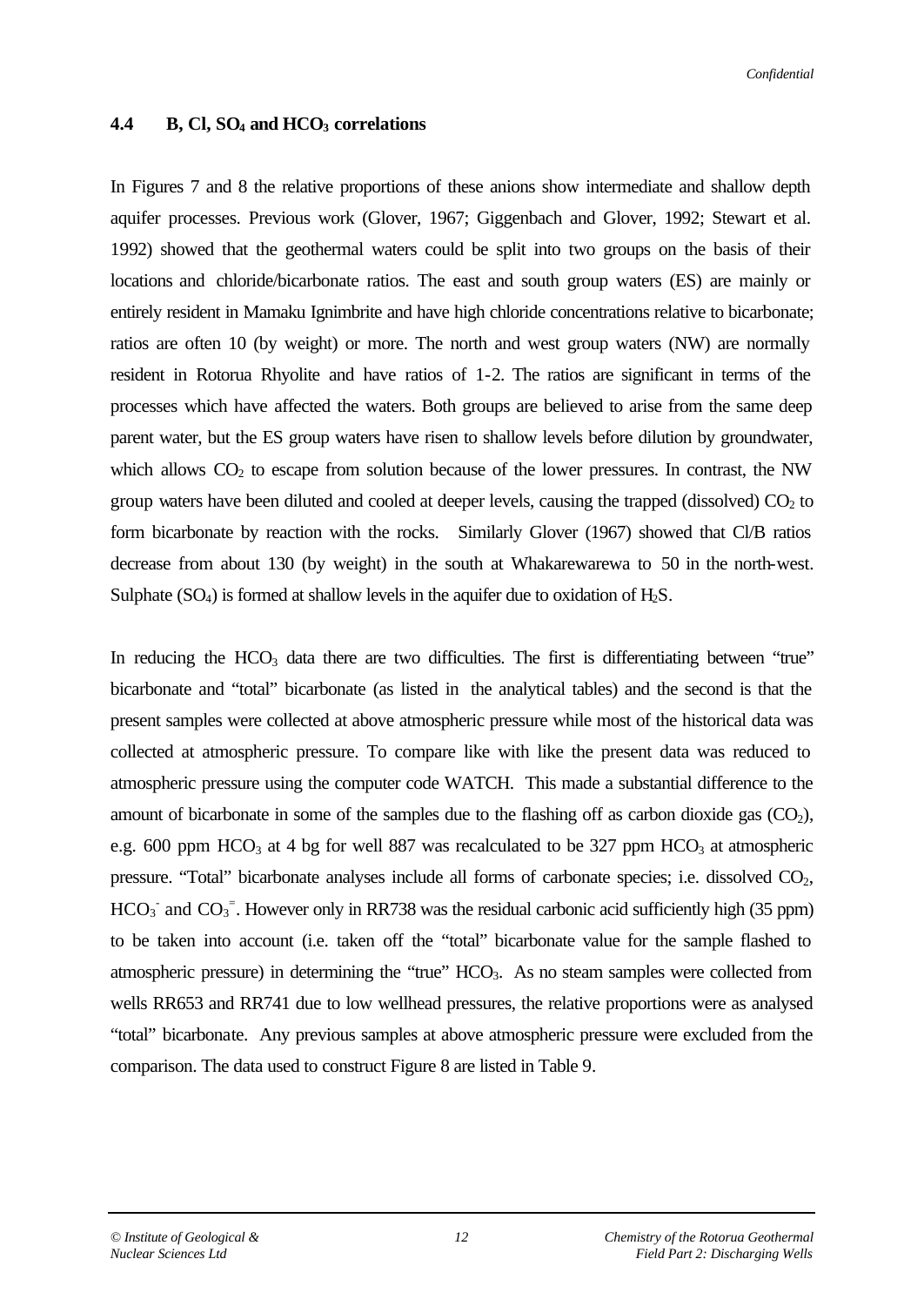## 4.4 B, Cl, $SO_4$ and $HCO_3$ correlations

In Figures 7 and 8 the relative proportions of these anions show intermediate and shallow depth aquifer processes. Previous work (Glover, 1967; Giggenbach and Glover, 1992; Stewart et al. 1992) showed that the geothermal waters could be split into two groups on the basis of their locations and chloride/bicarbonate ratios. The east and south group waters (ES) are mainly or entirely resident in Mamaku Ignimbrite and have high chloride concentrations relative to bicarbonate; ratios are often 10 (by weight) or more. The north and west group waters (NW) are normally resident in Rotorua Rhyolite and have ratios of 1-2. The ratios are significant in terms of the processes which have affected the waters. Both groups are believed to arise from the same deep parent water, but the ES group waters have risen to shallow levels before dilution by groundwater, which allows $CO_2$ to escape from solution because of the lower pressures. In contrast, the NW group waters have been diluted and cooled at deeper levels, causing the trapped (dissolved) $CO_2$ to form bicarbonate by reaction with the rocks. Similarly Glover (1967) showed that Cl/B ratios decrease from about 130 (by weight) in the south at Whakarewarewa to 50 in the north-west. Sulphate ($SO_4$) is formed at shallow levels in the aquifer due to oxidation of $H_2S$.

In reducing the $HCO_3$ data there are two difficulties. The first is differentiating between "true" bicarbonate and "total" bicarbonate (as listed in the analytical tables) and the second is that the present samples were collected at above atmospheric pressure while most of the historical data was collected at atmospheric pressure. To compare like with like the present data was reduced to atmospheric pressure using the computer code WATCH. This made a substantial difference to the amount of bicarbonate in some of the samples due to the flashing off as carbon dioxide gas ($CO_2$), e.g. 600 ppm $HCO_3$ at 4 bg for well 887 was recalculated to be 327 ppm $HCO_3$ at atmospheric pressure. "Total" bicarbonate analyses include all forms of carbonate species; i.e. dissolved $CO_2$, $HCO_3^-$ and $CO_3^{=}$. However only in RR738 was the residual carbonic acid sufficiently high (35 ppm) to be taken into account (i.e. taken off the "total" bicarbonate value for the sample flashed to atmospheric pressure) in determining the "true" $HCO_3$. As no steam samples were collected from wells RR653 and RR741 due to low wellhead pressures, the relative proportions were as analysed "total" bicarbonate. Any previous samples at above atmospheric pressure were excluded from the comparison. The data used to construct Figure 8 are listed in Table 9.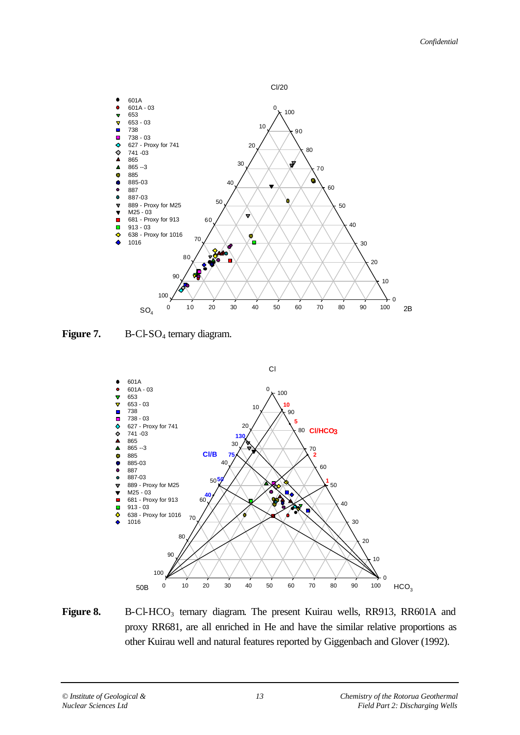**Figure 7.** B-Cl-$SO_4$ ternary diagram.

**Figure 8.** B-Cl-$HCO_3$ ternary diagram. The present Kuirau wells, RR913, RR601A and proxy RR681, are all enriched in He and have the similar relative proportions as other Kuirau well and natural features reported by Giggenbach and Glover (1992).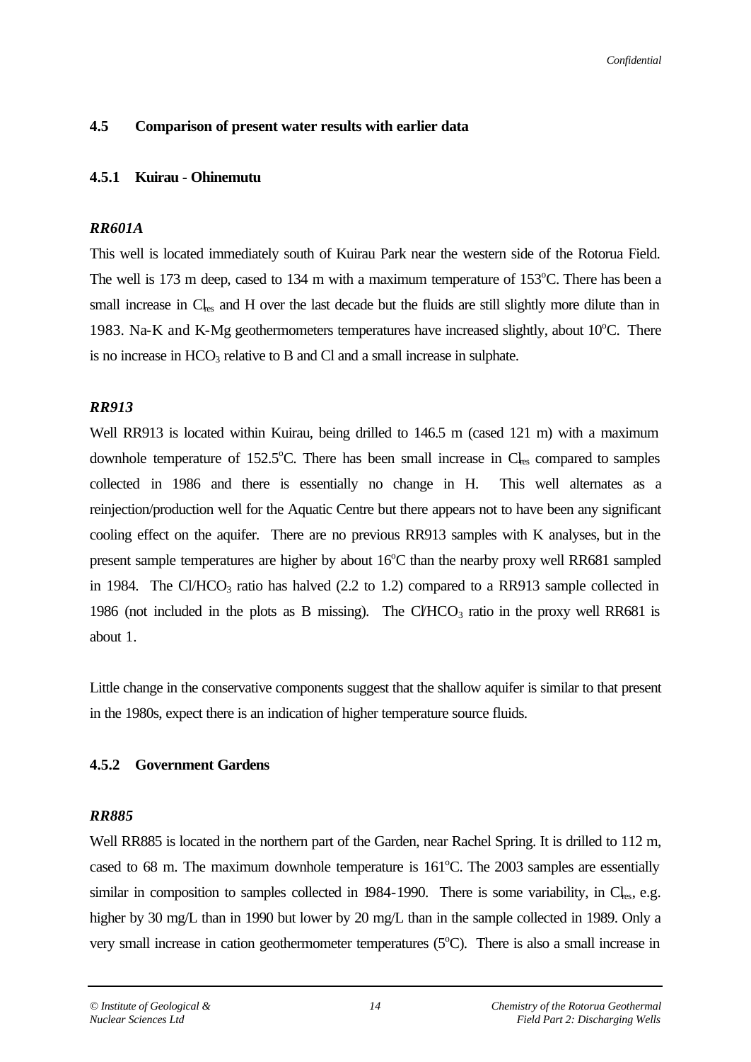## 4.5 Comparison of present water results with earlier data

### 4.5.1 Kuirau - Ohinemutu

***RR601A***

This well is located immediately south of Kuirau Park near the western side of the Rotorua Field. The well is 173 m deep, cased to 134 m with a maximum temperature of 153°C. There has been a small increase in $Cl_{res}$ and H over the last decade but the fluids are still slightly more dilute than in 1983. Na-K and K-Mg geothermometers temperatures have increased slightly, about 10°C. There is no increase in $HCO_3$ relative to B and Cl and a small increase in sulphate.

***RR913***

Well RR913 is located within Kuirau, being drilled to 146.5 m (cased 121 m) with a maximum downhole temperature of 152.5°C. There has been small increase in $Cl_{res}$ compared to samples collected in 1986 and there is essentially no change in H. This well alternates as a reinjection/production well for the Aquatic Centre but there appears not to have been any significant cooling effect on the aquifer. There are no previous RR913 samples with K analyses, but in the present sample temperatures are higher by about 16°C than the nearby proxy well RR681 sampled in 1984. The $Cl/HCO_3$ ratio has halved (2.2 to 1.2) compared to a RR913 sample collected in 1986 (not included in the plots as B missing). The $Cl/HCO_3$ ratio in the proxy well RR681 is about 1.

Little change in the conservative components suggest that the shallow aquifer is similar to that present in the 1980s, expect there is an indication of higher temperature source fluids.

### 4.5.2 Government Gardens

***RR885***

Well RR885 is located in the northern part of the Garden, near Rachel Spring. It is drilled to 112 m, cased to 68 m. The maximum downhole temperature is 161°C. The 2003 samples are essentially similar in composition to samples collected in 1984-1990. There is some variability, in $Cl_{res}$, e.g. higher by 30 mg/L than in 1990 but lower by 20 mg/L than in the sample collected in 1989. Only a very small increase in cation geothermometer temperatures (5°C). There is also a small increase in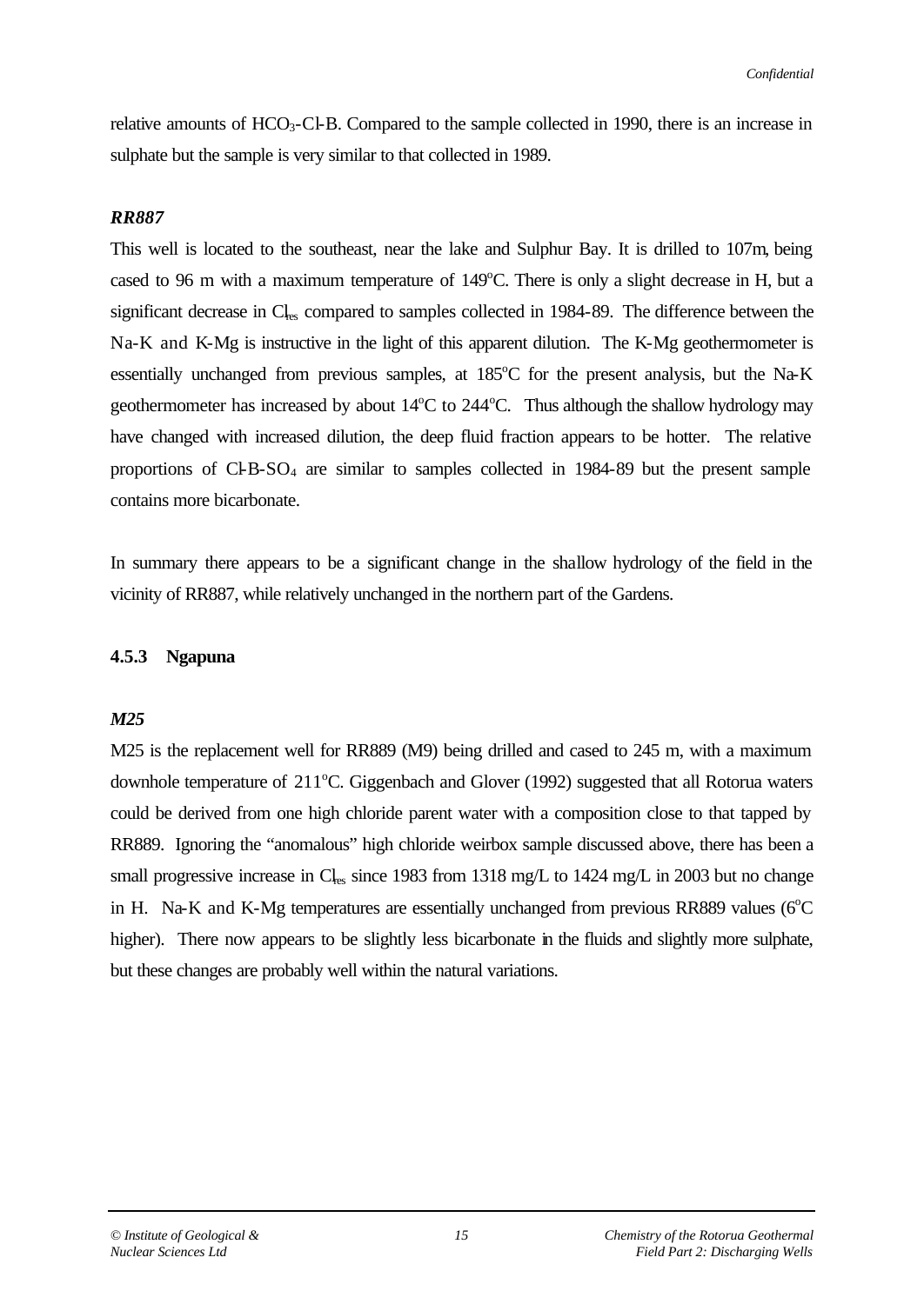relative amounts of $HCO_3$-Cl-B. Compared to the sample collected in 1990, there is an increase in sulphate but the sample is very similar to that collected in 1989.

### *RR887*

This well is located to the southeast, near the lake and Sulphur Bay. It is drilled to 107m, being cased to 96 m with a maximum temperature of 149°C. There is only a slight decrease in H, but a significant decrease in $Cl_{res}$ compared to samples collected in 1984-89. The difference between the Na-K and K-Mg is instructive in the light of this apparent dilution. The K-Mg geothermometer is essentially unchanged from previous samples, at 185°C for the present analysis, but the Na-K geothermometer has increased by about 14°C to 244°C. Thus although the shallow hydrology may have changed with increased dilution, the deep fluid fraction appears to be hotter. The relative proportions of Cl-B-$SO_4$ are similar to samples collected in 1984-89 but the present sample contains more bicarbonate.

In summary there appears to be a significant change in the shallow hydrology of the field in the vicinity of RR887, while relatively unchanged in the northern part of the Gardens.

### 4.5.3 Ngapuna

### *M25*

M25 is the replacement well for RR889 (M9) being drilled and cased to 245 m, with a maximum downhole temperature of 211°C. Giggenbach and Glover (1992) suggested that all Rotorua waters could be derived from one high chloride parent water with a composition close to that tapped by RR889. Ignoring the "anomalous" high chloride weirbox sample discussed above, there has been a small progressive increase in $Cl_{res}$ since 1983 from 1318 mg/L to 1424 mg/L in 2003 but no change in H. Na-K and K-Mg temperatures are essentially unchanged from previous RR889 values (6°C higher). There now appears to be slightly less bicarbonate in the fluids and slightly more sulphate, but these changes are probably well within the natural variations.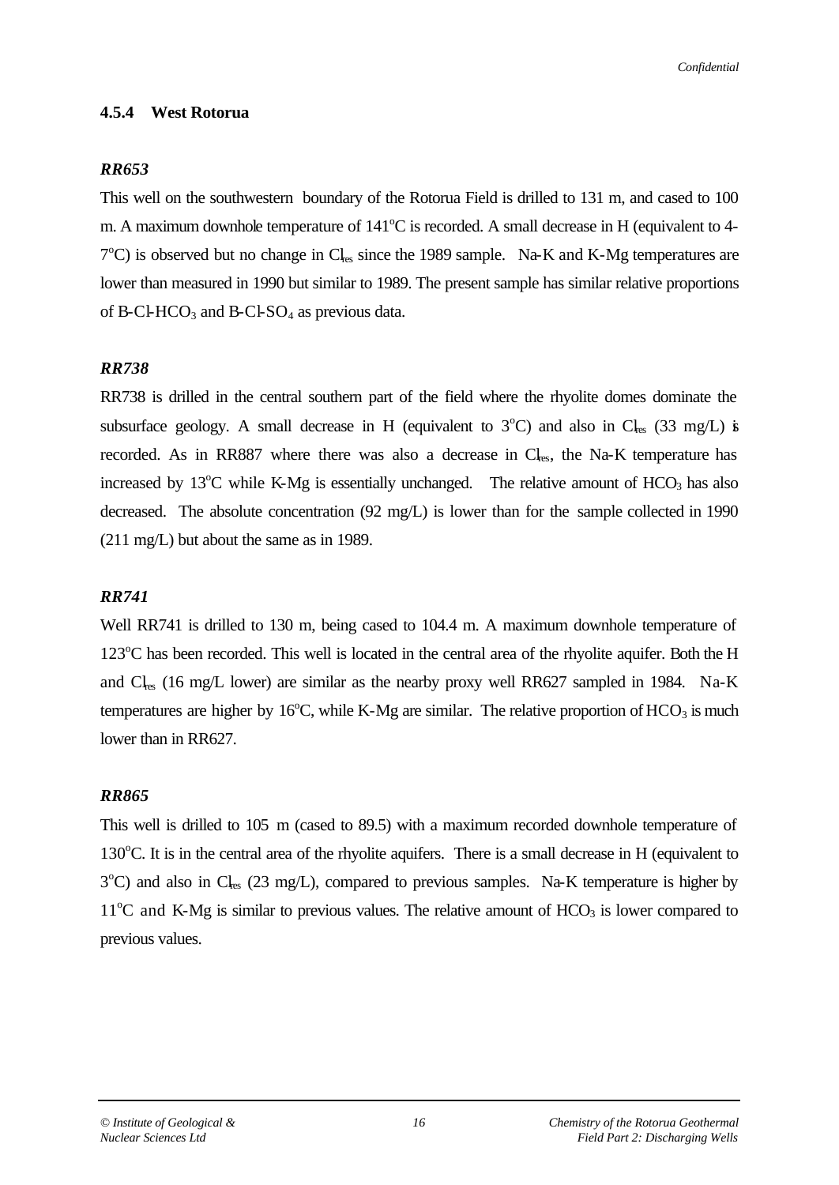### 4.5.4 West Rotorua

***RR653***

This well on the southwestern boundary of the Rotorua Field is drilled to 131 m, and cased to 100 m. A maximum downhole temperature of 141°C is recorded. A small decrease in H (equivalent to 4-7°C) is observed but no change in $Cl_{res}$ since the 1989 sample. Na-K and K-Mg temperatures are lower than measured in 1990 but similar to 1989. The present sample has similar relative proportions of B-Cl-$HCO_3$ and B-Cl-$SO_4$ as previous data.

***RR738***

RR738 is drilled in the central southern part of the field where the rhyolite domes dominate the subsurface geology. A small decrease in H (equivalent to 3°C) and also in $Cl_{res}$ (33 mg/L) is recorded. As in RR887 where there was also a decrease in $Cl_{res}$, the Na-K temperature has increased by 13°C while K-Mg is essentially unchanged. The relative amount of $HCO_3$ has also decreased. The absolute concentration (92 mg/L) is lower than for the sample collected in 1990 (211 mg/L) but about the same as in 1989.

***RR741***

Well RR741 is drilled to 130 m, being cased to 104.4 m. A maximum downhole temperature of 123°C has been recorded. This well is located in the central area of the rhyolite aquifer. Both the H and $Cl_{res}$ (16 mg/L lower) are similar as the nearby proxy well RR627 sampled in 1984. Na-K temperatures are higher by 16°C, while K-Mg are similar. The relative proportion of $HCO_3$ is much lower than in RR627.

***RR865***

This well is drilled to 105 m (cased to 89.5) with a maximum recorded downhole temperature of 130°C. It is in the central area of the rhyolite aquifers. There is a small decrease in H (equivalent to 3°C) and also in $Cl_{res}$ (23 mg/L), compared to previous samples. Na-K temperature is higher by 11°C and K-Mg is similar to previous values. The relative amount of $HCO_3$ is lower compared to previous values.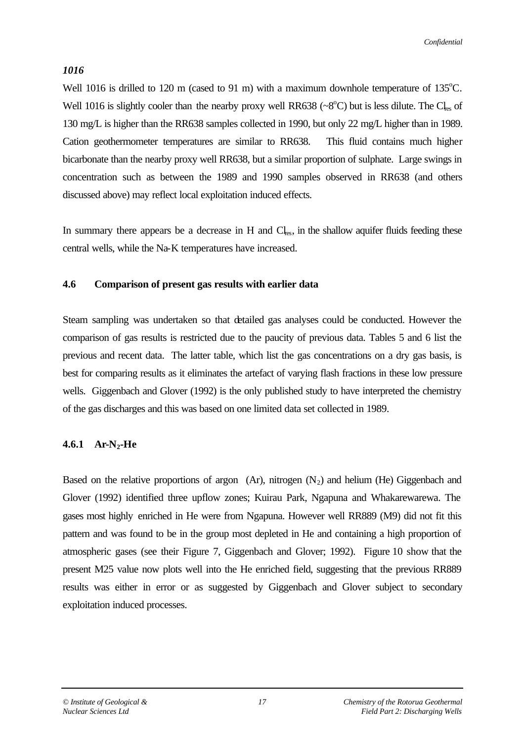*1016*

Well 1016 is drilled to 120 m (cased to 91 m) with a maximum downhole temperature of 135$^{o}$C. Well 1016 is slightly cooler than the nearby proxy well RR638 (~8$^{o}$C) but is less dilute. The $Cl_{res}$ of 130 mg/L is higher than the RR638 samples collected in 1990, but only 22 mg/L higher than in 1989. Cation geothermometer temperatures are similar to RR638. This fluid contains much higher bicarbonate than the nearby proxy well RR638, but a similar proportion of sulphate. Large swings in concentration such as between the 1989 and 1990 samples observed in RR638 (and others discussed above) may reflect local exploitation induced effects.

In summary there appears be a decrease in H and $Cl_{res}$, in the shallow aquifer fluids feeding these central wells, while the Na-K temperatures have increased.

### 4.6 Comparison of present gas results with earlier data

Steam sampling was undertaken so that detailed gas analyses could be conducted. However the comparison of gas results is restricted due to the paucity of previous data. Tables 5 and 6 list the previous and recent data. The latter table, which list the gas concentrations on a dry gas basis, is best for comparing results as it eliminates the artefact of varying flash fractions in these low pressure wells. Giggenbach and Glover (1992) is the only published study to have interpreted the chemistry of the gas discharges and this was based on one limited data set collected in 1989.

#### 4.6.1 Ar-$N_2$-He

Based on the relative proportions of argon (Ar), nitrogen ($N_2$) and helium (He) Giggenbach and Glover (1992) identified three upflow zones; Kuirau Park, Ngapuna and Whakarewarewa. The gases most highly enriched in He were from Ngapuna. However well RR889 (M9) did not fit this pattern and was found to be in the group most depleted in He and containing a high proportion of atmospheric gases (see their Figure 7, Giggenbach and Glover; 1992). Figure 10 show that the present M25 value now plots well into the He enriched field, suggesting that the previous RR889 results was either in error or as suggested by Giggenbach and Glover subject to secondary exploitation induced processes.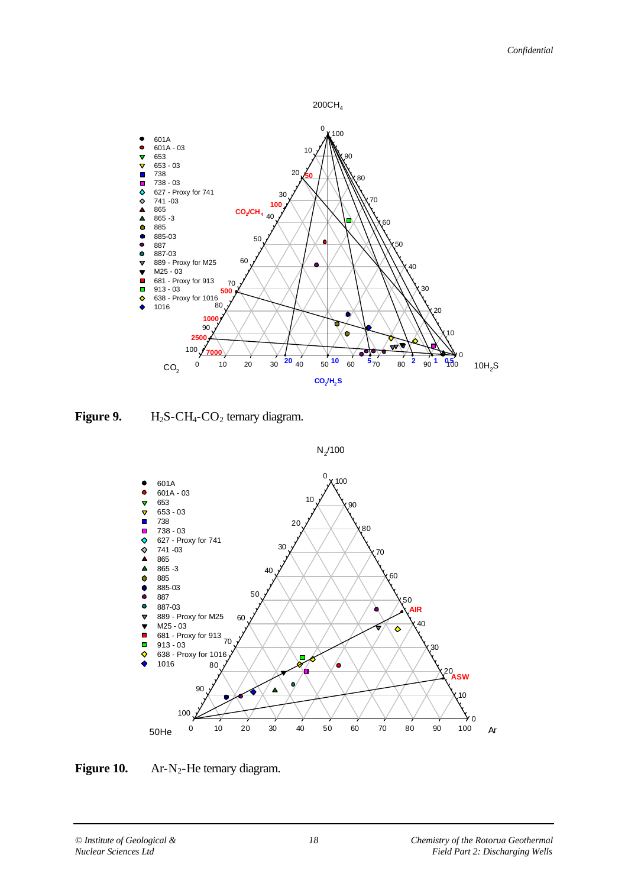**Figure 9.** $H_2S$-$CH_4$-$CO_2$ ternary diagram.

**Figure 10.** Ar-$N_2$-He ternary diagram.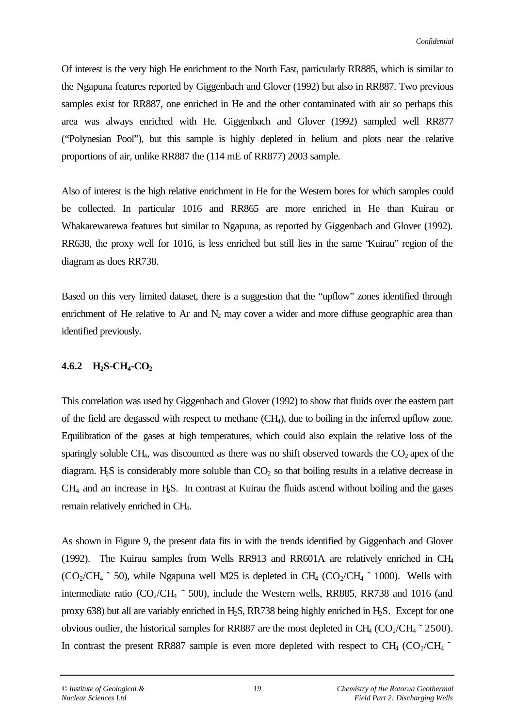Of interest is the very high He enrichment to the North East, particularly RR885, which is similar to the Ngapuna features reported by Giggenbach and Glover (1992) but also in RR887. Two previous samples exist for RR887, one enriched in He and the other contaminated with air so perhaps this area was always enriched with He. Giggenbach and Glover (1992) sampled well RR877 ("Polynesian Pool"), but this sample is highly depleted in helium and plots near the relative proportions of air, unlike RR887 the (114 mE of RR877) 2003 sample.

Also of interest is the high relative enrichment in He for the Western bores for which samples could be collected. In particular 1016 and RR865 are more enriched in He than Kuirau or Whakarewarewa features but similar to Ngapuna, as reported by Giggenbach and Glover (1992). RR638, the proxy well for 1016, is less enriched but still lies in the same "Kuirau" region of the diagram as does RR738.

Based on this very limited dataset, there is a suggestion that the "upflow" zones identified through enrichment of He relative to Ar and $N_2$ may cover a wider and more diffuse geographic area than identified previously.

### 4.6.2 $H_2S$-$CH_4$-$CO_2$

This correlation was used by Giggenbach and Glover (1992) to show that fluids over the eastern part of the field are degassed with respect to methane ($CH_4$), due to boiling in the inferred upflow zone. Equilibration of the gases at high temperatures, which could also explain the relative loss of the sparingly soluble $CH_4$, was discounted as there was no shift observed towards the $CO_2$ apex of the diagram. $H_2S$ is considerably more soluble than $CO_2$ so that boiling results in a relative decrease in $CH_4$ and an increase in $H_2S$. In contrast at Kuirau the fluids ascend without boiling and the gases remain relatively enriched in $CH_4$.

As shown in Figure 9, the present data fits in with the trends identified by Giggenbach and Glover (1992). The Kuirau samples from Wells RR913 and RR601A are relatively enriched in $CH_4$ ($CO_2/CH_4$ ~ 50), while Ngapuna well M25 is depleted in $CH_4$ ($CO_2/CH_4$ ~ 1000). Wells with intermediate ratio ($CO_2/CH_4$ ~ 500), include the Western wells, RR885, RR738 and 1016 (and proxy 638) but all are variably enriched in $H_2S$, RR738 being highly enriched in $H_2S$. Except for one obvious outlier, the historical samples for RR887 are the most depleted in $CH_4$ ($CO_2/CH_4$ ~ 2500). In contrast the present RR887 sample is even more depleted with respect to $CH_4$ ($CO_2/CH_4$ ~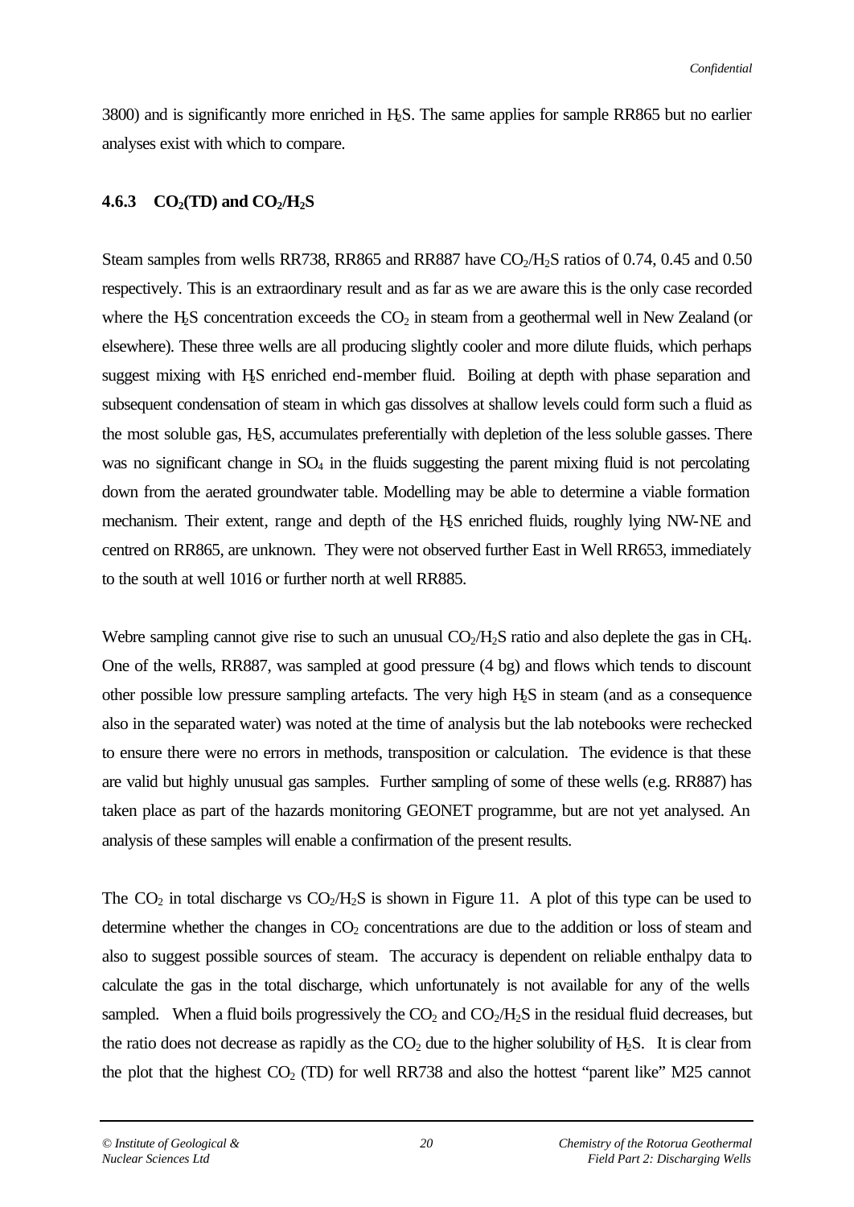3800) and is significantly more enriched in $H_2S$. The same applies for sample RR865 but no earlier analyses exist with which to compare.

### 4.6.3 $CO_2$(TD) and $CO_2/H_2S$

Steam samples from wells RR738, RR865 and RR887 have $CO_2/H_2S$ ratios of 0.74, 0.45 and 0.50 respectively. This is an extraordinary result and as far as we are aware this is the only case recorded where the $H_2S$ concentration exceeds the $CO_2$ in steam from a geothermal well in New Zealand (or elsewhere). These three wells are all producing slightly cooler and more dilute fluids, which perhaps suggest mixing with $H_2S$ enriched end-member fluid. Boiling at depth with phase separation and subsequent condensation of steam in which gas dissolves at shallow levels could form such a fluid as the most soluble gas, $H_2S$, accumulates preferentially with depletion of the less soluble gasses. There was no significant change in $SO_4$ in the fluids suggesting the parent mixing fluid is not percolating down from the aerated groundwater table. Modelling may be able to determine a viable formation mechanism. Their extent, range and depth of the $H_2S$ enriched fluids, roughly lying NW-NE and centred on RR865, are unknown. They were not observed further East in Well RR653, immediately to the south at well 1016 or further north at well RR885.

Webre sampling cannot give rise to such an unusual $CO_2/H_2S$ ratio and also deplete the gas in $CH_4$. One of the wells, RR887, was sampled at good pressure (4 bg) and flows which tends to discount other possible low pressure sampling artefacts. The very high $H_2S$ in steam (and as a consequence also in the separated water) was noted at the time of analysis but the lab notebooks were rechecked to ensure there were no errors in methods, transposition or calculation. The evidence is that these are valid but highly unusual gas samples. Further sampling of some of these wells (e.g. RR887) has taken place as part of the hazards monitoring GEONET programme, but are not yet analysed. An analysis of these samples will enable a confirmation of the present results.

The $CO_2$ in total discharge vs $CO_2/H_2S$ is shown in Figure 11. A plot of this type can be used to determine whether the changes in $CO_2$ concentrations are due to the addition or loss of steam and also to suggest possible sources of steam. The accuracy is dependent on reliable enthalpy data to calculate the gas in the total discharge, which unfortunately is not available for any of the wells sampled. When a fluid boils progressively the $CO_2$ and $CO_2/H_2S$ in the residual fluid decreases, but the ratio does not decrease as rapidly as the $CO_2$ due to the higher solubility of $H_2S$. It is clear from the plot that the highest $CO_2$ (TD) for well RR738 and also the hottest "parent like" M25 cannot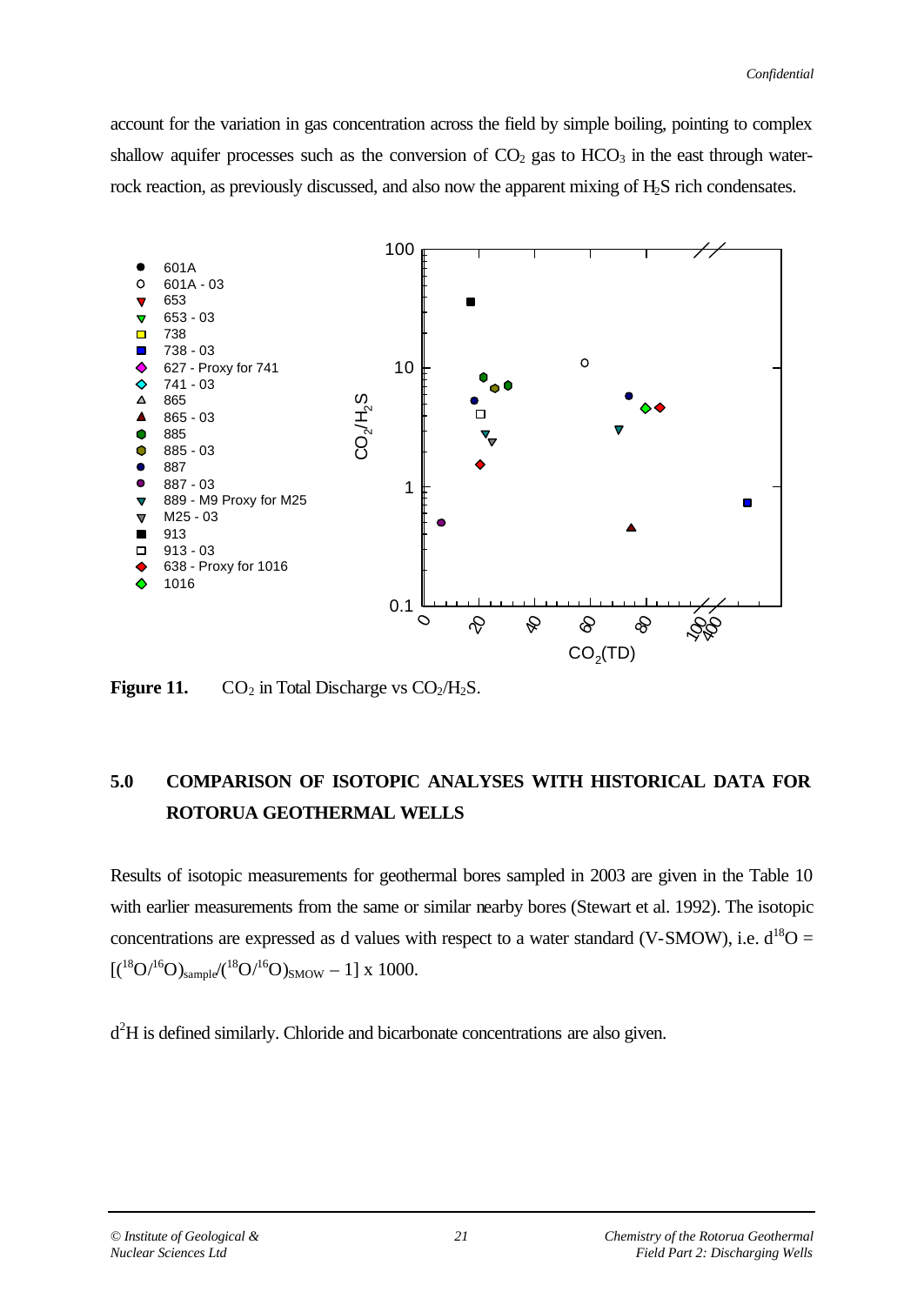account for the variation in gas concentration across the field by simple boiling, pointing to complex shallow aquifer processes such as the conversion of $CO_2$ gas to $HCO_3$ in the east through water-rock reaction, as previously discussed, and also now the apparent mixing of $H_2S$ rich condensates.

**Figure 11.** $CO_2$ in Total Discharge vs $CO_2/H_2S$.

## 5.0 COMPARISON OF ISOTOPIC ANALYSES WITH HISTORICAL DATA FOR ROTORUA GEOTHERMAL WELLS

Results of isotopic measurements for geothermal bores sampled in 2003 are given in the Table 10 with earlier measurements from the same or similar nearby bores (Stewart et al. 1992). The isotopic concentrations are expressed as d values with respect to a water standard (V-SMOW), i.e. $d^{18}O = [(^{18}O/^{16}O)_{sample}/(^{18}O/^{16}O)_{SMOW} - 1] \times 1000$.

$d^2H$ is defined similarly. Chloride and bicarbonate concentrations are also given.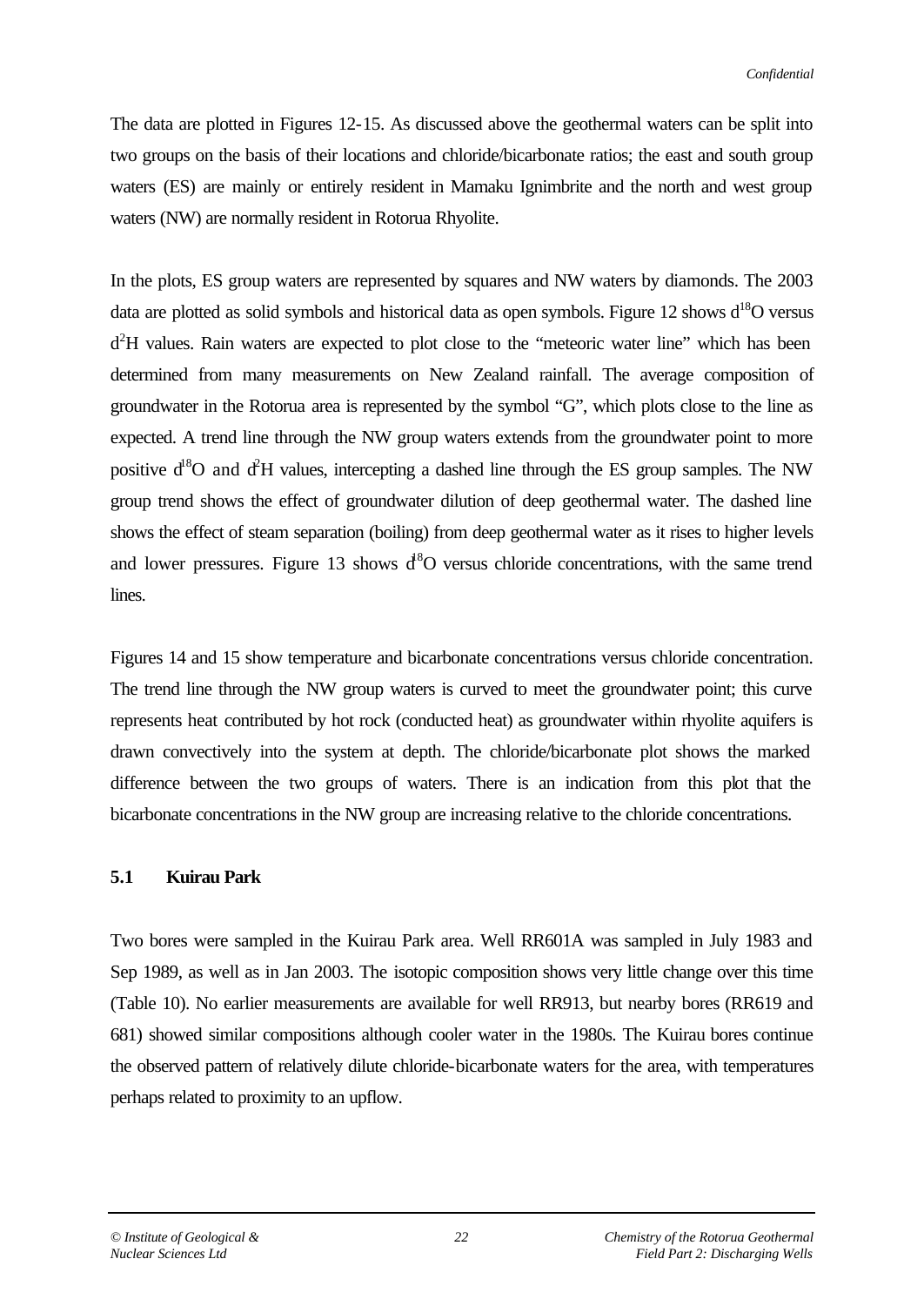The data are plotted in Figures 12-15. As discussed above the geothermal waters can be split into two groups on the basis of their locations and chloride/bicarbonate ratios; the east and south group waters (ES) are mainly or entirely resident in Mamaku Ignimbrite and the north and west group waters (NW) are normally resident in Rotorua Rhyolite.

In the plots, ES group waters are represented by squares and NW waters by diamonds. The 2003 data are plotted as solid symbols and historical data as open symbols. Figure 12 shows $d^{18}O$ versus $d^{2}H$ values. Rain waters are expected to plot close to the "meteoric water line" which has been determined from many measurements on New Zealand rainfall. The average composition of groundwater in the Rotorua area is represented by the symbol "G", which plots close to the line as expected. A trend line through the NW group waters extends from the groundwater point to more positive $d^{18}O$ and $d^{2}H$ values, intercepting a dashed line through the ES group samples. The NW group trend shows the effect of groundwater dilution of deep geothermal water. The dashed line shows the effect of steam separation (boiling) from deep geothermal water as it rises to higher levels and lower pressures. Figure 13 shows $d^{18}O$ versus chloride concentrations, with the same trend lines.

Figures 14 and 15 show temperature and bicarbonate concentrations versus chloride concentration. The trend line through the NW group waters is curved to meet the groundwater point; this curve represents heat contributed by hot rock (conducted heat) as groundwater within rhyolite aquifers is drawn convectively into the system at depth. The chloride/bicarbonate plot shows the marked difference between the two groups of waters. There is an indication from this plot that the bicarbonate concentrations in the NW group are increasing relative to the chloride concentrations.

### 5.1 Kuirau Park

Two bores were sampled in the Kuirau Park area. Well RR601A was sampled in July 1983 and Sep 1989, as well as in Jan 2003. The isotopic composition shows very little change over this time (Table 10). No earlier measurements are available for well RR913, but nearby bores (RR619 and 681) showed similar compositions although cooler water in the 1980s. The Kuirau bores continue the observed pattern of relatively dilute chloride-bicarbonate waters for the area, with temperatures perhaps related to proximity to an upflow.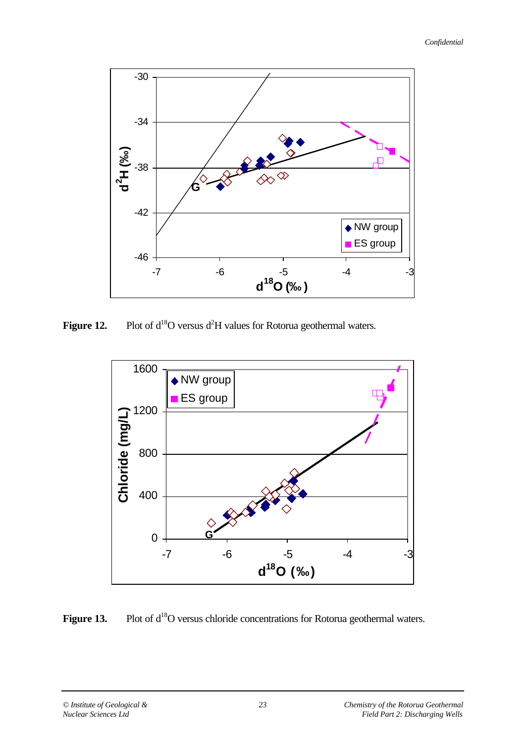Figure 12. Plot of $d^{18}O$ versus $d^{2}H$ values for Rotorua geothermal waters.

Figure 13. Plot of $d^{18}O$ versus chloride concentrations for Rotorua geothermal waters.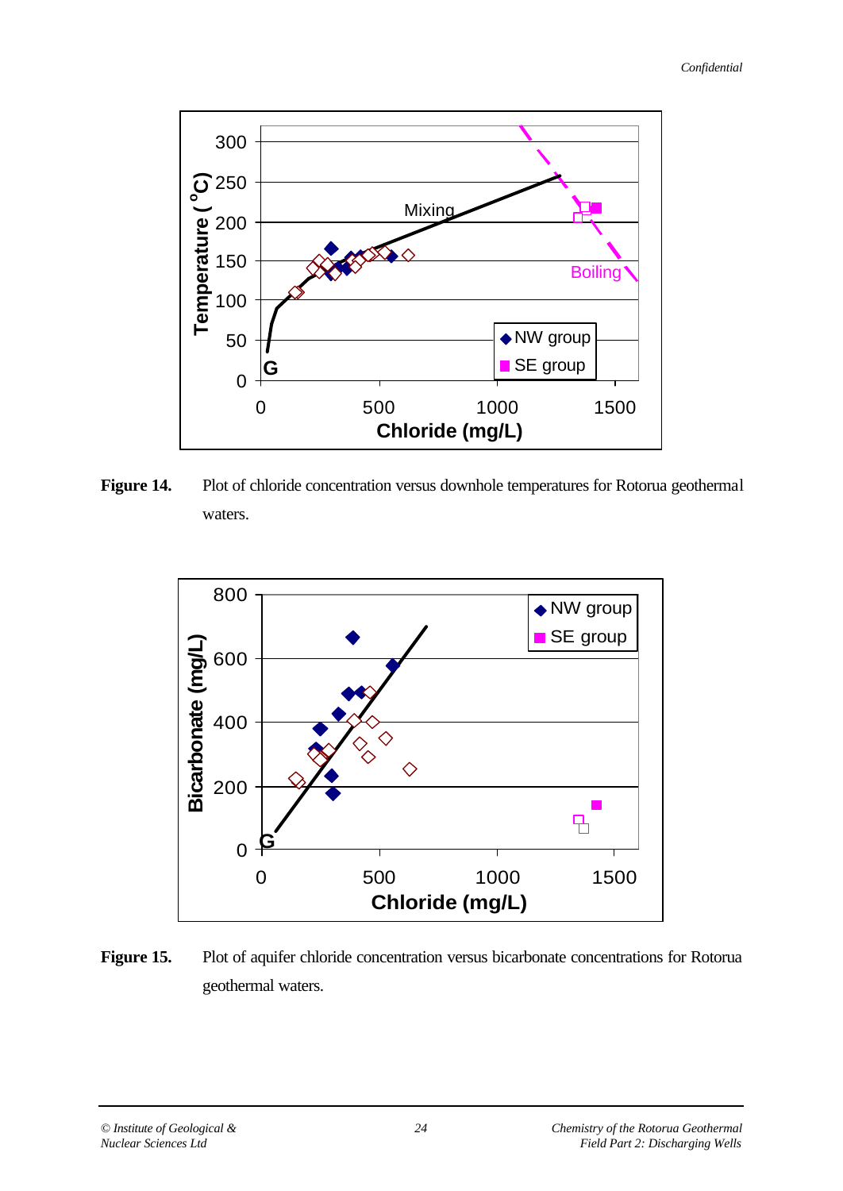**Figure 14.** Plot of chloride concentration versus downhole temperatures for Rotorua geothermal waters.

**Figure 15.** Plot of aquifer chloride concentration versus bicarbonate concentrations for Rotorua geothermal waters.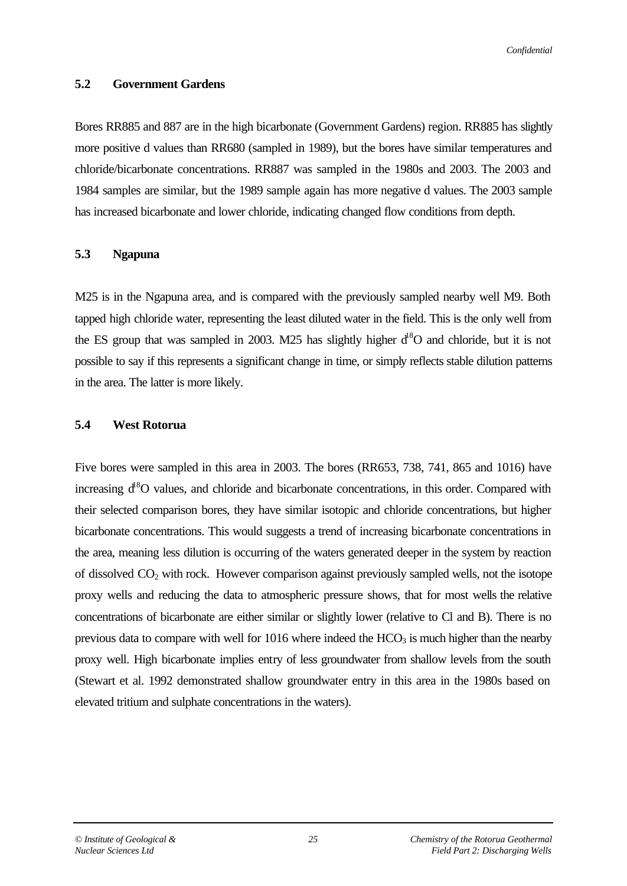## 5.2 Government Gardens

Bores RR885 and 887 are in the high bicarbonate (Government Gardens) region. RR885 has slightly more positive d values than RR680 (sampled in 1989), but the bores have similar temperatures and chloride/bicarbonate concentrations. RR887 was sampled in the 1980s and 2003. The 2003 and 1984 samples are similar, but the 1989 sample again has more negative d values. The 2003 sample has increased bicarbonate and lower chloride, indicating changed flow conditions from depth.

## 5.3 Ngapuna

M25 is in the Ngapuna area, and is compared with the previously sampled nearby well M9. Both tapped high chloride water, representing the least diluted water in the field. This is the only well from the ES group that was sampled in 2003. M25 has slightly higher $d^{18}O$ and chloride, but it is not possible to say if this represents a significant change in time, or simply reflects stable dilution patterns in the area. The latter is more likely.

## 5.4 West Rotorua

Five bores were sampled in this area in 2003. The bores (RR653, 738, 741, 865 and 1016) have increasing $d^{18}O$ values, and chloride and bicarbonate concentrations, in this order. Compared with their selected comparison bores, they have similar isotopic and chloride concentrations, but higher bicarbonate concentrations. This would suggests a trend of increasing bicarbonate concentrations in the area, meaning less dilution is occurring of the waters generated deeper in the system by reaction of dissolved $CO_2$ with rock. However comparison against previously sampled wells, not the isotope proxy wells and reducing the data to atmospheric pressure shows, that for most wells the relative concentrations of bicarbonate are either similar or slightly lower (relative to Cl and B). There is no previous data to compare with well for 1016 where indeed the $HCO_3$ is much higher than the nearby proxy well. High bicarbonate implies entry of less groundwater from shallow levels from the south (Stewart et al. 1992 demonstrated shallow groundwater entry in this area in the 1980s based on elevated tritium and sulphate concentrations in the waters).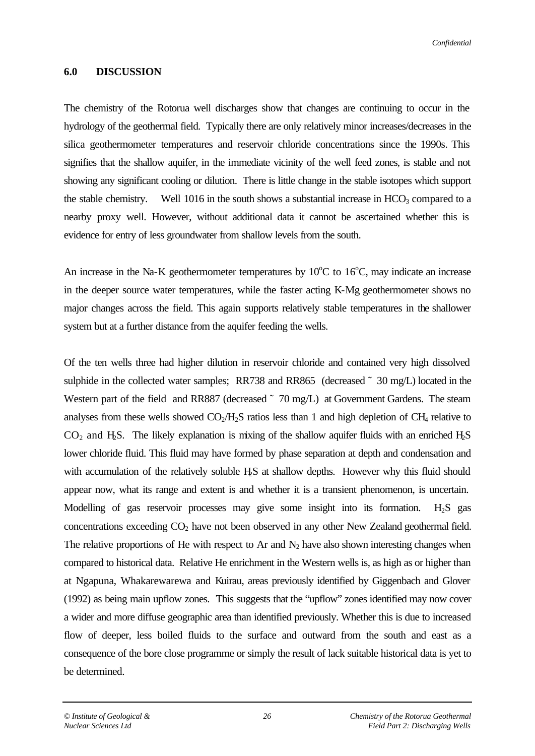## 6.0 DISCUSSION

The chemistry of the Rotorua well discharges show that changes are continuing to occur in the hydrology of the geothermal field. Typically there are only relatively minor increases/decreases in the silica geothermometer temperatures and reservoir chloride concentrations since the 1990s. This signifies that the shallow aquifer, in the immediate vicinity of the well feed zones, is stable and not showing any significant cooling or dilution. There is little change in the stable isotopes which support the stable chemistry. Well 1016 in the south shows a substantial increase in $HCO_3$ compared to a nearby proxy well. However, without additional data it cannot be ascertained whether this is evidence for entry of less groundwater from shallow levels from the south.

An increase in the Na-K geothermometer temperatures by 10°C to 16°C, may indicate an increase in the deeper source water temperatures, while the faster acting K-Mg geothermometer shows no major changes across the field. This again supports relatively stable temperatures in the shallower system but at a further distance from the aquifer feeding the wells.

Of the ten wells three had higher dilution in reservoir chloride and contained very high dissolved sulphide in the collected water samples; RR738 and RR865 (decreased ~ 30 mg/L) located in the Western part of the field and RR887 (decreased ~ 70 mg/L) at Government Gardens. The steam analyses from these wells showed $CO_2/H_2S$ ratios less than 1 and high depletion of $CH_4$ relative to $CO_2$ and $H_2S$. The likely explanation is mixing of the shallow aquifer fluids with an enriched $H_2S$ lower chloride fluid. This fluid may have formed by phase separation at depth and condensation and with accumulation of the relatively soluble $H_2S$ at shallow depths. However why this fluid should appear now, what its range and extent is and whether it is a transient phenomenon, is uncertain. Modelling of gas reservoir processes may give some insight into its formation. $H_2S$ gas concentrations exceeding $CO_2$ have not been observed in any other New Zealand geothermal field. The relative proportions of He with respect to Ar and $N_2$ have also shown interesting changes when compared to historical data. Relative He enrichment in the Western wells is, as high as or higher than at Ngapuna, Whakarewarewa and Kuirau, areas previously identified by Giggenbach and Glover (1992) as being main upflow zones. This suggests that the "upflow" zones identified may now cover a wider and more diffuse geographic area than identified previously. Whether this is due to increased flow of deeper, less boiled fluids to the surface and outward from the south and east as a consequence of the bore close programme or simply the result of lack suitable historical data is yet to be determined.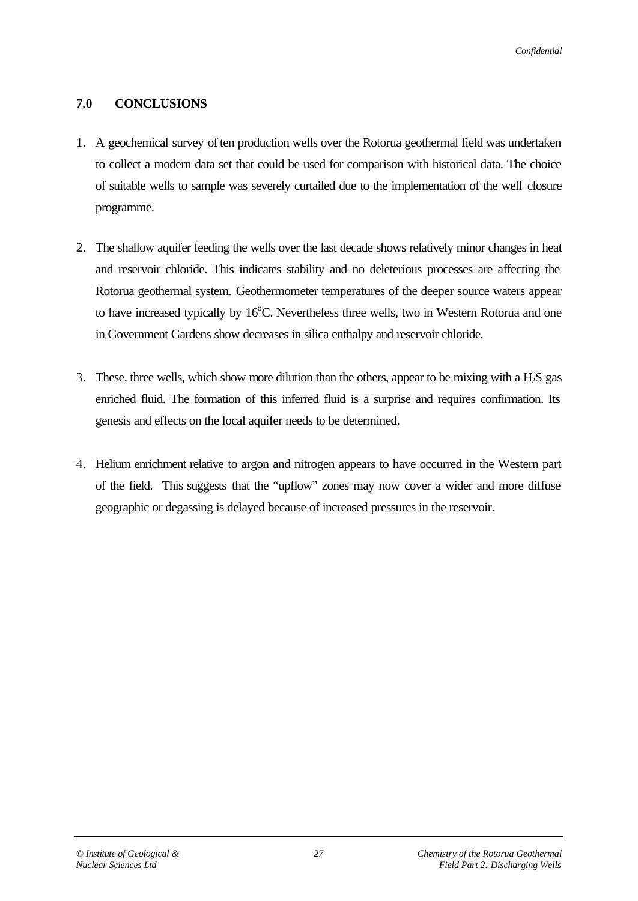## 7.0 CONCLUSIONS

1. A geochemical survey of ten production wells over the Rotorua geothermal field was undertaken to collect a modern data set that could be used for comparison with historical data. The choice of suitable wells to sample was severely curtailed due to the implementation of the well closure programme.

2. The shallow aquifer feeding the wells over the last decade shows relatively minor changes in heat and reservoir chloride. This indicates stability and no deleterious processes are affecting the Rotorua geothermal system. Geothermometer temperatures of the deeper source waters appear to have increased typically by 16°C. Nevertheless three wells, two in Western Rotorua and one in Government Gardens show decreases in silica enthalpy and reservoir chloride.

3. These, three wells, which show more dilution than the others, appear to be mixing with a $H_2S$ gas enriched fluid. The formation of this inferred fluid is a surprise and requires confirmation. Its genesis and effects on the local aquifer needs to be determined.

4. Helium enrichment relative to argon and nitrogen appears to have occurred in the Western part of the field. This suggests that the "upflow" zones may now cover a wider and more diffuse geographic or degassing is delayed because of increased pressures in the reservoir.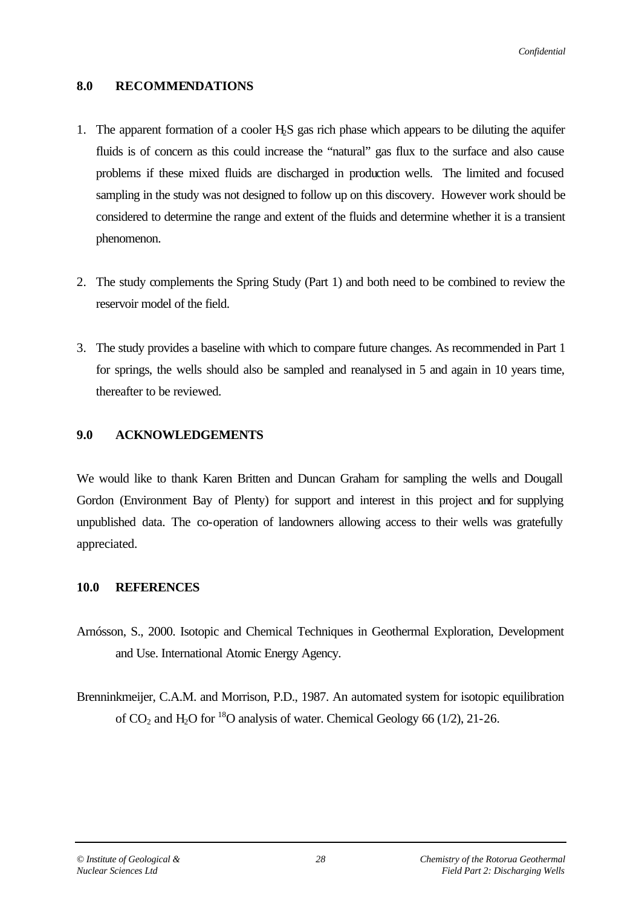## 8.0 RECOMMENDATIONS

1. The apparent formation of a cooler $H_2S$ gas rich phase which appears to be diluting the aquifer fluids is of concern as this could increase the "natural" gas flux to the surface and also cause problems if these mixed fluids are discharged in production wells. The limited and focused sampling in the study was not designed to follow up on this discovery. However work should be considered to determine the range and extent of the fluids and determine whether it is a transient phenomenon.

2. The study complements the Spring Study (Part 1) and both need to be combined to review the reservoir model of the field.

3. The study provides a baseline with which to compare future changes. As recommended in Part 1 for springs, the wells should also be sampled and reanalysed in 5 and again in 10 years time, thereafter to be reviewed.

## 9.0 ACKNOWLEDGEMENTS

We would like to thank Karen Britten and Duncan Graham for sampling the wells and Dougall Gordon (Environment Bay of Plenty) for support and interest in this project and for supplying unpublished data. The co-operation of landowners allowing access to their wells was gratefully appreciated.

## 10.0 REFERENCES

Arnósson, S., 2000. Isotopic and Chemical Techniques in Geothermal Exploration, Development and Use. International Atomic Energy Agency.

Brenninkmeijer, C.A.M. and Morrison, P.D., 1987. An automated system for isotopic equilibration of $CO_2$ and $H_2O$ for $^{18}O$ analysis of water. Chemical Geology 66 (1/2), 21-26.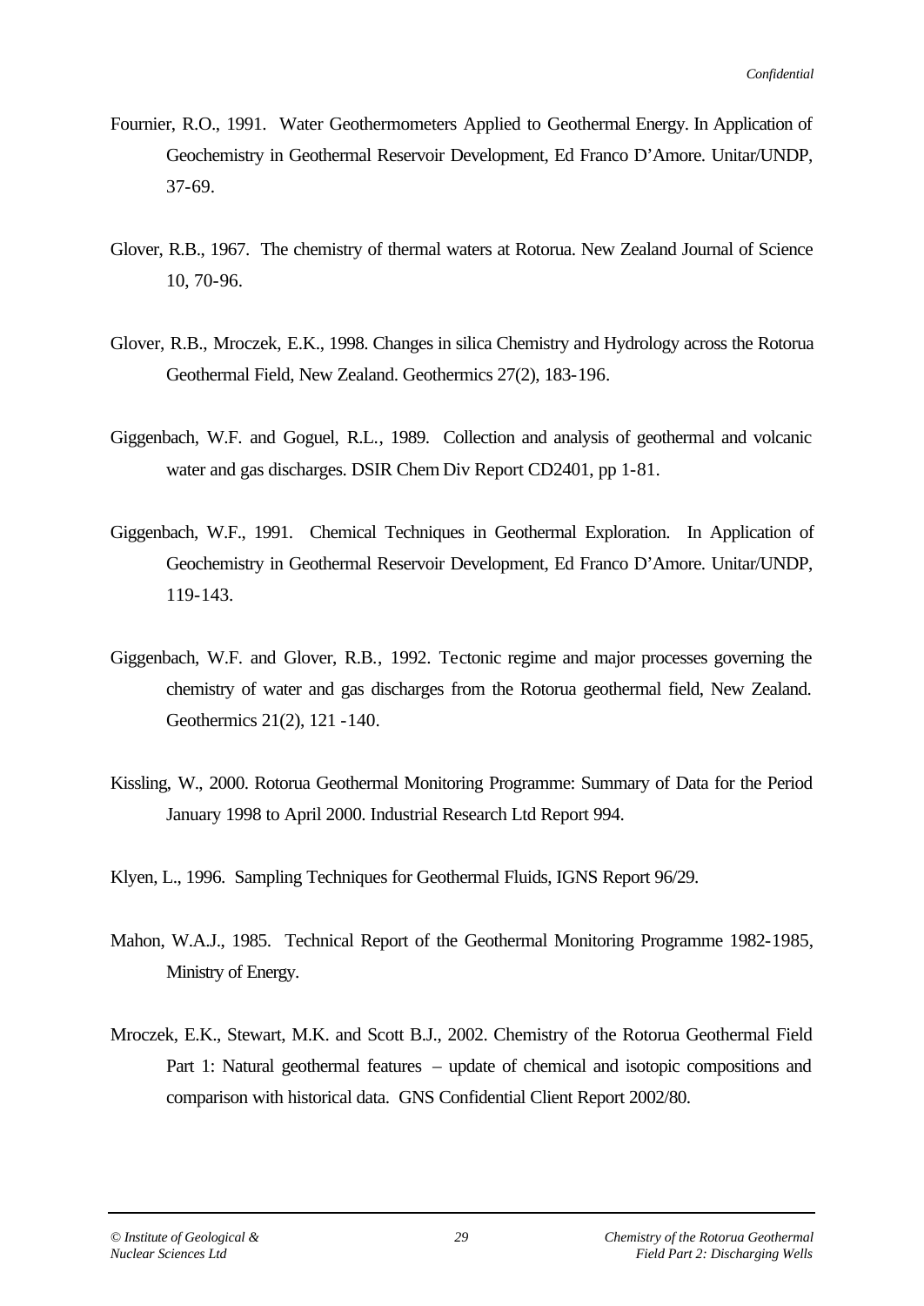Fournier, R.O., 1991. Water Geothermometers Applied to Geothermal Energy. In Application of Geochemistry in Geothermal Reservoir Development, Ed Franco D'Amore. Unitar/UNDP, 37-69.

Glover, R.B., 1967. The chemistry of thermal waters at Rotorua. New Zealand Journal of Science 10, 70-96.

Glover, R.B., Mroczek, E.K., 1998. Changes in silica Chemistry and Hydrology across the Rotorua Geothermal Field, New Zealand. Geothermics 27(2), 183-196.

Giggenbach, W.F. and Goguel, R.L., 1989. Collection and analysis of geothermal and volcanic water and gas discharges. DSIR Chem Div Report CD2401, pp 1-81.

Giggenbach, W.F., 1991. Chemical Techniques in Geothermal Exploration. In Application of Geochemistry in Geothermal Reservoir Development, Ed Franco D'Amore. Unitar/UNDP, 119-143.

Giggenbach, W.F. and Glover, R.B., 1992. Tectonic regime and major processes governing the chemistry of water and gas discharges from the Rotorua geothermal field, New Zealand. Geothermics 21(2), 121 -140.

Kissling, W., 2000. Rotorua Geothermal Monitoring Programme: Summary of Data for the Period January 1998 to April 2000. Industrial Research Ltd Report 994.

Klyen, L., 1996. Sampling Techniques for Geothermal Fluids, IGNS Report 96/29.

Mahon, W.A.J., 1985. Technical Report of the Geothermal Monitoring Programme 1982-1985, Ministry of Energy.

Mroczek, E.K., Stewart, M.K. and Scott B.J., 2002. Chemistry of the Rotorua Geothermal Field Part 1: Natural geothermal features – update of chemical and isotopic compositions and comparison with historical data. GNS Confidential Client Report 2002/80.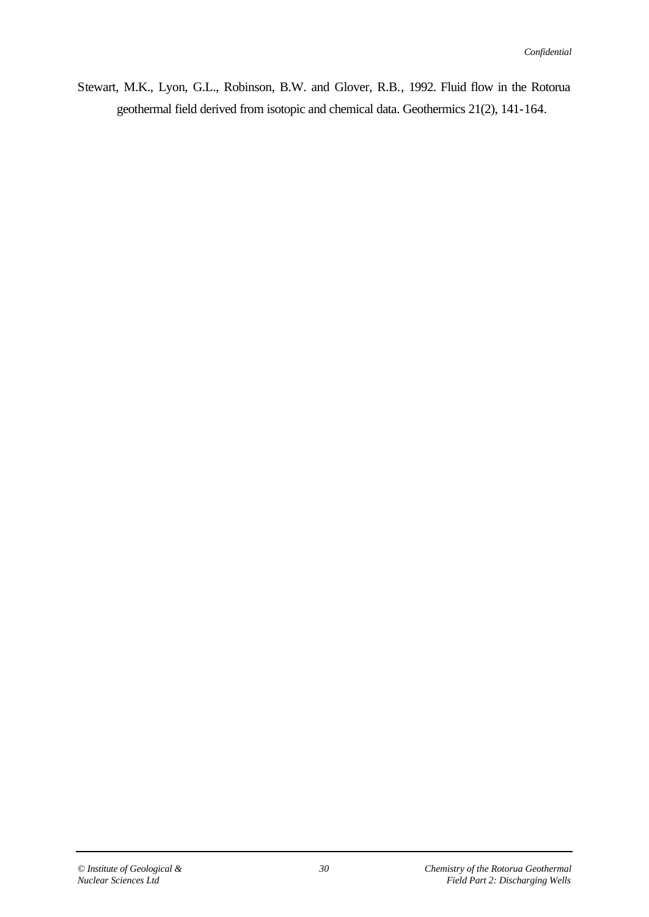Stewart, M.K., Lyon, G.L., Robinson, B.W. and Glover, R.B., 1992. Fluid flow in the Rotorua geothermal field derived from isotopic and chemical data. Geothermics 21(2), 141-164.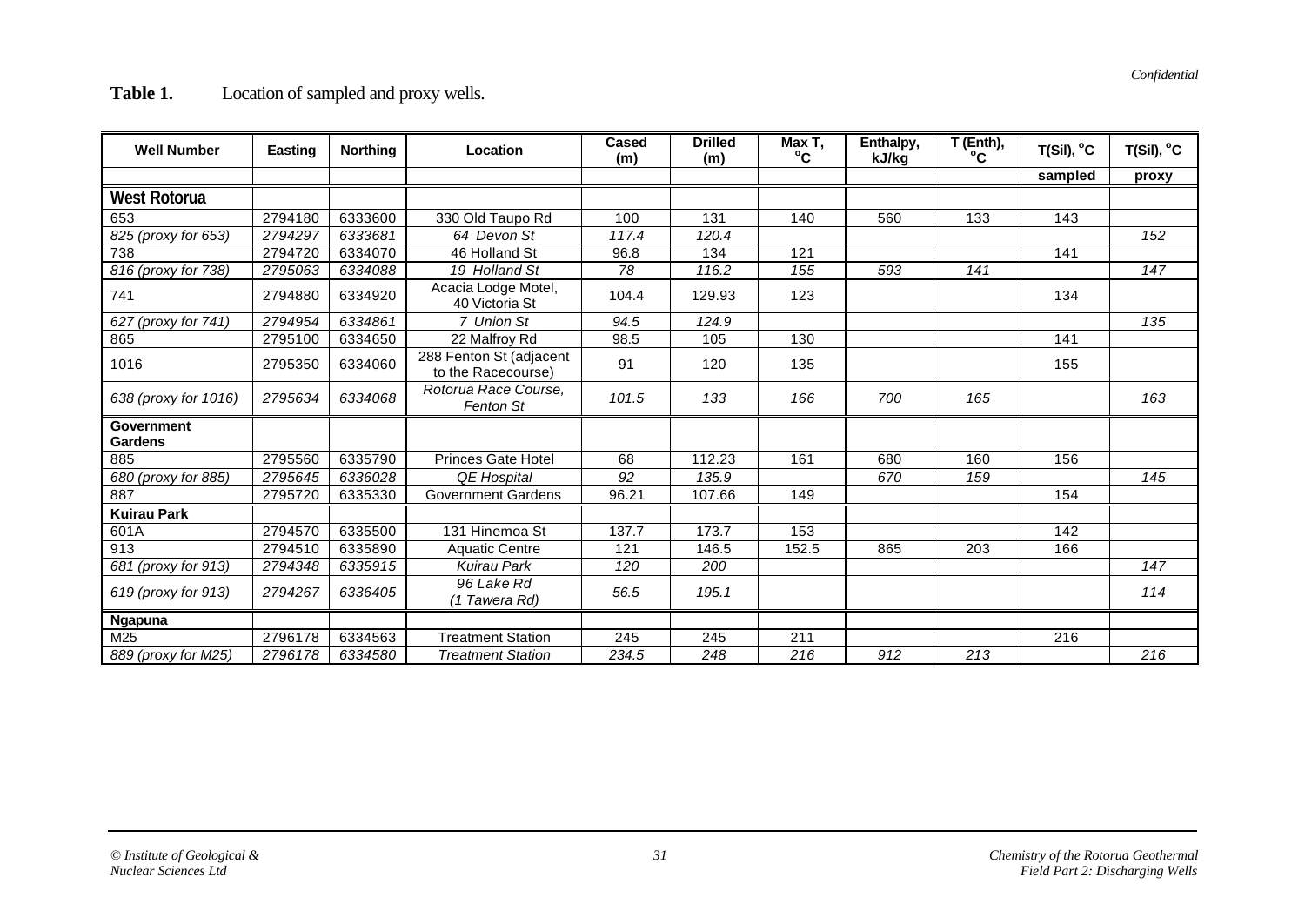**Table 1.** Location of sampled and proxy wells.

| Well Number | Easting | Northing | Location | Cased (m) | Drilled (m) | Max T, °C | Enthalpy, kJ/kg | T (Enth), °C | T(Sil), °C | T(Sil), °C |
|---|---|---|---|---|---|---|---|---|---|---|
| | | | | | | | | | sampled | proxy |
| **West Rotorua** | | | | | | | | | | |
| 653 | 2794180 | 6333600 | 330 Old Taupo Rd | 100 | 131 | 140 | 560 | 133 | 143 | |
| *825 (proxy for 653)* | *2794297* | *6333681* | *64 Devon St* | *117.4* | *120.4* | | | | | *152* |
| 738 | 2794720 | 6334070 | 46 Holland St | 96.8 | 134 | 121 | | | 141 | |
| *816 (proxy for 738)* | *2795063* | *6334088* | *19 Holland St* | *78* | *116.2* | *155* | *593* | *141* | | *147* |
| 741 | 2794880 | 6334920 | Acacia Lodge Motel, 40 Victoria St | 104.4 | 129.93 | 123 | | | 134 | |
| *627 (proxy for 741)* | *2794954* | *6334861* | *7 Union St* | *94.5* | *124.9* | | | | | *135* |
| 865 | 2795100 | 6334650 | 22 Malfroy Rd | 98.5 | 105 | 130 | | | 141 | |
| 1016 | 2795350 | 6334060 | 288 Fenton St (adjacent to the Racecourse) | 91 | 120 | 135 | | | 155 | |
| *638 (proxy for 1016)* | *2795634* | *6334068* | *Rotorua Race Course, Fenton St* | *101.5* | *133* | *166* | *700* | *165* | | *163* |
| **Government Gardens** | | | | | | | | | | |
| 885 | 2795560 | 6335790 | Princes Gate Hotel | 68 | 112.23 | 161 | 680 | 160 | 156 | |
| *680 (proxy for 885)* | *2795645* | *6336028* | *QE Hospital* | *92* | *135.9* | | *670* | *159* | | *145* |
| 887 | 2795720 | 6335330 | Government Gardens | 96.21 | 107.66 | 149 | | | 154 | |
| **Kuirau Park** | | | | | | | | | | |
| 601A | 2794570 | 6335500 | 131 Hinemoa St | 137.7 | 173.7 | 153 | | | 142 | |
| 913 | 2794510 | 6335890 | Aquatic Centre | 121 | 146.5 | 152.5 | 865 | 203 | 166 | |
| *681 (proxy for 913)* | *2794348* | *6335915* | *Kuirau Park* | *120* | *200* | | | | | *147* |
| *619 (proxy for 913)* | *2794267* | *6336405* | *96 Lake Rd (1 Tawera Rd)* | *56.5* | *195.1* | | | | | *114* |
| **Ngapuna** | | | | | | | | | | |
| M25 | 2796178 | 6334563 | Treatment Station | 245 | 245 | 211 | | | 216 | |
| *889 (proxy for M25)* | *2796178* | *6334580* | *Treatment Station* | *234.5* | *248* | *216* | *912* | *213* | | *216* |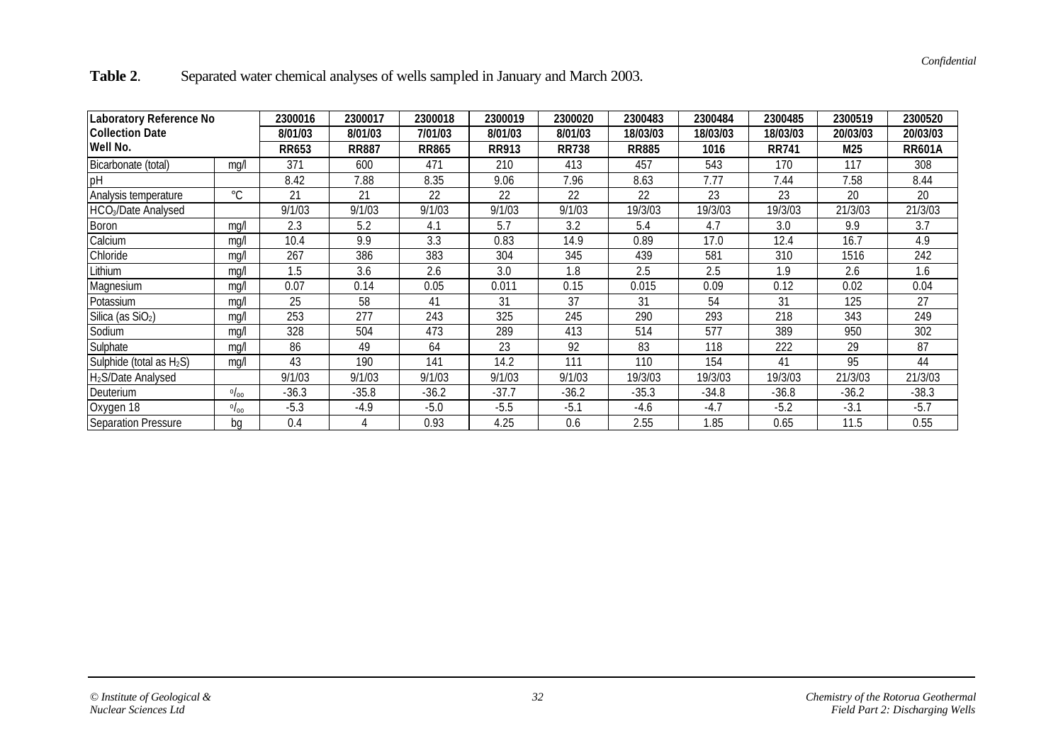**Table 2**. Separated water chemical analyses of wells sampled in January and March 2003.

| Laboratory Reference No | | 2300016 | 2300017 | 2300018 | 2300019 | 2300020 | 2300483 | 2300484 | 2300485 | 2300519 | 2300520 |
|---|---|---|---|---|---|---|---|---|---|---|---|
| Collection Date | | 8/01/03 | 8/01/03 | 7/01/03 | 8/01/03 | 8/01/03 | 18/03/03 | 18/03/03 | 18/03/03 | 20/03/03 | 20/03/03 |
| Well No. | | RR653 | RR887 | RR865 | RR913 | RR738 | RR885 | 1016 | RR741 | M25 | RR601A |
| Bicarbonate (total) | mg/l | 371 | 600 | 471 | 210 | 413 | 457 | 543 | 170 | 117 | 308 |
| pH | | 8.42 | 7.88 | 8.35 | 9.06 | 7.96 | 8.63 | 7.77 | 7.44 | 7.58 | 8.44 |
| Analysis temperature | °C | 21 | 21 | 22 | 22 | 22 | 22 | 23 | 23 | 20 | 20 |
| $HCO_3$/Date Analysed | | 9/1/03 | 9/1/03 | 9/1/03 | 9/1/03 | 9/1/03 | 19/3/03 | 19/3/03 | 19/3/03 | 21/3/03 | 21/3/03 |
| Boron | mg/l | 2.3 | 5.2 | 4.1 | 5.7 | 3.2 | 5.4 | 4.7 | 3.0 | 9.9 | 3.7 |
| Calcium | mg/l | 10.4 | 9.9 | 3.3 | 0.83 | 14.9 | 0.89 | 17.0 | 12.4 | 16.7 | 4.9 |
| Chloride | mg/l | 267 | 386 | 383 | 304 | 345 | 439 | 581 | 310 | 1516 | 242 |
| Lithium | mg/l | 1.5 | 3.6 | 2.6 | 3.0 | 1.8 | 2.5 | 2.5 | 1.9 | 2.6 | 1.6 |
| Magnesium | mg/l | 0.07 | 0.14 | 0.05 | 0.011 | 0.15 | 0.015 | 0.09 | 0.12 | 0.02 | 0.04 |
| Potassium | mg/l | 25 | 58 | 41 | 31 | 37 | 31 | 54 | 31 | 125 | 27 |
| Silica (as $SiO_2$) | mg/l | 253 | 277 | 243 | 325 | 245 | 290 | 293 | 218 | 343 | 249 |
| Sodium | mg/l | 328 | 504 | 473 | 289 | 413 | 514 | 577 | 389 | 950 | 302 |
| Sulphate | mg/l | 86 | 49 | 64 | 23 | 92 | 83 | 118 | 222 | 29 | 87 |
| Sulphide (total as $H_2S$) | mg/l | 43 | 190 | 141 | 14.2 | 111 | 110 | 154 | 41 | 95 | 44 |
| $H_2S$/Date Analysed | | 9/1/03 | 9/1/03 | 9/1/03 | 9/1/03 | 9/1/03 | 19/3/03 | 19/3/03 | 19/3/03 | 21/3/03 | 21/3/03 |
| Deuterium | ‰ | -36.3 | -35.8 | -36.2 | -37.7 | -36.2 | -35.3 | -34.8 | -36.8 | -36.2 | -38.3 |
| Oxygen 18 | ‰ | -5.3 | -4.9 | -5.0 | -5.5 | -5.1 | -4.6 | -4.7 | -5.2 | -3.1 | -5.7 |
| Separation Pressure | bg | 0.4 | 4 | 0.93 | 4.25 | 0.6 | 2.55 | 1.85 | 0.65 | 11.5 | 0.55 |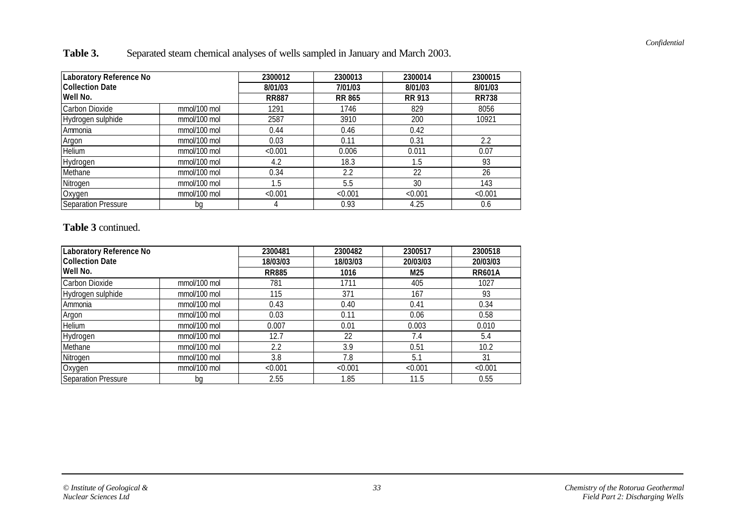**Table 3.** Separated steam chemical analyses of wells sampled in January and March 2003.

| Laboratory Reference No | | 2300012 | 2300013 | 2300014 | 2300015 |
|---|---|---|---|---|---|
| Collection Date | | 8/01/03 | 7/01/03 | 8/01/03 | 8/01/03 |
| Well No. | | RR887 | RR 865 | RR 913 | RR738 |
| Carbon Dioxide | mmol/100 mol | 1291 | 1746 | 829 | 8056 |
| Hydrogen sulphide | mmol/100 mol | 2587 | 3910 | 200 | 10921 |
| Ammonia | mmol/100 mol | 0.44 | 0.46 | 0.42 | |
| Argon | mmol/100 mol | 0.03 | 0.11 | 0.31 | 2.2 |
| Helium | mmol/100 mol | <0.001 | 0.006 | 0.011 | 0.07 |
| Hydrogen | mmol/100 mol | 4.2 | 18.3 | 1.5 | 93 |
| Methane | mmol/100 mol | 0.34 | 2.2 | 22 | 26 |
| Nitrogen | mmol/100 mol | 1.5 | 5.5 | 30 | 143 |
| Oxygen | mmol/100 mol | <0.001 | <0.001 | <0.001 | <0.001 |
| Separation Pressure | bg | 4 | 0.93 | 4.25 | 0.6 |

**Table 3** continued.

| Laboratory Reference No | | 2300481 | 2300482 | 2300517 | 2300518 |
|---|---|---|---|---|---|
| Collection Date | | 18/03/03 | 18/03/03 | 20/03/03 | 20/03/03 |
| Well No. | | RR885 | 1016 | M25 | RR601A |
| Carbon Dioxide | mmol/100 mol | 781 | 1711 | 405 | 1027 |
| Hydrogen sulphide | mmol/100 mol | 115 | 371 | 167 | 93 |
| Ammonia | mmol/100 mol | 0.43 | 0.40 | 0.41 | 0.34 |
| Argon | mmol/100 mol | 0.03 | 0.11 | 0.06 | 0.58 |
| Helium | mmol/100 mol | 0.007 | 0.01 | 0.003 | 0.010 |
| Hydrogen | mmol/100 mol | 12.7 | 22 | 7.4 | 5.4 |
| Methane | mmol/100 mol | 2.2 | 3.9 | 0.51 | 10.2 |
| Nitrogen | mmol/100 mol | 3.8 | 7.8 | 5.1 | 31 |
| Oxygen | mmol/100 mol | <0.001 | <0.001 | <0.001 | <0.001 |
| Separation Pressure | bg | 2.55 | 1.85 | 11.5 | 0.55 |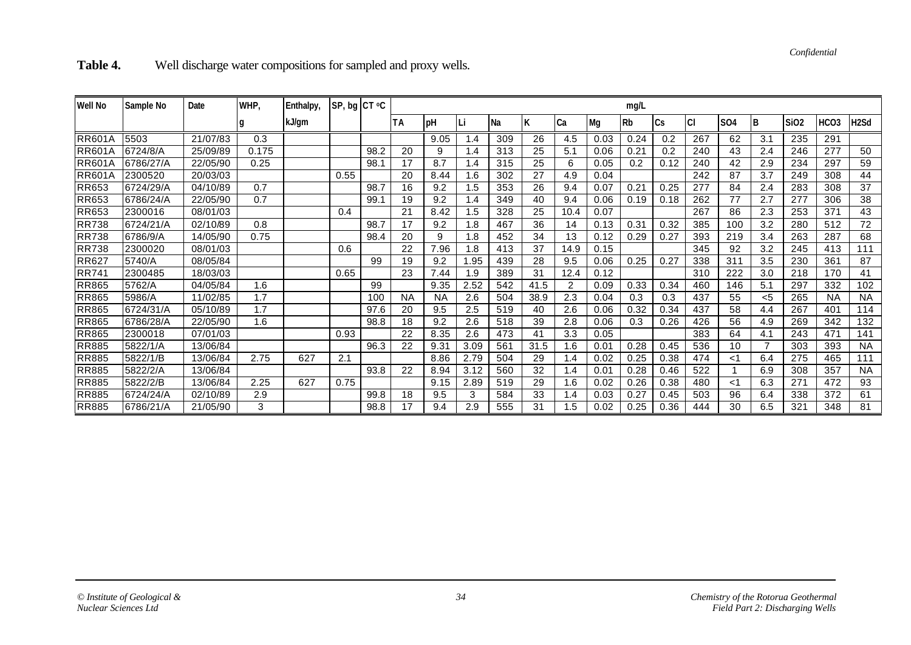**Table 4.** Well discharge water compositions for sampled and proxy wells.

| Well No | Sample No | Date | WHP, | Enthalpy, | SP, bg | CT °C | mg/L | | | | | | | | | | | | | | |
|---|---|---|---|---|---|---|---|---|---|---|---|---|---|---|---|---|---|---|---|---|---|
| | | | g | kJ/gm | | | TA | pH | Li | Na | K | Ca | Mg | Rb | Cs | Cl | SO4 | B | SiO2 | HCO3 | H2Sd |
| RR601A | 5503 | 21/07/83 | 0.3 | | | | | 9.05 | 1.4 | 309 | 26 | 4.5 | 0.03 | 0.24 | 0.2 | 267 | 62 | 3.1 | 235 | 291 | |
| RR601A | 6724/8/A | 25/09/89 | 0.175 | | | 98.2 | 20 | 9 | 1.4 | 313 | 25 | 5.1 | 0.06 | 0.21 | 0.2 | 240 | 43 | 2.4 | 246 | 277 | 50 |
| RR601A | 6786/27/A | 22/05/90 | 0.25 | | | 98.1 | 17 | 8.7 | 1.4 | 315 | 25 | 6 | 0.05 | 0.2 | 0.12 | 240 | 42 | 2.9 | 234 | 297 | 59 |
| RR601A | 2300520 | 20/03/03 | | | 0.55 | | 20 | 8.44 | 1.6 | 302 | 27 | 4.9 | 0.04 | | | 242 | 87 | 3.7 | 249 | 308 | 44 |
| RR653 | 6724/29/A | 04/10/89 | 0.7 | | | 98.7 | 16 | 9.2 | 1.5 | 353 | 26 | 9.4 | 0.07 | 0.21 | 0.25 | 277 | 84 | 2.4 | 283 | 308 | 37 |
| RR653 | 6786/24/A | 22/05/90 | 0.7 | | | 99.1 | 19 | 9.2 | 1.4 | 349 | 40 | 9.4 | 0.06 | 0.19 | 0.18 | 262 | 77 | 2.7 | 277 | 306 | 38 |
| RR653 | 2300016 | 08/01/03 | | | 0.4 | | 21 | 8.42 | 1.5 | 328 | 25 | 10.4 | 0.07 | | | 267 | 86 | 2.3 | 253 | 371 | 43 |
| RR738 | 6724/21/A | 02/10/89 | 0.8 | | | 98.7 | 17 | 9.2 | 1.8 | 467 | 36 | 14 | 0.13 | 0.31 | 0.32 | 385 | 100 | 3.2 | 280 | 512 | 72 |
| RR738 | 6786/9/A | 14/05/90 | 0.75 | | | 98.4 | 20 | 9 | 1.8 | 452 | 34 | 13 | 0.12 | 0.29 | 0.27 | 393 | 219 | 3.4 | 263 | 287 | 68 |
| RR738 | 2300020 | 08/01/03 | | | 0.6 | | 22 | 7.96 | 1.8 | 413 | 37 | 14.9 | 0.15 | | | 345 | 92 | 3.2 | 245 | 413 | 111 |
| RR627 | 5740/A | 08/05/84 | | | | 99 | 19 | 9.2 | 1.95 | 439 | 28 | 9.5 | 0.06 | 0.25 | 0.27 | 338 | 311 | 3.5 | 230 | 361 | 87 |
| RR741 | 2300485 | 18/03/03 | | | 0.65 | | 23 | 7.44 | 1.9 | 389 | 31 | 12.4 | 0.12 | | | 310 | 222 | 3.0 | 218 | 170 | 41 |
| RR865 | 5762/A | 04/05/84 | 1.6 | | | 99 | | 9.35 | 2.52 | 542 | 41.5 | 2 | 0.09 | 0.33 | 0.34 | 460 | 146 | 5.1 | 297 | 332 | 102 |
| RR865 | 5986/A | 11/02/85 | 1.7 | | | 100 | NA | NA | 2.6 | 504 | 38.9 | 2.3 | 0.04 | 0.3 | 0.3 | 437 | 55 | <5 | 265 | NA | NA |
| RR865 | 6724/31/A | 05/10/89 | 1.7 | | | 97.6 | 20 | 9.5 | 2.5 | 519 | 40 | 2.6 | 0.06 | 0.32 | 0.34 | 437 | 58 | 4.4 | 267 | 401 | 114 |
| RR865 | 6786/28/A | 22/05/90 | 1.6 | | | 98.8 | 18 | 9.2 | 2.6 | 518 | 39 | 2.8 | 0.06 | 0.3 | 0.26 | 426 | 56 | 4.9 | 269 | 342 | 132 |
| RR865 | 2300018 | 07/01/03 | | | 0.93 | | 22 | 8.35 | 2.6 | 473 | 41 | 3.3 | 0.05 | | | 383 | 64 | 4.1 | 243 | 471 | 141 |
| RR885 | 5822/1/A | 13/06/84 | | | | 96.3 | 22 | 9.31 | 3.09 | 561 | 31.5 | 1.6 | 0.01 | 0.28 | 0.45 | 536 | 10 | 7 | 303 | 393 | NA |
| RR885 | 5822/1/B | 13/06/84 | 2.75 | 627 | 2.1 | | | 8.86 | 2.79 | 504 | 29 | 1.4 | 0.02 | 0.25 | 0.38 | 474 | <1 | 6.4 | 275 | 465 | 111 |
| RR885 | 5822/2/A | 13/06/84 | | | | 93.8 | 22 | 8.94 | 3.12 | 560 | 32 | 1.4 | 0.01 | 0.28 | 0.46 | 522 | 1 | 6.9 | 308 | 357 | NA |
| RR885 | 5822/2/B | 13/06/84 | 2.25 | 627 | 0.75 | | | 9.15 | 2.89 | 519 | 29 | 1.6 | 0.02 | 0.26 | 0.38 | 480 | <1 | 6.3 | 271 | 472 | 93 |
| RR885 | 6724/24/A | 02/10/89 | 2.9 | | | 99.8 | 18 | 9.5 | 3 | 584 | 33 | 1.4 | 0.03 | 0.27 | 0.45 | 503 | 96 | 6.4 | 338 | 372 | 61 |
| RR885 | 6786/21/A | 21/05/90 | 3 | | | 98.8 | 17 | 9.4 | 2.9 | 555 | 31 | 1.5 | 0.02 | 0.25 | 0.36 | 444 | 30 | 6.5 | 321 | 348 | 81 |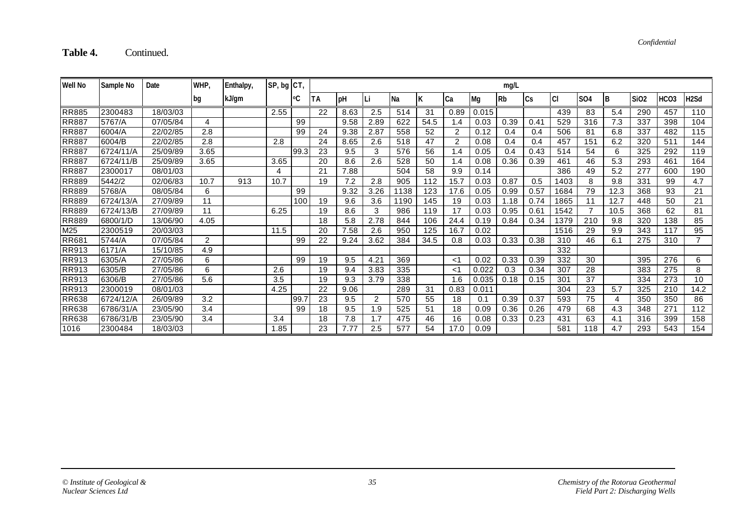**Table 4.** Continued.

| Well No | Sample No | Date | WHP, | Enthalpy, | SP, bg | CT, | mg/L | | | | | | | | | | | | | | |
|---|---|---|---|---|---|---|---|---|---|---|---|---|---|---|---|---|---|---|---|---|---|
| | | | bg | kJ/gm | | °C | TA | pH | Li | Na | K | Ca | Mg | Rb | Cs | Cl | SO4 | B | SiO2 | HCO3 | H2Sd |
| RR885 | 2300483 | 18/03/03 | | | 2.55 | | 22 | 8.63 | 2.5 | 514 | 31 | 0.89 | 0.015 | | | 439 | 83 | 5.4 | 290 | 457 | 110 |
| RR887 | 5767/A | 07/05/84 | 4 | | | 99 | | 9.58 | 2.89 | 622 | 54.5 | 1.4 | 0.03 | 0.39 | 0.41 | 529 | 316 | 7.3 | 337 | 398 | 104 |
| RR887 | 6004/A | 22/02/85 | 2.8 | | | 99 | 24 | 9.38 | 2.87 | 558 | 52 | 2 | 0.12 | 0.4 | 0.4 | 506 | 81 | 6.8 | 337 | 482 | 115 |
| RR887 | 6004/B | 22/02/85 | 2.8 | | 2.8 | | 24 | 8.65 | 2.6 | 518 | 47 | 2 | 0.08 | 0.4 | 0.4 | 457 | 151 | 6.2 | 320 | 511 | 144 |
| RR887 | 6724/11/A | 25/09/89 | 3.65 | | | 99.3 | 23 | 9.5 | 3 | 576 | 56 | 1.4 | 0.05 | 0.4 | 0.43 | 514 | 54 | 6 | 325 | 292 | 119 |
| RR887 | 6724/11/B | 25/09/89 | 3.65 | | 3.65 | | 20 | 8.6 | 2.6 | 528 | 50 | 1.4 | 0.08 | 0.36 | 0.39 | 461 | 46 | 5.3 | 293 | 461 | 164 |
| RR887 | 2300017 | 08/01/03 | | | 4 | | 21 | 7.88 | | 504 | 58 | 9.9 | 0.14 | | | 386 | 49 | 5.2 | 277 | 600 | 190 |
| RR889 | 5442/2 | 02/06/83 | 10.7 | 913 | 10.7 | | 19 | 7.2 | 2.8 | 905 | 112 | 15.7 | 0.03 | 0.87 | 0.5 | 1403 | 8 | 9.8 | 331 | 99 | 4.7 |
| RR889 | 5768/A | 08/05/84 | 6 | | | 99 | | 9.32 | 3.26 | 1138 | 123 | 17.6 | 0.05 | 0.99 | 0.57 | 1684 | 79 | 12.3 | 368 | 93 | 21 |
| RR889 | 6724/13/A | 27/09/89 | 11 | | | 100 | 19 | 9.6 | 3.6 | 1190 | 145 | 19 | 0.03 | 1.18 | 0.74 | 1865 | 11 | 12.7 | 448 | 50 | 21 |
| RR889 | 6724/13/B | 27/09/89 | 11 | | 6.25 | | 19 | 8.6 | 3 | 986 | 119 | 17 | 0.03 | 0.95 | 0.61 | 1542 | 7 | 10.5 | 368 | 62 | 81 |
| RR889 | 6800/1/D | 13/06/90 | 4.05 | | | | 18 | 5.8 | 2.78 | 844 | 106 | 24.4 | 0.19 | 0.84 | 0.34 | 1379 | 210 | 9.8 | 320 | 138 | 85 |
| M25 | 2300519 | 20/03/03 | | | 11.5 | | 20 | 7.58 | 2.6 | 950 | 125 | 16.7 | 0.02 | | | 1516 | 29 | 9.9 | 343 | 117 | 95 |
| RR681 | 5744/A | 07/05/84 | 2 | | | 99 | 22 | 9.24 | 3.62 | 384 | 34.5 | 0.8 | 0.03 | 0.33 | 0.38 | 310 | 46 | 6.1 | 275 | 310 | 7 |
| RR913 | 6171/A | 15/10/85 | 4.9 | | | | | | | | | | | | | 332 | | | | | |
| RR913 | 6305/A | 27/05/86 | 6 | | | 99 | 19 | 9.5 | 4.21 | 369 | | <1 | 0.02 | 0.33 | 0.39 | 332 | 30 | | 395 | 276 | 6 |
| RR913 | 6305/B | 27/05/86 | 6 | | 2.6 | | 19 | 9.4 | 3.83 | 335 | | <1 | 0.022 | 0.3 | 0.34 | 307 | 28 | | 383 | 275 | 8 |
| RR913 | 6306/B | 27/05/86 | 5.6 | | 3.5 | | 19 | 9.3 | 3.79 | 338 | | 1.6 | 0.035 | 0.18 | 0.15 | 301 | 37 | | 334 | 273 | 10 |
| RR913 | 2300019 | 08/01/03 | | | 4.25 | | 22 | 9.06 | | 289 | 31 | 0.83 | 0.011 | | | 304 | 23 | 5.7 | 325 | 210 | 14.2 |
| RR638 | 6724/12/A | 26/09/89 | 3.2 | | | 99.7 | 23 | 9.5 | 2 | 570 | 55 | 18 | 0.1 | 0.39 | 0.37 | 593 | 75 | 4 | 350 | 350 | 86 |
| RR638 | 6786/31/A | 23/05/90 | 3.4 | | | 99 | 18 | 9.5 | 1.9 | 525 | 51 | 18 | 0.09 | 0.36 | 0.26 | 479 | 68 | 4.3 | 348 | 271 | 112 |
| RR638 | 6786/31/B | 23/05/90 | 3.4 | | 3.4 | | 18 | 7.8 | 1.7 | 475 | 46 | 16 | 0.08 | 0.33 | 0.23 | 431 | 63 | 4.1 | 316 | 399 | 158 |
| 1016 | 2300484 | 18/03/03 | | | 1.85 | | 23 | 7.77 | 2.5 | 577 | 54 | 17.0 | 0.09 | | | 581 | 118 | 4.7 | 293 | 543 | 154 |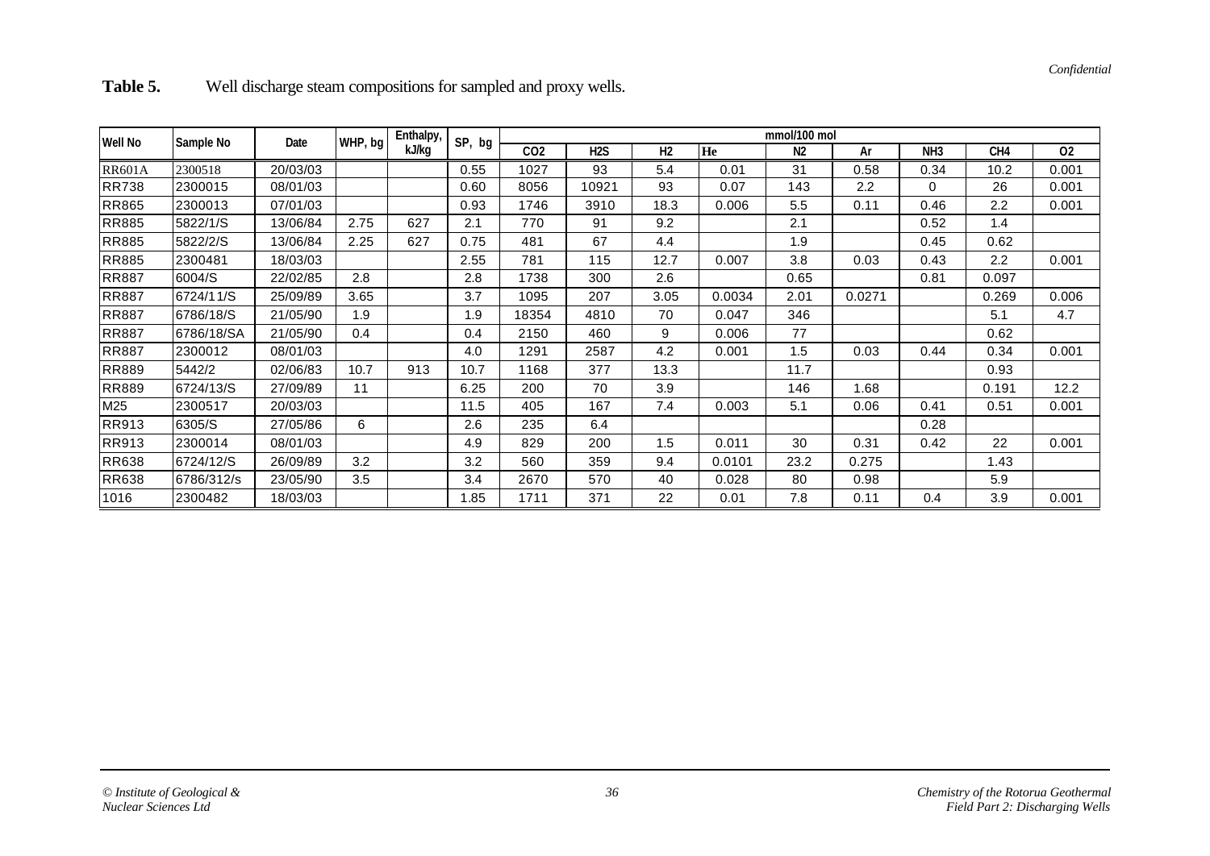**Table 5.** Well discharge steam compositions for sampled and proxy wells.

| Well No | Sample No | Date | WHP, bg | Enthalpy, kJ/kg | SP, bg | mmol/100 mol | | | | | | | | |
|---|---|---|---|---|---|---|---|---|---|---|---|---|---|---|
| | | | | | | CO2 | H2S | H2 | He | N2 | Ar | NH3 | CH4 | O2 |
| RR601A | 2300518 | 20/03/03 | | | 0.55 | 1027 | 93 | 5.4 | 0.01 | 31 | 0.58 | 0.34 | 10.2 | 0.001 |
| RR738 | 2300015 | 08/01/03 | | | 0.60 | 8056 | 10921 | 93 | 0.07 | 143 | 2.2 | 0 | 26 | 0.001 |
| RR865 | 2300013 | 07/01/03 | | | 0.93 | 1746 | 3910 | 18.3 | 0.006 | 5.5 | 0.11 | 0.46 | 2.2 | 0.001 |
| RR885 | 5822/1/S | 13/06/84 | 2.75 | 627 | 2.1 | 770 | 91 | 9.2 | | 2.1 | | 0.52 | 1.4 | |
| RR885 | 5822/2/S | 13/06/84 | 2.25 | 627 | 0.75 | 481 | 67 | 4.4 | | 1.9 | | 0.45 | 0.62 | |
| RR885 | 2300481 | 18/03/03 | | | 2.55 | 781 | 115 | 12.7 | 0.007 | 3.8 | 0.03 | 0.43 | 2.2 | 0.001 |
| RR887 | 6004/S | 22/02/85 | 2.8 | | 2.8 | 1738 | 300 | 2.6 | | 0.65 | | 0.81 | 0.097 | |
| RR887 | 6724/11/S | 25/09/89 | 3.65 | | 3.7 | 1095 | 207 | 3.05 | 0.0034 | 2.01 | 0.0271 | | 0.269 | 0.006 |
| RR887 | 6786/18/S | 21/05/90 | 1.9 | | 1.9 | 18354 | 4810 | 70 | 0.047 | 346 | | | 5.1 | 4.7 |
| RR887 | 6786/18/SA | 21/05/90 | 0.4 | | 0.4 | 2150 | 460 | 9 | 0.006 | 77 | | | 0.62 | |
| RR887 | 2300012 | 08/01/03 | | | 4.0 | 1291 | 2587 | 4.2 | 0.001 | 1.5 | 0.03 | 0.44 | 0.34 | 0.001 |
| RR889 | 5442/2 | 02/06/83 | 10.7 | 913 | 10.7 | 1168 | 377 | 13.3 | | 11.7 | | | 0.93 | |
| RR889 | 6724/13/S | 27/09/89 | 11 | | 6.25 | 200 | 70 | 3.9 | | 146 | 1.68 | | 0.191 | 12.2 |
| M25 | 2300517 | 20/03/03 | | | 11.5 | 405 | 167 | 7.4 | 0.003 | 5.1 | 0.06 | 0.41 | 0.51 | 0.001 |
| RR913 | 6305/S | 27/05/86 | 6 | | 2.6 | 235 | 6.4 | | | | | 0.28 | | |
| RR913 | 2300014 | 08/01/03 | | | 4.9 | 829 | 200 | 1.5 | 0.011 | 30 | 0.31 | 0.42 | 22 | 0.001 |
| RR638 | 6724/12/S | 26/09/89 | 3.2 | | 3.2 | 560 | 359 | 9.4 | 0.0101 | 23.2 | 0.275 | | 1.43 | |
| RR638 | 6786/312/s | 23/05/90 | 3.5 | | 3.4 | 2670 | 570 | 40 | 0.028 | 80 | 0.98 | | 5.9 | |
| 1016 | 2300482 | 18/03/03 | | | 1.85 | 1711 | 371 | 22 | 0.01 | 7.8 | 0.11 | 0.4 | 3.9 | 0.001 |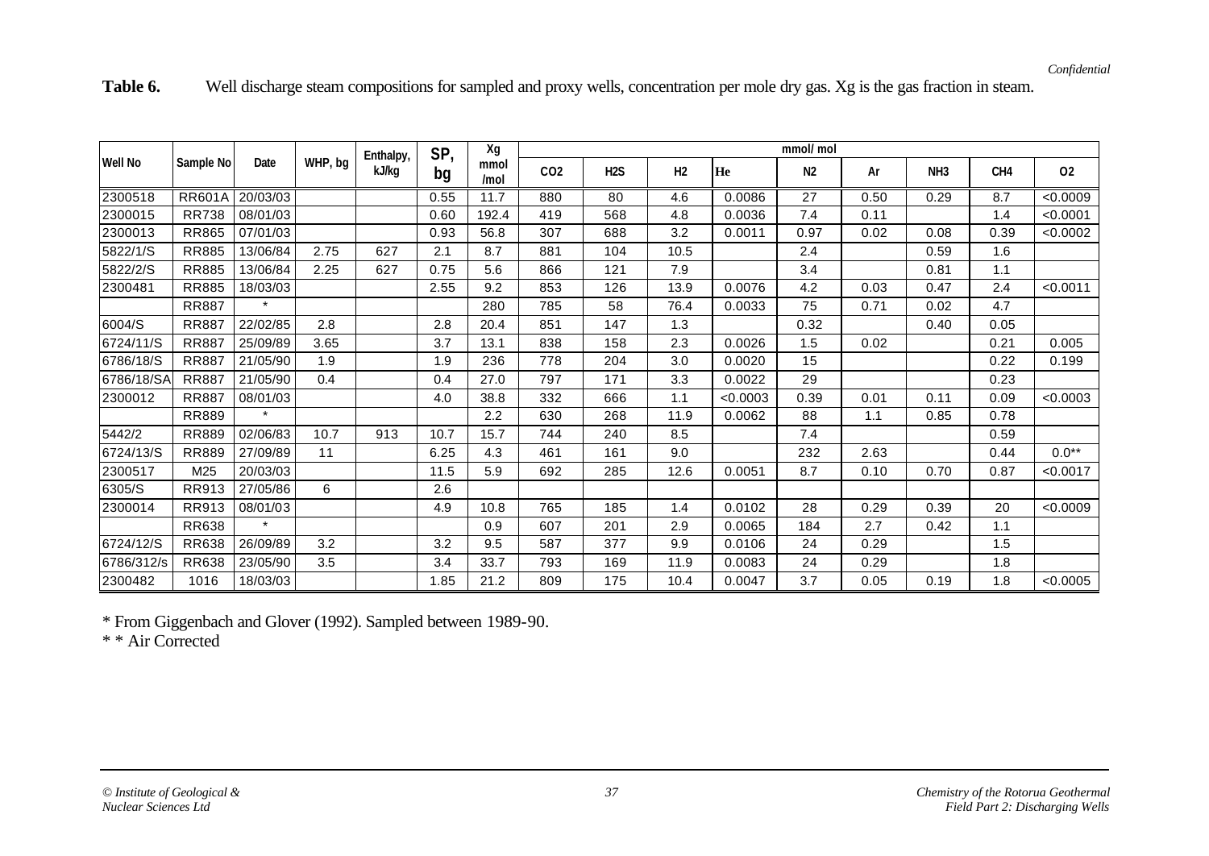**Table 6.** Well discharge steam compositions for sampled and proxy wells, concentration per mole dry gas. Xg is the gas fraction in steam.

| Well No | Sample No | Date | WHP, bg | Enthalpy, kJ/kg | SP, bg | Xg mmol /mol | mmol/ mol | | | | | | | | |
|---|---|---|---|---|---|---|---|---|---|---|---|---|---|---|---|
| | | | | | | | $CO_2$ | $H_2S$ | $H_2$ | He | $N_2$ | Ar | $NH_3$ | $CH_4$ | $O_2$ |
| 2300518 | RR601A | 20/03/03 | | | 0.55 | 11.7 | 880 | 80 | 4.6 | 0.0086 | 27 | 0.50 | 0.29 | 8.7 | <0.0009 |
| 2300015 | RR738 | 08/01/03 | | | 0.60 | 192.4 | 419 | 568 | 4.8 | 0.0036 | 7.4 | 0.11 | | 1.4 | <0.0001 |
| 2300013 | RR865 | 07/01/03 | | | 0.93 | 56.8 | 307 | 688 | 3.2 | 0.0011 | 0.97 | 0.02 | 0.08 | 0.39 | <0.0002 |
| 5822/1/S | RR885 | 13/06/84 | 2.75 | 627 | 2.1 | 8.7 | 881 | 104 | 10.5 | | 2.4 | | 0.59 | 1.6 | |
| 5822/2/S | RR885 | 13/06/84 | 2.25 | 627 | 0.75 | 5.6 | 866 | 121 | 7.9 | | 3.4 | | 0.81 | 1.1 | |
| 2300481 | RR885 | 18/03/03 | | | 2.55 | 9.2 | 853 | 126 | 13.9 | 0.0076 | 4.2 | 0.03 | 0.47 | 2.4 | <0.0011 |
| | RR887 | * | | | | 280 | 785 | 58 | 76.4 | 0.0033 | 75 | 0.71 | 0.02 | 4.7 | |
| 6004/S | RR887 | 22/02/85 | 2.8 | | 2.8 | 20.4 | 851 | 147 | 1.3 | | 0.32 | | 0.40 | 0.05 | |
| 6724/11/S | RR887 | 25/09/89 | 3.65 | | 3.7 | 13.1 | 838 | 158 | 2.3 | 0.0026 | 1.5 | 0.02 | | 0.21 | 0.005 |
| 6786/18/S | RR887 | 21/05/90 | 1.9 | | 1.9 | 236 | 778 | 204 | 3.0 | 0.0020 | 15 | | | 0.22 | 0.199 |
| 6786/18/SA | RR887 | 21/05/90 | 0.4 | | 0.4 | 27.0 | 797 | 171 | 3.3 | 0.0022 | 29 | | | 0.23 | |
| 2300012 | RR887 | 08/01/03 | | | 4.0 | 38.8 | 332 | 666 | 1.1 | <0.0003 | 0.39 | 0.01 | 0.11 | 0.09 | <0.0003 |
| | RR889 | * | | | | 2.2 | 630 | 268 | 11.9 | 0.0062 | 88 | 1.1 | 0.85 | 0.78 | |
| 5442/2 | RR889 | 02/06/83 | 10.7 | 913 | 10.7 | 15.7 | 744 | 240 | 8.5 | | 7.4 | | | 0.59 | |
| 6724/13/S | RR889 | 27/09/89 | 11 | | 6.25 | 4.3 | 461 | 161 | 9.0 | | 232 | 2.63 | | 0.44 | 0.0** |
| 2300517 | M25 | 20/03/03 | | | 11.5 | 5.9 | 692 | 285 | 12.6 | 0.0051 | 8.7 | 0.10 | 0.70 | 0.87 | <0.0017 |
| 6305/S | RR913 | 27/05/86 | 6 | | 2.6 | | | | | | | | | | |
| 2300014 | RR913 | 08/01/03 | | | 4.9 | 10.8 | 765 | 185 | 1.4 | 0.0102 | 28 | 0.29 | 0.39 | 20 | <0.0009 |
| | RR638 | * | | | | 0.9 | 607 | 201 | 2.9 | 0.0065 | 184 | 2.7 | 0.42 | 1.1 | |
| 6724/12/S | RR638 | 26/09/89 | 3.2 | | 3.2 | 9.5 | 587 | 377 | 9.9 | 0.0106 | 24 | 0.29 | | 1.5 | |
| 6786/312/s | RR638 | 23/05/90 | 3.5 | | 3.4 | 33.7 | 793 | 169 | 11.9 | 0.0083 | 24 | 0.29 | | 1.8 | |
| 2300482 | 1016 | 18/03/03 | | | 1.85 | 21.2 | 809 | 175 | 10.4 | 0.0047 | 3.7 | 0.05 | 0.19 | 1.8 | <0.0005 |

* From Giggenbach and Glover (1992). Sampled between 1989-90.

* * Air Corrected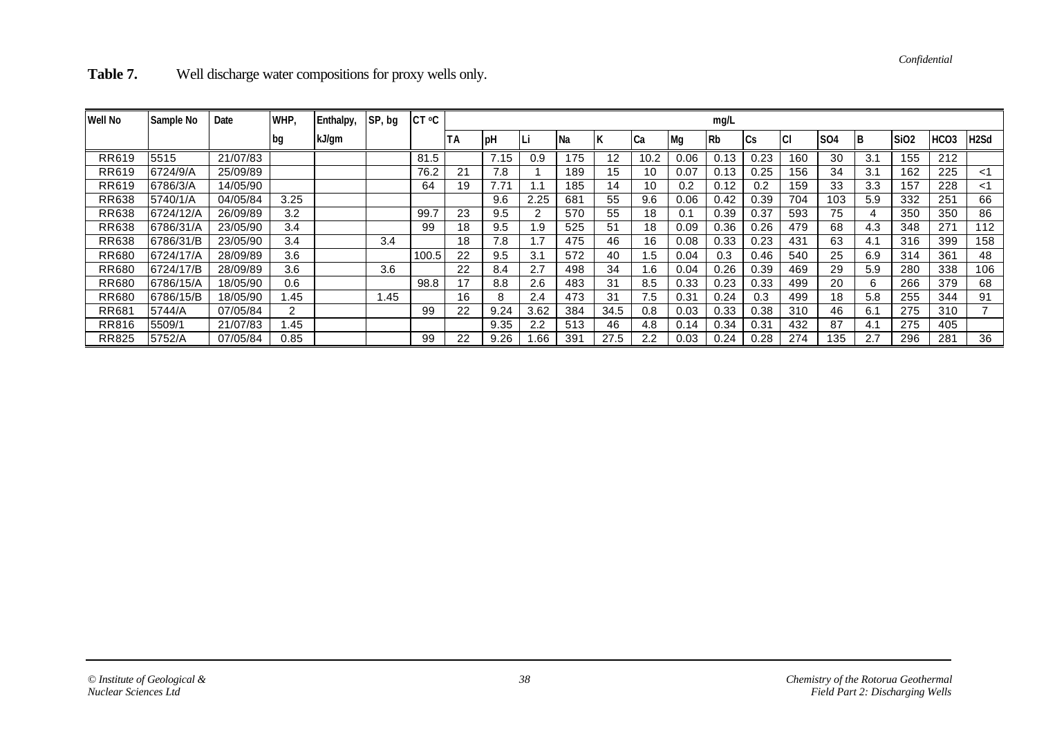**Table 7.** Well discharge water compositions for proxy wells only.

| Well No | Sample No | Date | WHP, | Enthalpy, | SP, bg | CT °C | mg/L | | | | | | | | | | | | | | |
|---|---|---|---|---|---|---|---|---|---|---|---|---|---|---|---|---|---|---|---|---|---|
| | | | bg | kJ/gm | | | TA | pH | Li | Na | K | Ca | Mg | Rb | Cs | Cl | SO4 | B | SiO2 | HCO3 | H2Sd |
| RR619 | 5515 | 21/07/83 | | | | 81.5 | | 7.15 | 0.9 | 175 | 12 | 10.2 | 0.06 | 0.13 | 0.23 | 160 | 30 | 3.1 | 155 | 212 | |
| RR619 | 6724/9/A | 25/09/89 | | | | 76.2 | 21 | 7.8 | 1 | 189 | 15 | 10 | 0.07 | 0.13 | 0.25 | 156 | 34 | 3.1 | 162 | 225 | <1 |
| RR619 | 6786/3/A | 14/05/90 | | | | 64 | 19 | 7.71 | 1.1 | 185 | 14 | 10 | 0.2 | 0.12 | 0.2 | 159 | 33 | 3.3 | 157 | 228 | <1 |
| RR638 | 5740/1/A | 04/05/84 | 3.25 | | | | | 9.6 | 2.25 | 681 | 55 | 9.6 | 0.06 | 0.42 | 0.39 | 704 | 103 | 5.9 | 332 | 251 | 66 |
| RR638 | 6724/12/A | 26/09/89 | 3.2 | | | 99.7 | 23 | 9.5 | 2 | 570 | 55 | 18 | 0.1 | 0.39 | 0.37 | 593 | 75 | 4 | 350 | 350 | 86 |
| RR638 | 6786/31/A | 23/05/90 | 3.4 | | | 99 | 18 | 9.5 | 1.9 | 525 | 51 | 18 | 0.09 | 0.36 | 0.26 | 479 | 68 | 4.3 | 348 | 271 | 112 |
| RR638 | 6786/31/B | 23/05/90 | 3.4 | | 3.4 | | 18 | 7.8 | 1.7 | 475 | 46 | 16 | 0.08 | 0.33 | 0.23 | 431 | 63 | 4.1 | 316 | 399 | 158 |
| RR680 | 6724/17/A | 28/09/89 | 3.6 | | | 100.5 | 22 | 9.5 | 3.1 | 572 | 40 | 1.5 | 0.04 | 0.3 | 0.46 | 540 | 25 | 6.9 | 314 | 361 | 48 |
| RR680 | 6724/17/B | 28/09/89 | 3.6 | | 3.6 | | 22 | 8.4 | 2.7 | 498 | 34 | 1.6 | 0.04 | 0.26 | 0.39 | 469 | 29 | 5.9 | 280 | 338 | 106 |
| RR680 | 6786/15/A | 18/05/90 | 0.6 | | | 98.8 | 17 | 8.8 | 2.6 | 483 | 31 | 8.5 | 0.33 | 0.23 | 0.33 | 499 | 20 | 6 | 266 | 379 | 68 |
| RR680 | 6786/15/B | 18/05/90 | 1.45 | | 1.45 | | 16 | 8 | 2.4 | 473 | 31 | 7.5 | 0.31 | 0.24 | 0.3 | 499 | 18 | 5.8 | 255 | 344 | 91 |
| RR681 | 5744/A | 07/05/84 | 2 | | | 99 | 22 | 9.24 | 3.62 | 384 | 34.5 | 0.8 | 0.03 | 0.33 | 0.38 | 310 | 46 | 6.1 | 275 | 310 | 7 |
| RR816 | 5509/1 | 21/07/83 | 1.45 | | | | | 9.35 | 2.2 | 513 | 46 | 4.8 | 0.14 | 0.34 | 0.31 | 432 | 87 | 4.1 | 275 | 405 | |
| RR825 | 5752/A | 07/05/84 | 0.85 | | | 99 | 22 | 9.26 | 1.66 | 391 | 27.5 | 2.2 | 0.03 | 0.24 | 0.28 | 274 | 135 | 2.7 | 296 | 281 | 36 |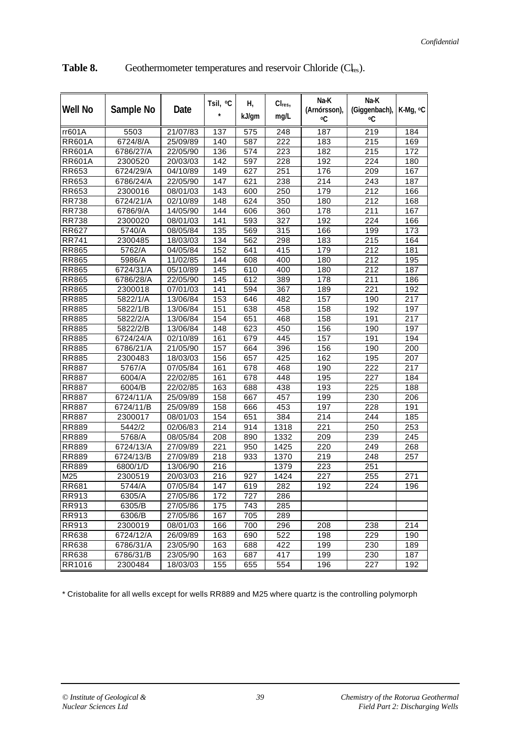**Table 8.** Geothermometer temperatures and reservoir Chloride ($Cl_{res}$).

| Well No | Sample No | Date | Tsil, °C * | H, kJ/gm | $Cl_{res}$, mg/L | Na-K (Arnórsson), °C | Na-K (Giggenbach), °C | K-Mg, °C |
|---|---|---|---|---|---|---|---|---|
| rr601A | 5503 | 21/07/83 | 137 | 575 | 248 | 187 | 219 | 184 |
| RR601A | 6724/8/A | 25/09/89 | 140 | 587 | 222 | 183 | 215 | 169 |
| RR601A | 6786/27/A | 22/05/90 | 136 | 574 | 223 | 182 | 215 | 172 |
| RR601A | 2300520 | 20/03/03 | 142 | 597 | 228 | 192 | 224 | 180 |
| RR653 | 6724/29/A | 04/10/89 | 149 | 627 | 251 | 176 | 209 | 167 |
| RR653 | 6786/24/A | 22/05/90 | 147 | 621 | 238 | 214 | 243 | 187 |
| RR653 | 2300016 | 08/01/03 | 143 | 600 | 250 | 179 | 212 | 166 |
| RR738 | 6724/21/A | 02/10/89 | 148 | 624 | 350 | 180 | 212 | 168 |
| RR738 | 6786/9/A | 14/05/90 | 144 | 606 | 360 | 178 | 211 | 167 |
| RR738 | 2300020 | 08/01/03 | 141 | 593 | 327 | 192 | 224 | 166 |
| RR627 | 5740/A | 08/05/84 | 135 | 569 | 315 | 166 | 199 | 173 |
| RR741 | 2300485 | 18/03/03 | 134 | 562 | 298 | 183 | 215 | 164 |
| RR865 | 5762/A | 04/05/84 | 152 | 641 | 415 | 179 | 212 | 181 |
| RR865 | 5986/A | 11/02/85 | 144 | 608 | 400 | 180 | 212 | 195 |
| RR865 | 6724/31/A | 05/10/89 | 145 | 610 | 400 | 180 | 212 | 187 |
| RR865 | 6786/28/A | 22/05/90 | 145 | 612 | 389 | 178 | 211 | 186 |
| RR865 | 2300018 | 07/01/03 | 141 | 594 | 367 | 189 | 221 | 192 |
| RR885 | 5822/1/A | 13/06/84 | 153 | 646 | 482 | 157 | 190 | 217 |
| RR885 | 5822/1/B | 13/06/84 | 151 | 638 | 458 | 158 | 192 | 197 |
| RR885 | 5822/2/A | 13/06/84 | 154 | 651 | 468 | 158 | 191 | 217 |
| RR885 | 5822/2/B | 13/06/84 | 148 | 623 | 450 | 156 | 190 | 197 |
| RR885 | 6724/24/A | 02/10/89 | 161 | 679 | 445 | 157 | 191 | 194 |
| RR885 | 6786/21/A | 21/05/90 | 157 | 664 | 396 | 156 | 190 | 200 |
| RR885 | 2300483 | 18/03/03 | 156 | 657 | 425 | 162 | 195 | 207 |
| RR887 | 5767/A | 07/05/84 | 161 | 678 | 468 | 190 | 222 | 217 |
| RR887 | 6004/A | 22/02/85 | 161 | 678 | 448 | 195 | 227 | 184 |
| RR887 | 6004/B | 22/02/85 | 163 | 688 | 438 | 193 | 225 | 188 |
| RR887 | 6724/11/A | 25/09/89 | 158 | 667 | 457 | 199 | 230 | 206 |
| RR887 | 6724/11/B | 25/09/89 | 158 | 666 | 453 | 197 | 228 | 191 |
| RR887 | 2300017 | 08/01/03 | 154 | 651 | 384 | 214 | 244 | 185 |
| RR889 | 5442/2 | 02/06/83 | 214 | 914 | 1318 | 221 | 250 | 253 |
| RR889 | 5768/A | 08/05/84 | 208 | 890 | 1332 | 209 | 239 | 245 |
| RR889 | 6724/13/A | 27/09/89 | 221 | 950 | 1425 | 220 | 249 | 268 |
| RR889 | 6724/13/B | 27/09/89 | 218 | 933 | 1370 | 219 | 248 | 257 |
| RR889 | 6800/1/D | 13/06/90 | 216 | | 1379 | 223 | 251 | |
| M25 | 2300519 | 20/03/03 | 216 | 927 | 1424 | 227 | 255 | 271 |
| RR681 | 5744/A | 07/05/84 | 147 | 619 | 282 | 192 | 224 | 196 |
| RR913 | 6305/A | 27/05/86 | 172 | 727 | 286 | | | |
| RR913 | 6305/B | 27/05/86 | 175 | 743 | 285 | | | |
| RR913 | 6306/B | 27/05/86 | 167 | 705 | 289 | | | |
| RR913 | 2300019 | 08/01/03 | 166 | 700 | 296 | 208 | 238 | 214 |
| RR638 | 6724/12/A | 26/09/89 | 163 | 690 | 522 | 198 | 229 | 190 |
| RR638 | 6786/31/A | 23/05/90 | 163 | 688 | 422 | 199 | 230 | 189 |
| RR638 | 6786/31/B | 23/05/90 | 163 | 687 | 417 | 199 | 230 | 187 |
| RR1016 | 2300484 | 18/03/03 | 155 | 655 | 554 | 196 | 227 | 192 |

\* Cristobalite for all wells except for wells RR889 and M25 where quartz is the controlling polymorph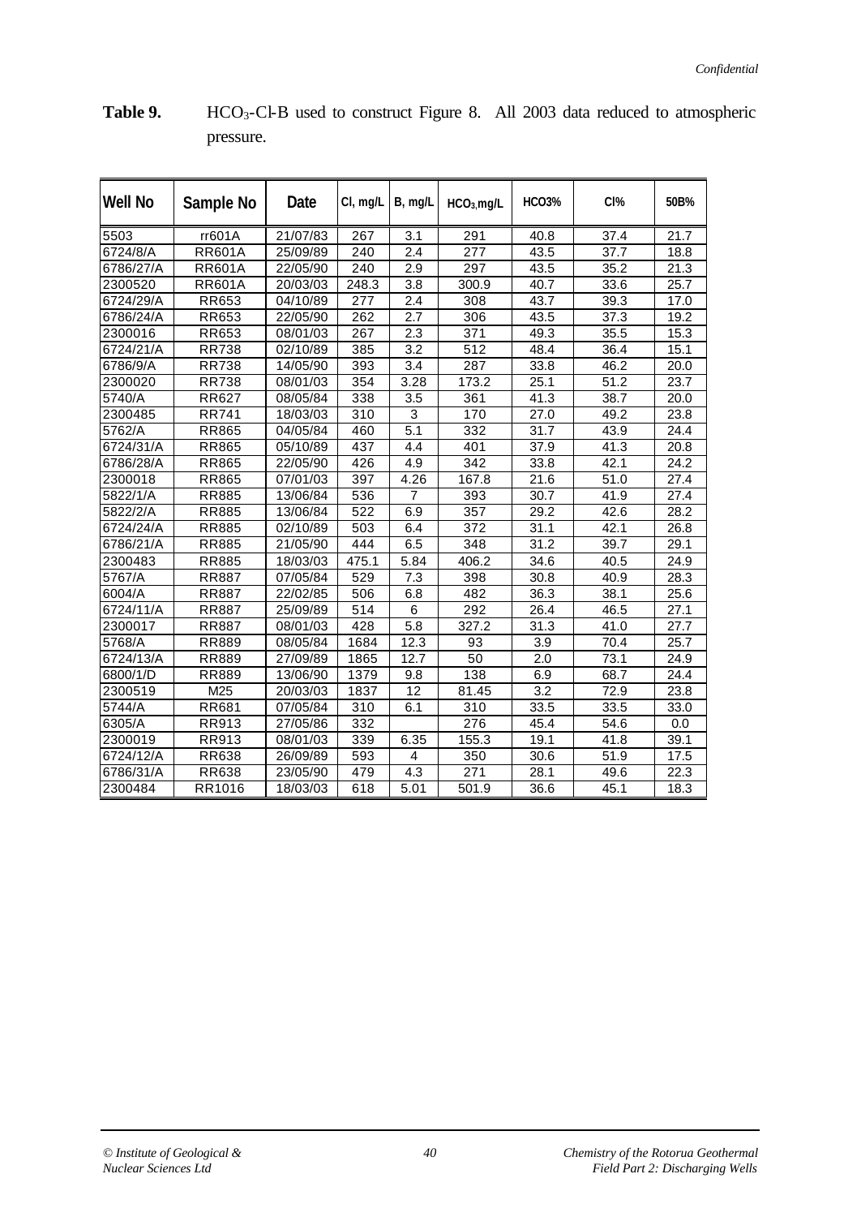*Confidential*

**Table 9.** $HCO_3$-Cl-B used to construct Figure 8. All 2003 data reduced to atmospheric pressure.

| Well No | Sample No | Date | Cl, mg/L | B, mg/L | $HCO_3$,mg/L | HCO3% | Cl% | 50B% |
|---|---|---|---|---|---|---|---|---|
| 5503 | rr601A | 21/07/83 | 267 | 3.1 | 291 | 40.8 | 37.4 | 21.7 |
| 6724/8/A | RR601A | 25/09/89 | 240 | 2.4 | 277 | 43.5 | 37.7 | 18.8 |
| 6786/27/A | RR601A | 22/05/90 | 240 | 2.9 | 297 | 43.5 | 35.2 | 21.3 |
| 2300520 | RR601A | 20/03/03 | 248.3 | 3.8 | 300.9 | 40.7 | 33.6 | 25.7 |
| 6724/29/A | RR653 | 04/10/89 | 277 | 2.4 | 308 | 43.7 | 39.3 | 17.0 |
| 6786/24/A | RR653 | 22/05/90 | 262 | 2.7 | 306 | 43.5 | 37.3 | 19.2 |
| 2300016 | RR653 | 08/01/03 | 267 | 2.3 | 371 | 49.3 | 35.5 | 15.3 |
| 6724/21/A | RR738 | 02/10/89 | 385 | 3.2 | 512 | 48.4 | 36.4 | 15.1 |
| 6786/9/A | RR738 | 14/05/90 | 393 | 3.4 | 287 | 33.8 | 46.2 | 20.0 |
| 2300020 | RR738 | 08/01/03 | 354 | 3.28 | 173.2 | 25.1 | 51.2 | 23.7 |
| 5740/A | RR627 | 08/05/84 | 338 | 3.5 | 361 | 41.3 | 38.7 | 20.0 |
| 2300485 | RR741 | 18/03/03 | 310 | 3 | 170 | 27.0 | 49.2 | 23.8 |
| 5762/A | RR865 | 04/05/84 | 460 | 5.1 | 332 | 31.7 | 43.9 | 24.4 |
| 6724/31/A | RR865 | 05/10/89 | 437 | 4.4 | 401 | 37.9 | 41.3 | 20.8 |
| 6786/28/A | RR865 | 22/05/90 | 426 | 4.9 | 342 | 33.8 | 42.1 | 24.2 |
| 2300018 | RR865 | 07/01/03 | 397 | 4.26 | 167.8 | 21.6 | 51.0 | 27.4 |
| 5822/1/A | RR885 | 13/06/84 | 536 | 7 | 393 | 30.7 | 41.9 | 27.4 |
| 5822/2/A | RR885 | 13/06/84 | 522 | 6.9 | 357 | 29.2 | 42.6 | 28.2 |
| 6724/24/A | RR885 | 02/10/89 | 503 | 6.4 | 372 | 31.1 | 42.1 | 26.8 |
| 6786/21/A | RR885 | 21/05/90 | 444 | 6.5 | 348 | 31.2 | 39.7 | 29.1 |
| 2300483 | RR885 | 18/03/03 | 475.1 | 5.84 | 406.2 | 34.6 | 40.5 | 24.9 |
| 5767/A | RR887 | 07/05/84 | 529 | 7.3 | 398 | 30.8 | 40.9 | 28.3 |
| 6004/A | RR887 | 22/02/85 | 506 | 6.8 | 482 | 36.3 | 38.1 | 25.6 |
| 6724/11/A | RR887 | 25/09/89 | 514 | 6 | 292 | 26.4 | 46.5 | 27.1 |
| 2300017 | RR887 | 08/01/03 | 428 | 5.8 | 327.2 | 31.3 | 41.0 | 27.7 |
| 5768/A | RR889 | 08/05/84 | 1684 | 12.3 | 93 | 3.9 | 70.4 | 25.7 |
| 6724/13/A | RR889 | 27/09/89 | 1865 | 12.7 | 50 | 2.0 | 73.1 | 24.9 |
| 6800/1/D | RR889 | 13/06/90 | 1379 | 9.8 | 138 | 6.9 | 68.7 | 24.4 |
| 2300519 | M25 | 20/03/03 | 1837 | 12 | 81.45 | 3.2 | 72.9 | 23.8 |
| 5744/A | RR681 | 07/05/84 | 310 | 6.1 | 310 | 33.5 | 33.5 | 33.0 |
| 6305/A | RR913 | 27/05/86 | 332 | | 276 | 45.4 | 54.6 | 0.0 |
| 2300019 | RR913 | 08/01/03 | 339 | 6.35 | 155.3 | 19.1 | 41.8 | 39.1 |
| 6724/12/A | RR638 | 26/09/89 | 593 | 4 | 350 | 30.6 | 51.9 | 17.5 |
| 6786/31/A | RR638 | 23/05/90 | 479 | 4.3 | 271 | 28.1 | 49.6 | 22.3 |
| 2300484 | RR1016 | 18/03/03 | 618 | 5.01 | 501.9 | 36.6 | 45.1 | 18.3 |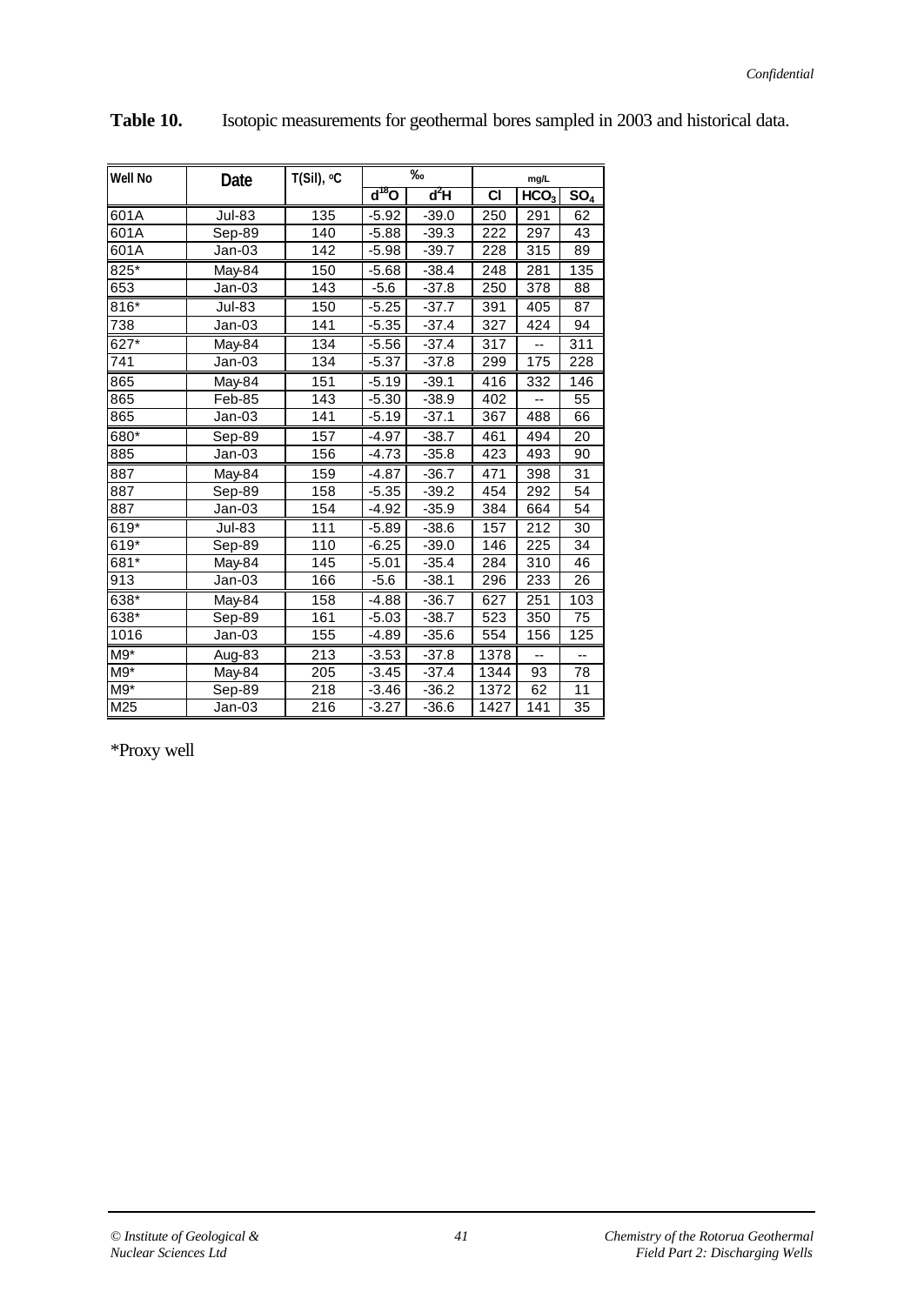**Table 10.** Isotopic measurements for geothermal bores sampled in 2003 and historical data.

| Well No | Date | T(Sil), °C | ‰ | | mg/L | | |
|---|---|---|---|---|---|---|---|
| | | | $d^{18}O$ | $d^2H$ | Cl | $HCO_3$ | $SO_4$ |
| 601A | Jul-83 | 135 | -5.92 | -39.0 | 250 | 291 | 62 |
| 601A | Sep-89 | 140 | -5.88 | -39.3 | 222 | 297 | 43 |
| 601A | Jan-03 | 142 | -5.98 | -39.7 | 228 | 315 | 89 |
| 825* | May-84 | 150 | -5.68 | -38.4 | 248 | 281 | 135 |
| 653 | Jan-03 | 143 | -5.6 | -37.8 | 250 | 378 | 88 |
| 816* | Jul-83 | 150 | -5.25 | -37.7 | 391 | 405 | 87 |
| 738 | Jan-03 | 141 | -5.35 | -37.4 | 327 | 424 | 94 |
| 627* | May-84 | 134 | -5.56 | -37.4 | 317 | -- | 311 |
| 741 | Jan-03 | 134 | -5.37 | -37.8 | 299 | 175 | 228 |
| 865 | May-84 | 151 | -5.19 | -39.1 | 416 | 332 | 146 |
| 865 | Feb-85 | 143 | -5.30 | -38.9 | 402 | -- | 55 |
| 865 | Jan-03 | 141 | -5.19 | -37.1 | 367 | 488 | 66 |
| 680* | Sep-89 | 157 | -4.97 | -38.7 | 461 | 494 | 20 |
| 885 | Jan-03 | 156 | -4.73 | -35.8 | 423 | 493 | 90 |
| 887 | May-84 | 159 | -4.87 | -36.7 | 471 | 398 | 31 |
| 887 | Sep-89 | 158 | -5.35 | -39.2 | 454 | 292 | 54 |
| 887 | Jan-03 | 154 | -4.92 | -35.9 | 384 | 664 | 54 |
| 619* | Jul-83 | 111 | -5.89 | -38.6 | 157 | 212 | 30 |
| 619* | Sep-89 | 110 | -6.25 | -39.0 | 146 | 225 | 34 |
| 681* | May-84 | 145 | -5.01 | -35.4 | 284 | 310 | 46 |
| 913 | Jan-03 | 166 | -5.6 | -38.1 | 296 | 233 | 26 |
| 638* | May-84 | 158 | -4.88 | -36.7 | 627 | 251 | 103 |
| 638* | Sep-89 | 161 | -5.03 | -38.7 | 523 | 350 | 75 |
| 1016 | Jan-03 | 155 | -4.89 | -35.6 | 554 | 156 | 125 |
| M9* | Aug-83 | 213 | -3.53 | -37.8 | 1378 | -- | -- |
| M9* | May-84 | 205 | -3.45 | -37.4 | 1344 | 93 | 78 |
| M9* | Sep-89 | 218 | -3.46 | -36.2 | 1372 | 62 | 11 |
| M25 | Jan-03 | 216 | -3.27 | -36.6 | 1427 | 141 | 35 |

*Proxy well